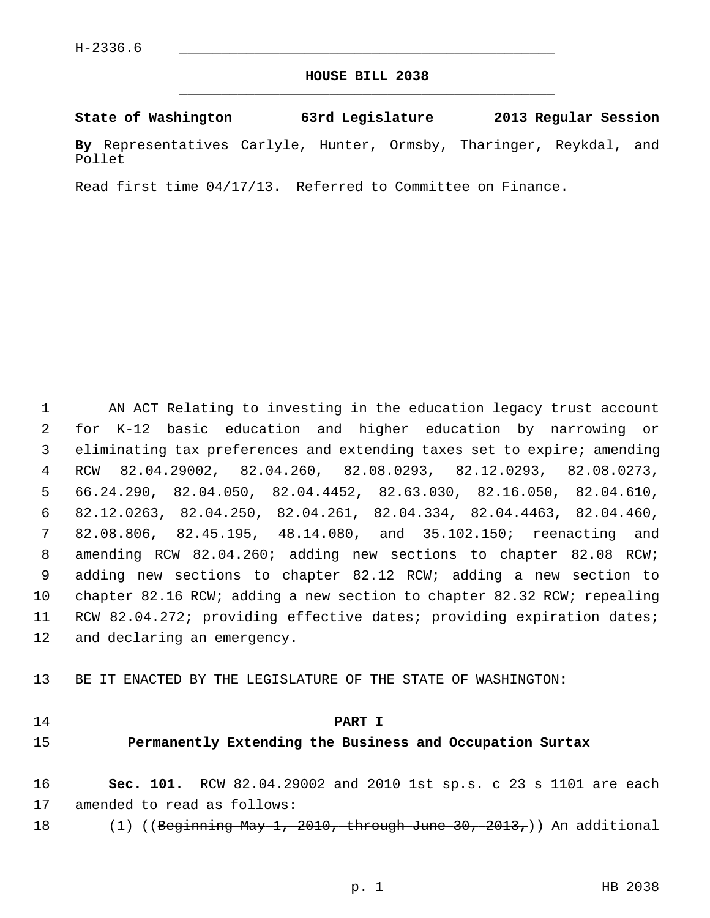H-2336.6

# HOUSE BILL 2038

**State of Washington 63rd Legislature 2013 Regular Session**

**By** Representatives Carlyle, Hunter, Ormsby, Tharinger, Reykdal, and Pollet

Read first time 04/17/13. Referred to Committee on Finance.

AN ACT Relating to investing in the education legacy trust account for K-12 basic education and higher education by narrowing or eliminating tax preferences and extending taxes set to expire; amending RCW 82.04.29002, 82.04.260, 82.08.0293, 82.12.0293, 82.08.0273, 66.24.290, 82.04.050, 82.04.4452, 82.63.030, 82.16.050, 82.04.610, 82.12.0263, 82.04.250, 82.04.261, 82.04.334, 82.04.4463, 82.04.460, 82.08.806, 82.45.195, 48.14.080, and 35.102.150; reenacting and amending RCW 82.04.260; adding new sections to chapter 82.08 RCW; adding new sections to chapter 82.12 RCW; adding a new section to chapter 82.16 RCW; adding a new section to chapter 82.32 RCW; repealing RCW 82.04.272; providing effective dates; providing expiration dates; and declaring an emergency.

BE IT ENACTED BY THE LEGISLATURE OF THE STATE OF WASHINGTON:

## PART I
## Permanently Extending the Business and Occupation Surtax

**Sec. 101.** RCW 82.04.29002 and 2010 1st sp.s. c 23 s 1101 are each amended to read as follows:

(1) ((~~Beginning May 1, 2010, through June 30, 2013,~~)) <u>A</u>n additional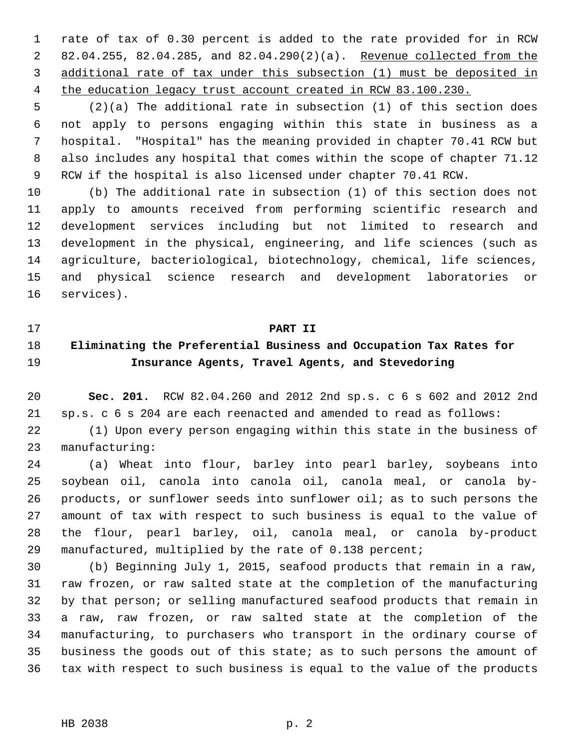rate of tax of 0.30 percent is added to the rate provided for in RCW 82.04.255, 82.04.285, and 82.04.290(2)(a). <u>Revenue collected from the additional rate of tax under this subsection (1) must be deposited in the education legacy trust account created in RCW 83.100.230.</u>

(2)(a) The additional rate in subsection (1) of this section does not apply to persons engaging within this state in business as a hospital. "Hospital" has the meaning provided in chapter 70.41 RCW but also includes any hospital that comes within the scope of chapter 71.12 RCW if the hospital is also licensed under chapter 70.41 RCW.

(b) The additional rate in subsection (1) of this section does not apply to amounts received from performing scientific research and development services including but not limited to research and development in the physical, engineering, and life sciences (such as agriculture, bacteriological, biotechnology, chemical, life sciences, and physical science research and development laboratories or services).

**PART II**

**Eliminating the Preferential Business and Occupation Tax Rates for Insurance Agents, Travel Agents, and Stevedoring**

**Sec. 201.** RCW 82.04.260 and 2012 2nd sp.s. c 6 s 602 and 2012 2nd sp.s. c 6 s 204 are each reenacted and amended to read as follows:

(1) Upon every person engaging within this state in the business of manufacturing:

(a) Wheat into flour, barley into pearl barley, soybeans into soybean oil, canola into canola oil, canola meal, or canola by-products, or sunflower seeds into sunflower oil; as to such persons the amount of tax with respect to such business is equal to the value of the flour, pearl barley, oil, canola meal, or canola by-product manufactured, multiplied by the rate of 0.138 percent;

(b) Beginning July 1, 2015, seafood products that remain in a raw, raw frozen, or raw salted state at the completion of the manufacturing by that person; or selling manufactured seafood products that remain in a raw, raw frozen, or raw salted state at the completion of the manufacturing, to purchasers who transport in the ordinary course of business the goods out of this state; as to such persons the amount of tax with respect to such business is equal to the value of the products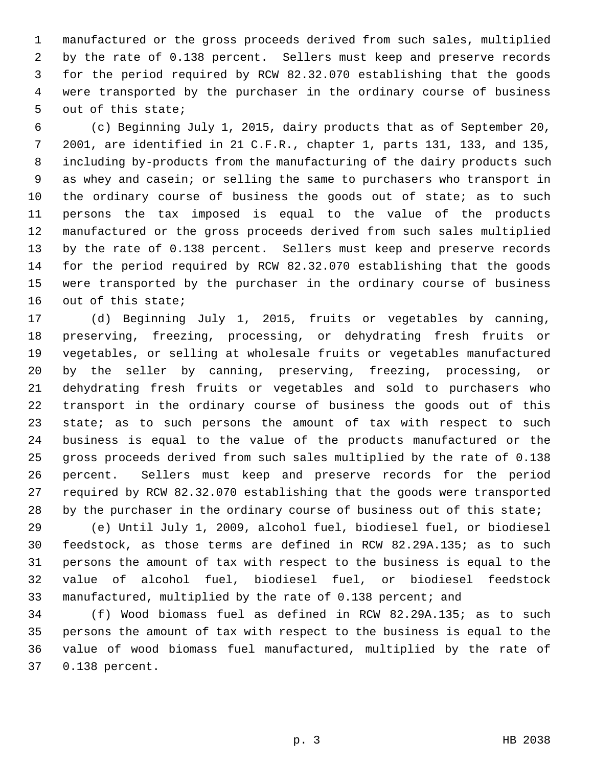manufactured or the gross proceeds derived from such sales, multiplied by the rate of 0.138 percent. Sellers must keep and preserve records for the period required by RCW 82.32.070 establishing that the goods were transported by the purchaser in the ordinary course of business out of this state;

(c) Beginning July 1, 2015, dairy products that as of September 20, 2001, are identified in 21 C.F.R., chapter 1, parts 131, 133, and 135, including by-products from the manufacturing of the dairy products such as whey and casein; or selling the same to purchasers who transport in the ordinary course of business the goods out of state; as to such persons the tax imposed is equal to the value of the products manufactured or the gross proceeds derived from such sales multiplied by the rate of 0.138 percent. Sellers must keep and preserve records for the period required by RCW 82.32.070 establishing that the goods were transported by the purchaser in the ordinary course of business out of this state;

(d) Beginning July 1, 2015, fruits or vegetables by canning, preserving, freezing, processing, or dehydrating fresh fruits or vegetables, or selling at wholesale fruits or vegetables manufactured by the seller by canning, preserving, freezing, processing, or dehydrating fresh fruits or vegetables and sold to purchasers who transport in the ordinary course of business the goods out of this state; as to such persons the amount of tax with respect to such business is equal to the value of the products manufactured or the gross proceeds derived from such sales multiplied by the rate of 0.138 percent. Sellers must keep and preserve records for the period required by RCW 82.32.070 establishing that the goods were transported by the purchaser in the ordinary course of business out of this state;

(e) Until July 1, 2009, alcohol fuel, biodiesel fuel, or biodiesel feedstock, as those terms are defined in RCW 82.29A.135; as to such persons the amount of tax with respect to the business is equal to the value of alcohol fuel, biodiesel fuel, or biodiesel feedstock manufactured, multiplied by the rate of 0.138 percent; and

(f) Wood biomass fuel as defined in RCW 82.29A.135; as to such persons the amount of tax with respect to the business is equal to the value of wood biomass fuel manufactured, multiplied by the rate of 0.138 percent.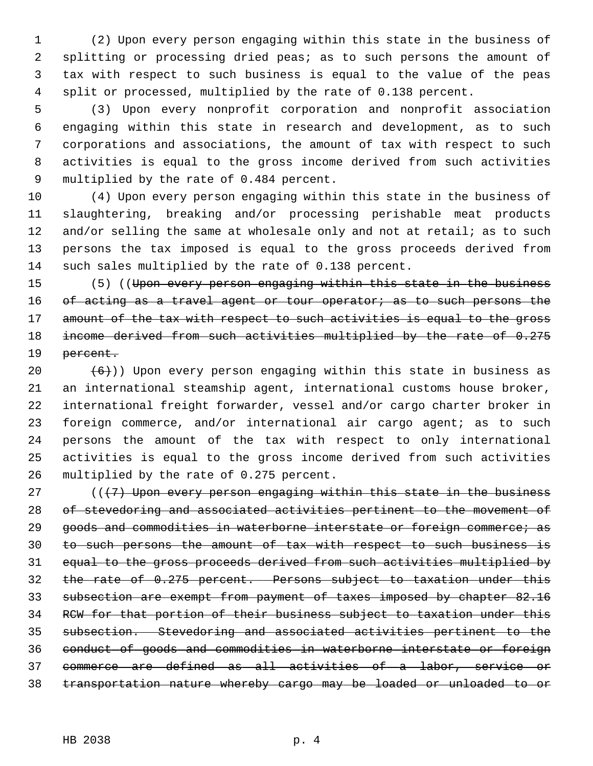(2) Upon every person engaging within this state in the business of splitting or processing dried peas; as to such persons the amount of tax with respect to such business is equal to the value of the peas split or processed, multiplied by the rate of 0.138 percent.

(3) Upon every nonprofit corporation and nonprofit association engaging within this state in research and development, as to such corporations and associations, the amount of tax with respect to such activities is equal to the gross income derived from such activities multiplied by the rate of 0.484 percent.

(4) Upon every person engaging within this state in the business of slaughtering, breaking and/or processing perishable meat products and/or selling the same at wholesale only and not at retail; as to such persons the tax imposed is equal to the gross proceeds derived from such sales multiplied by the rate of 0.138 percent.

(5) ((~~Upon every person engaging within this state in the business of acting as a travel agent or tour operator; as to such persons the amount of the tax with respect to such activities is equal to the gross income derived from such activities multiplied by the rate of 0.275 percent.~~

~~(6)~~)) Upon every person engaging within this state in business as an international steamship agent, international customs house broker, international freight forwarder, vessel and/or cargo charter broker in foreign commerce, and/or international air cargo agent; as to such persons the amount of the tax with respect to only international activities is equal to the gross income derived from such activities multiplied by the rate of 0.275 percent.

((~~(7) Upon every person engaging within this state in the business of stevedoring and associated activities pertinent to the movement of goods and commodities in waterborne interstate or foreign commerce; as to such persons the amount of tax with respect to such business is equal to the gross proceeds derived from such activities multiplied by the rate of 0.275 percent. Persons subject to taxation under this subsection are exempt from payment of taxes imposed by chapter 82.16 RCW for that portion of their business subject to taxation under this subsection. Stevedoring and associated activities pertinent to the conduct of goods and commodities in waterborne interstate or foreign commerce are defined as all activities of a labor, service or transportation nature whereby cargo may be loaded or unloaded to or~~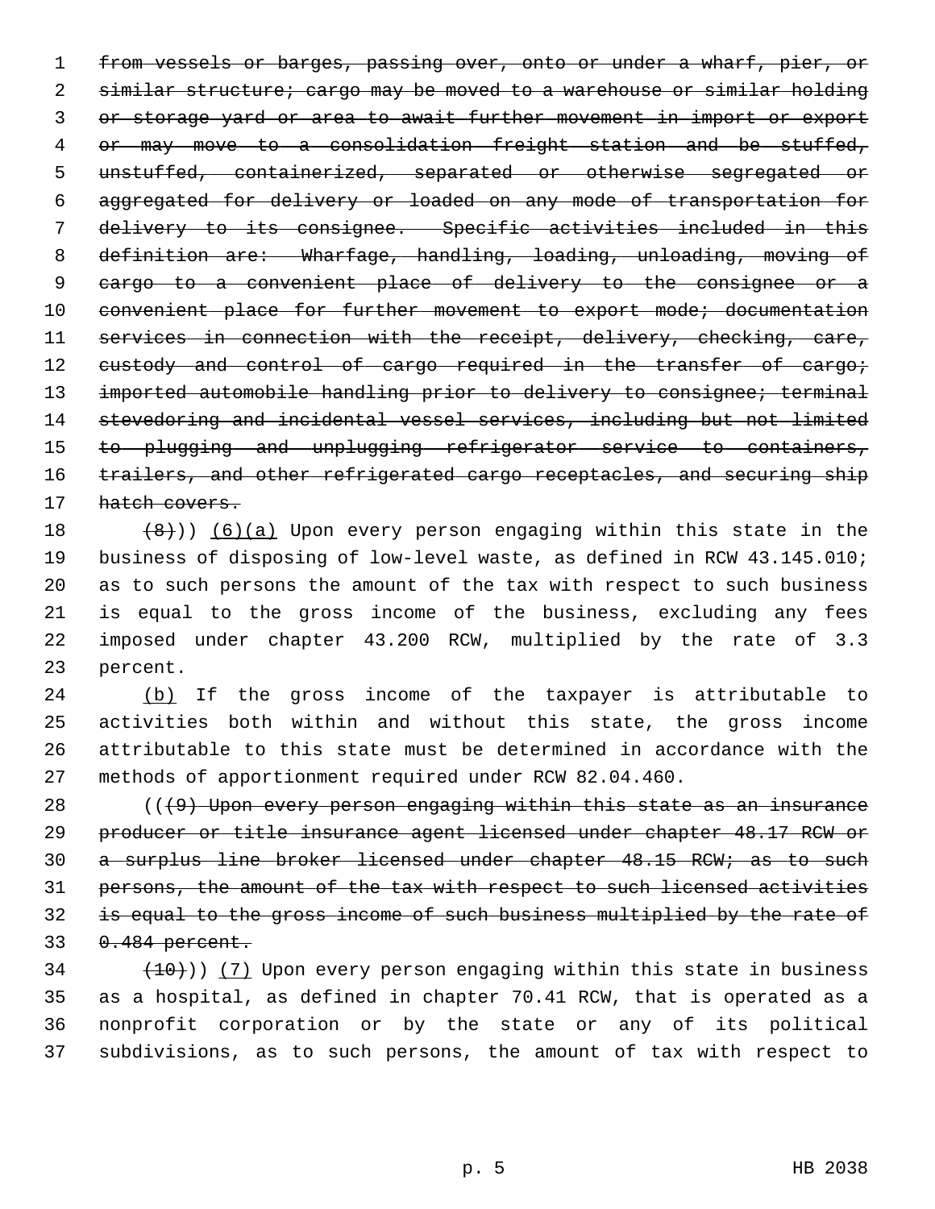~~from vessels or barges, passing over, onto or under a wharf, pier, or similar structure; cargo may be moved to a warehouse or similar holding or storage yard or area to await further movement in import or export or may move to a consolidation freight station and be stuffed, unstuffed, containerized, separated or otherwise segregated or aggregated for delivery or loaded on any mode of transportation for delivery to its consignee. Specific activities included in this definition are: Wharfage, handling, loading, unloading, moving of cargo to a convenient place of delivery to the consignee or a convenient place for further movement to export mode; documentation services in connection with the receipt, delivery, checking, care, custody and control of cargo required in the transfer of cargo; imported automobile handling prior to delivery to consignee; terminal stevedoring and incidental vessel services, including but not limited to plugging and unplugging refrigerator service to containers, trailers, and other refrigerated cargo receptacles, and securing ship hatch covers.~~

~~(8)~~)) <u>(6)(a)</u> Upon every person engaging within this state in the business of disposing of low-level waste, as defined in RCW 43.145.010; as to such persons the amount of the tax with respect to such business is equal to the gross income of the business, excluding any fees imposed under chapter 43.200 RCW, multiplied by the rate of 3.3 percent.

<u>(b)</u> If the gross income of the taxpayer is attributable to activities both within and without this state, the gross income attributable to this state must be determined in accordance with the methods of apportionment required under RCW 82.04.460.

((~~(9) Upon every person engaging within this state as an insurance producer or title insurance agent licensed under chapter 48.17 RCW or a surplus line broker licensed under chapter 48.15 RCW; as to such persons, the amount of the tax with respect to such licensed activities is equal to the gross income of such business multiplied by the rate of 0.484 percent.~~

~~(10)~~)) <u>(7)</u> Upon every person engaging within this state in business as a hospital, as defined in chapter 70.41 RCW, that is operated as a nonprofit corporation or by the state or any of its political subdivisions, as to such persons, the amount of tax with respect to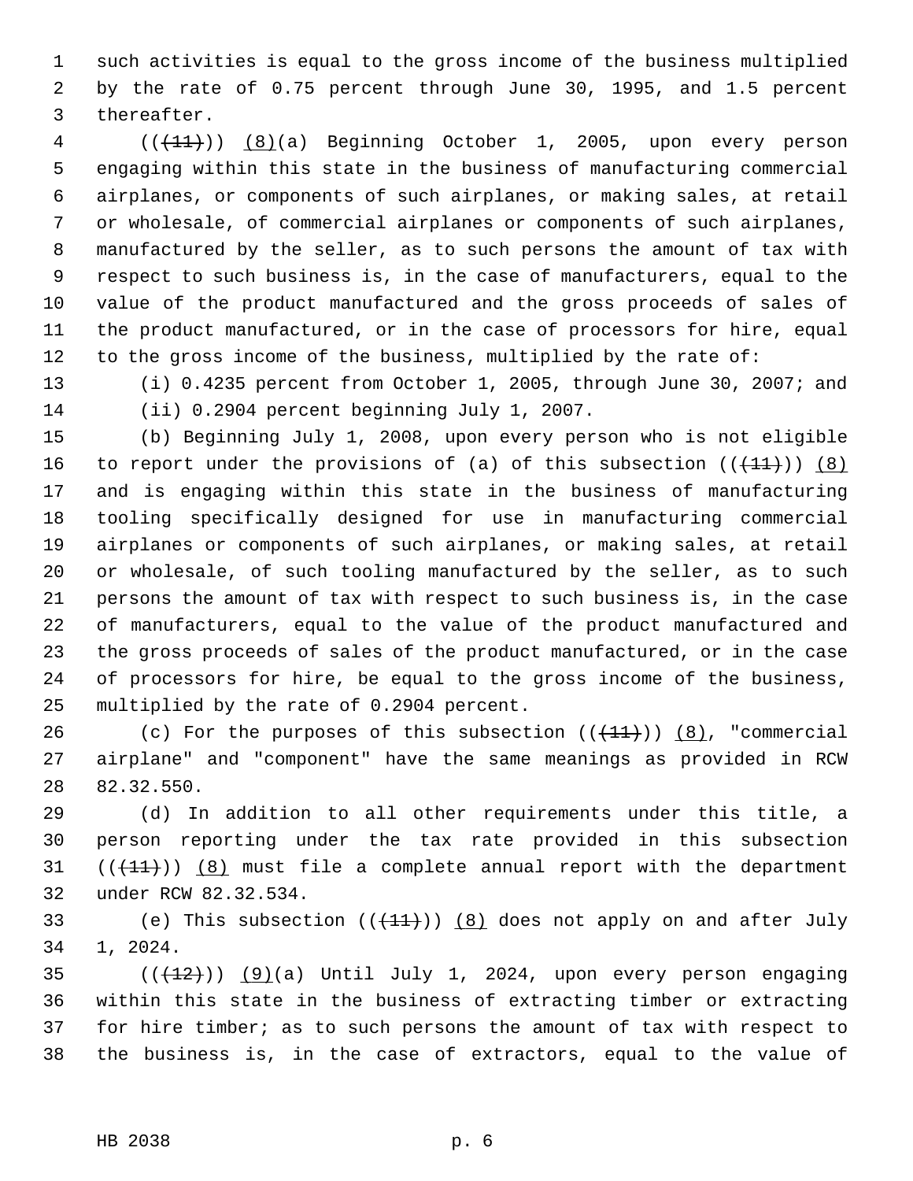such activities is equal to the gross income of the business multiplied by the rate of 0.75 percent through June 30, 1995, and 1.5 percent thereafter.

(( ~~(11)~~ )) (8)(a) Beginning October 1, 2005, upon every person engaging within this state in the business of manufacturing commercial airplanes, or components of such airplanes, or making sales, at retail or wholesale, of commercial airplanes or components of such airplanes, manufactured by the seller, as to such persons the amount of tax with respect to such business is, in the case of manufacturers, equal to the value of the product manufactured and the gross proceeds of sales of the product manufactured, or in the case of processors for hire, equal to the gross income of the business, multiplied by the rate of:

(i) 0.4235 percent from October 1, 2005, through June 30, 2007; and

(ii) 0.2904 percent beginning July 1, 2007.

(b) Beginning July 1, 2008, upon every person who is not eligible to report under the provisions of (a) of this subsection (( ~~(11)~~ )) (8) and is engaging within this state in the business of manufacturing tooling specifically designed for use in manufacturing commercial airplanes or components of such airplanes, or making sales, at retail or wholesale, of such tooling manufactured by the seller, as to such persons the amount of tax with respect to such business is, in the case of manufacturers, equal to the value of the product manufactured and the gross proceeds of sales of the product manufactured, or in the case of processors for hire, be equal to the gross income of the business, multiplied by the rate of 0.2904 percent.

(c) For the purposes of this subsection (( ~~(11)~~ )) (8), "commercial airplane" and "component" have the same meanings as provided in RCW 82.32.550.

(d) In addition to all other requirements under this title, a person reporting under the tax rate provided in this subsection (( ~~(11)~~ )) (8) must file a complete annual report with the department under RCW 82.32.534.

(e) This subsection (( ~~(11)~~ )) (8) does not apply on and after July 1, 2024.

(( ~~(12)~~ )) (9)(a) Until July 1, 2024, upon every person engaging within this state in the business of extracting timber or extracting for hire timber; as to such persons the amount of tax with respect to the business is, in the case of extractors, equal to the value of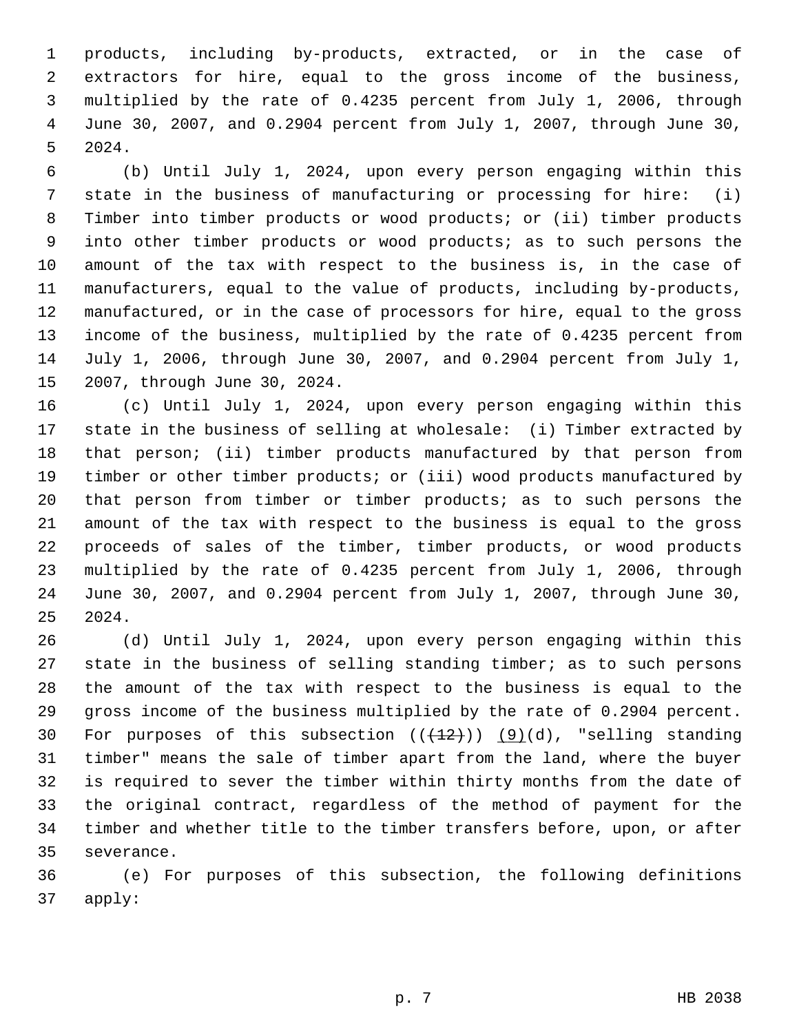products, including by-products, extracted, or in the case of extractors for hire, equal to the gross income of the business, multiplied by the rate of 0.4235 percent from July 1, 2006, through June 30, 2007, and 0.2904 percent from July 1, 2007, through June 30, 2024.

(b) Until July 1, 2024, upon every person engaging within this state in the business of manufacturing or processing for hire: (i) Timber into timber products or wood products; or (ii) timber products into other timber products or wood products; as to such persons the amount of the tax with respect to the business is, in the case of manufacturers, equal to the value of products, including by-products, manufactured, or in the case of processors for hire, equal to the gross income of the business, multiplied by the rate of 0.4235 percent from July 1, 2006, through June 30, 2007, and 0.2904 percent from July 1, 2007, through June 30, 2024.

(c) Until July 1, 2024, upon every person engaging within this state in the business of selling at wholesale: (i) Timber extracted by that person; (ii) timber products manufactured by that person from timber or other timber products; or (iii) wood products manufactured by that person from timber or timber products; as to such persons the amount of the tax with respect to the business is equal to the gross proceeds of sales of the timber, timber products, or wood products multiplied by the rate of 0.4235 percent from July 1, 2006, through June 30, 2007, and 0.2904 percent from July 1, 2007, through June 30, 2024.

(d) Until July 1, 2024, upon every person engaging within this state in the business of selling standing timber; as to such persons the amount of the tax with respect to the business is equal to the gross income of the business multiplied by the rate of 0.2904 percent. For purposes of this subsection ((~~(12)~~)) <u>(9)</u>(d), "selling standing timber" means the sale of timber apart from the land, where the buyer is required to sever the timber within thirty months from the date of the original contract, regardless of the method of payment for the timber and whether title to the timber transfers before, upon, or after severance.

(e) For purposes of this subsection, the following definitions apply: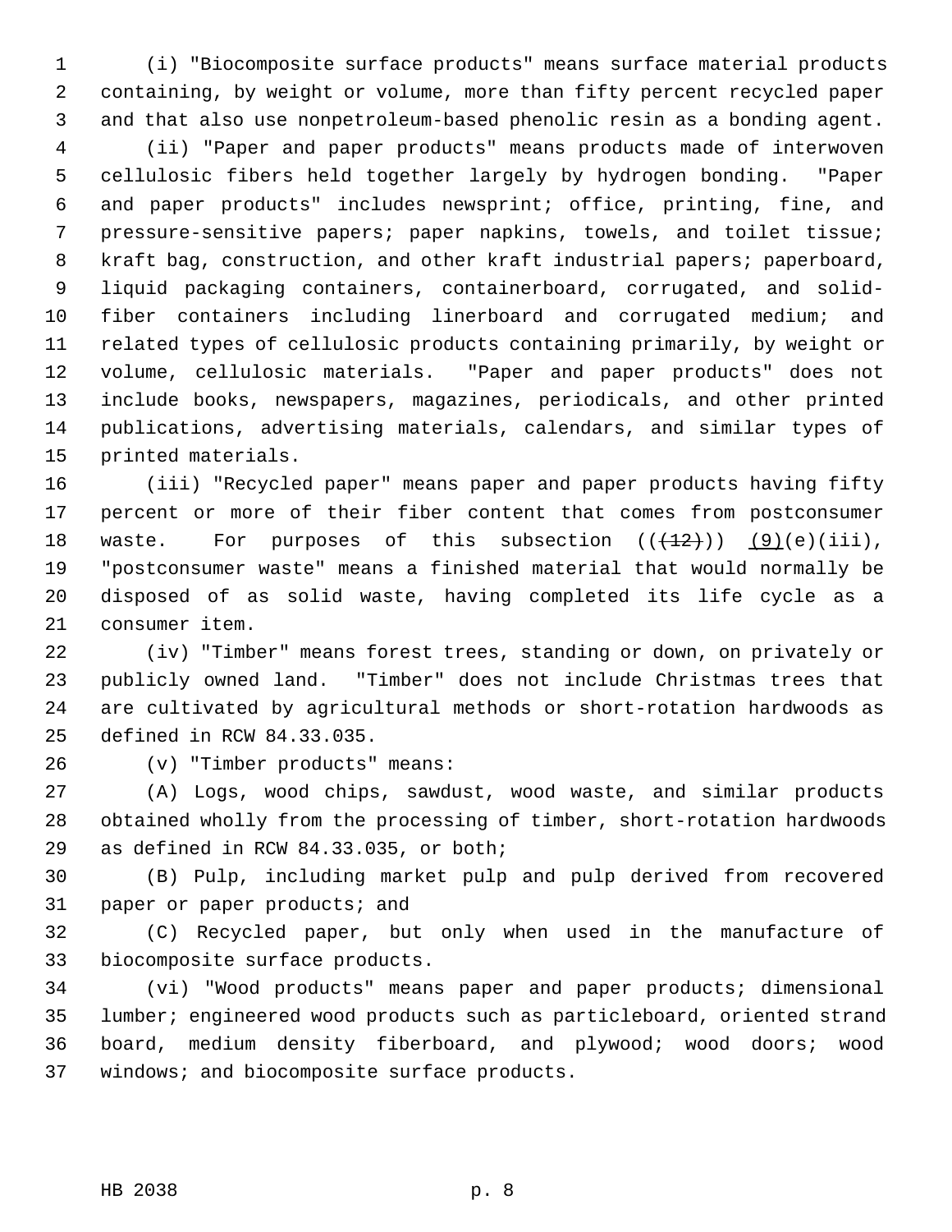(i) "Biocomposite surface products" means surface material products containing, by weight or volume, more than fifty percent recycled paper and that also use nonpetroleum-based phenolic resin as a bonding agent.

(ii) "Paper and paper products" means products made of interwoven cellulosic fibers held together largely by hydrogen bonding. "Paper and paper products" includes newsprint; office, printing, fine, and pressure-sensitive papers; paper napkins, towels, and toilet tissue; kraft bag, construction, and other kraft industrial papers; paperboard, liquid packaging containers, containerboard, corrugated, and solid-fiber containers including linerboard and corrugated medium; and related types of cellulosic products containing primarily, by weight or volume, cellulosic materials. "Paper and paper products" does not include books, newspapers, magazines, periodicals, and other printed publications, advertising materials, calendars, and similar types of printed materials.

(iii) "Recycled paper" means paper and paper products having fifty percent or more of their fiber content that comes from postconsumer waste. For purposes of this subsection ((~~(12)~~)) <u>(9)</u>(e)(iii), "postconsumer waste" means a finished material that would normally be disposed of as solid waste, having completed its life cycle as a consumer item.

(iv) "Timber" means forest trees, standing or down, on privately or publicly owned land. "Timber" does not include Christmas trees that are cultivated by agricultural methods or short-rotation hardwoods as defined in RCW 84.33.035.

(v) "Timber products" means:

(A) Logs, wood chips, sawdust, wood waste, and similar products obtained wholly from the processing of timber, short-rotation hardwoods as defined in RCW 84.33.035, or both;

(B) Pulp, including market pulp and pulp derived from recovered paper or paper products; and

(C) Recycled paper, but only when used in the manufacture of biocomposite surface products.

(vi) "Wood products" means paper and paper products; dimensional lumber; engineered wood products such as particleboard, oriented strand board, medium density fiberboard, and plywood; wood doors; wood windows; and biocomposite surface products.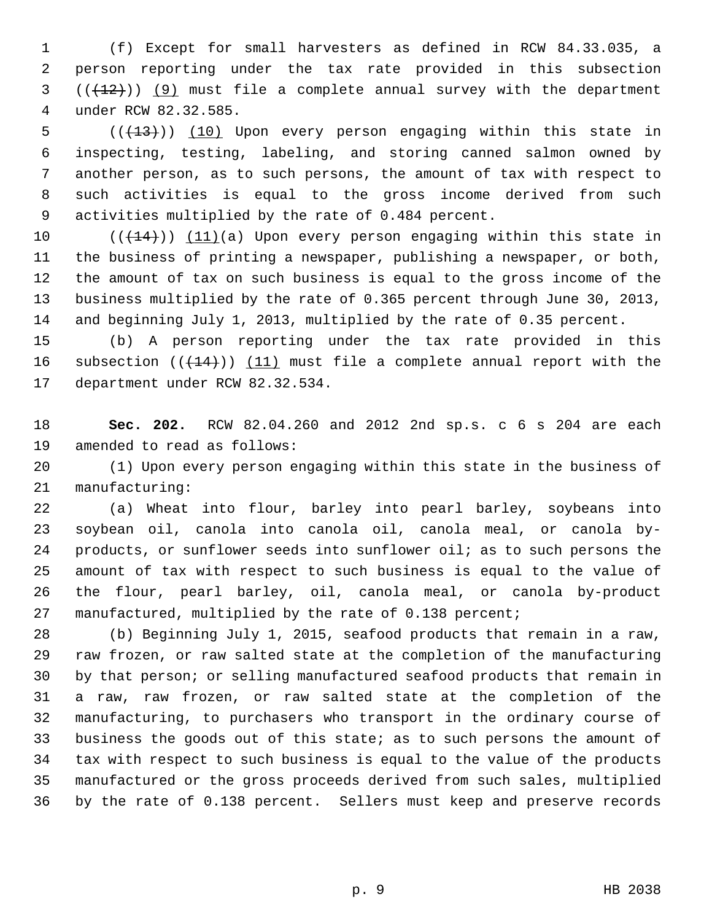(f) Except for small harvesters as defined in RCW 84.33.035, a person reporting under the tax rate provided in this subsection ~~((12))~~ (9) must file a complete annual survey with the department under RCW 82.32.585.

~~((13))~~ (10) Upon every person engaging within this state in inspecting, testing, labeling, and storing canned salmon owned by another person, as to such persons, the amount of tax with respect to such activities is equal to the gross income derived from such activities multiplied by the rate of 0.484 percent.

~~((14))~~ (11)(a) Upon every person engaging within this state in the business of printing a newspaper, publishing a newspaper, or both, the amount of tax on such business is equal to the gross income of the business multiplied by the rate of 0.365 percent through June 30, 2013, and beginning July 1, 2013, multiplied by the rate of 0.35 percent.

(b) A person reporting under the tax rate provided in this subsection ~~((14))~~ (11) must file a complete annual report with the department under RCW 82.32.534.

**Sec. 202.** RCW 82.04.260 and 2012 2nd sp.s. c 6 s 204 are each amended to read as follows:

(1) Upon every person engaging within this state in the business of manufacturing:

(a) Wheat into flour, barley into pearl barley, soybeans into soybean oil, canola into canola oil, canola meal, or canola by-products, or sunflower seeds into sunflower oil; as to such persons the amount of tax with respect to such business is equal to the value of the flour, pearl barley, oil, canola meal, or canola by-product manufactured, multiplied by the rate of 0.138 percent;

(b) Beginning July 1, 2015, seafood products that remain in a raw, raw frozen, or raw salted state at the completion of the manufacturing by that person; or selling manufactured seafood products that remain in a raw, raw frozen, or raw salted state at the completion of the manufacturing, to purchasers who transport in the ordinary course of business the goods out of this state; as to such persons the amount of tax with respect to such business is equal to the value of the products manufactured or the gross proceeds derived from such sales, multiplied by the rate of 0.138 percent. Sellers must keep and preserve records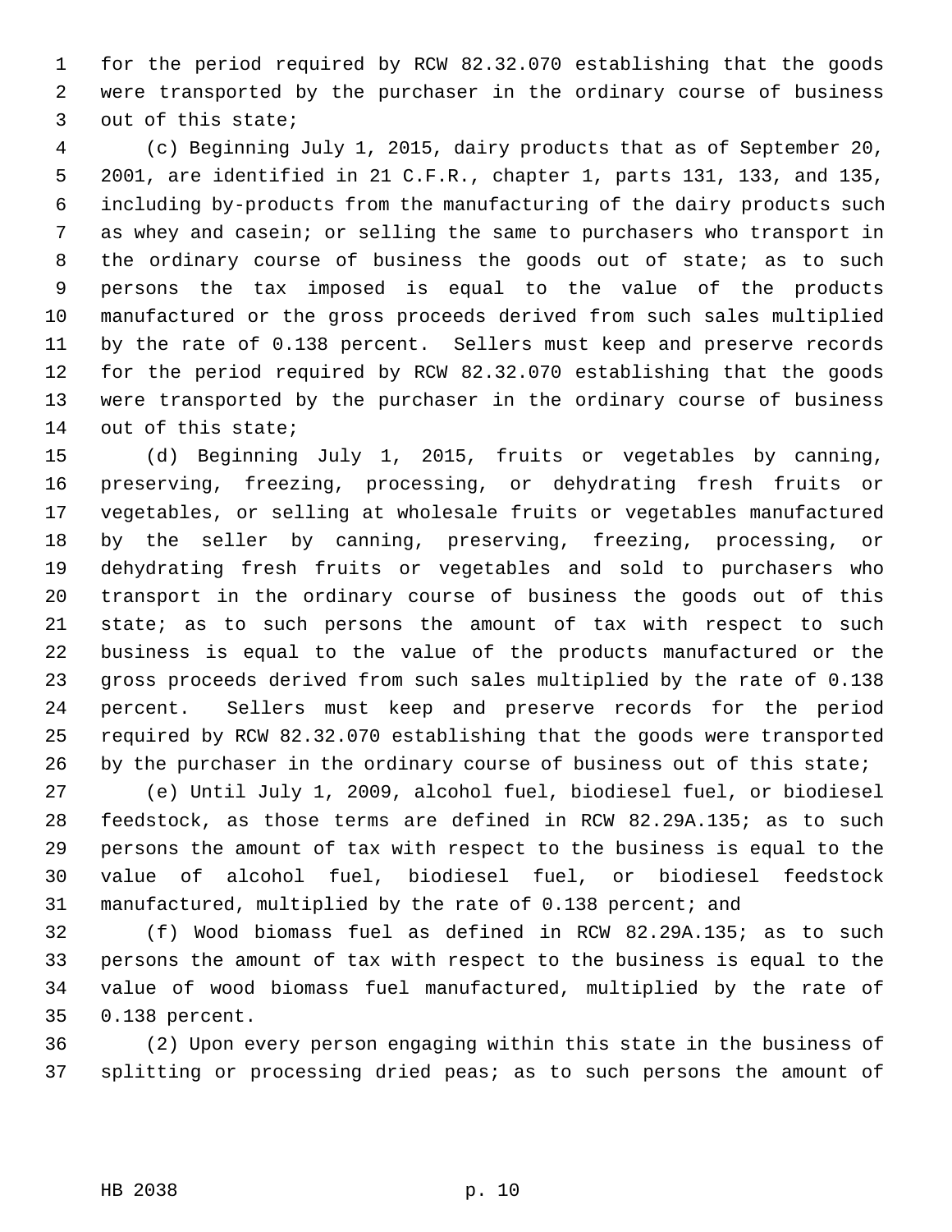for the period required by RCW 82.32.070 establishing that the goods were transported by the purchaser in the ordinary course of business out of this state;

(c) Beginning July 1, 2015, dairy products that as of September 20, 2001, are identified in 21 C.F.R., chapter 1, parts 131, 133, and 135, including by-products from the manufacturing of the dairy products such as whey and casein; or selling the same to purchasers who transport in the ordinary course of business the goods out of state; as to such persons the tax imposed is equal to the value of the products manufactured or the gross proceeds derived from such sales multiplied by the rate of 0.138 percent. Sellers must keep and preserve records for the period required by RCW 82.32.070 establishing that the goods were transported by the purchaser in the ordinary course of business out of this state;

(d) Beginning July 1, 2015, fruits or vegetables by canning, preserving, freezing, processing, or dehydrating fresh fruits or vegetables, or selling at wholesale fruits or vegetables manufactured by the seller by canning, preserving, freezing, processing, or dehydrating fresh fruits or vegetables and sold to purchasers who transport in the ordinary course of business the goods out of this state; as to such persons the amount of tax with respect to such business is equal to the value of the products manufactured or the gross proceeds derived from such sales multiplied by the rate of 0.138 percent. Sellers must keep and preserve records for the period required by RCW 82.32.070 establishing that the goods were transported by the purchaser in the ordinary course of business out of this state;

(e) Until July 1, 2009, alcohol fuel, biodiesel fuel, or biodiesel feedstock, as those terms are defined in RCW 82.29A.135; as to such persons the amount of tax with respect to the business is equal to the value of alcohol fuel, biodiesel fuel, or biodiesel feedstock manufactured, multiplied by the rate of 0.138 percent; and

(f) Wood biomass fuel as defined in RCW 82.29A.135; as to such persons the amount of tax with respect to the business is equal to the value of wood biomass fuel manufactured, multiplied by the rate of 0.138 percent.

(2) Upon every person engaging within this state in the business of splitting or processing dried peas; as to such persons the amount of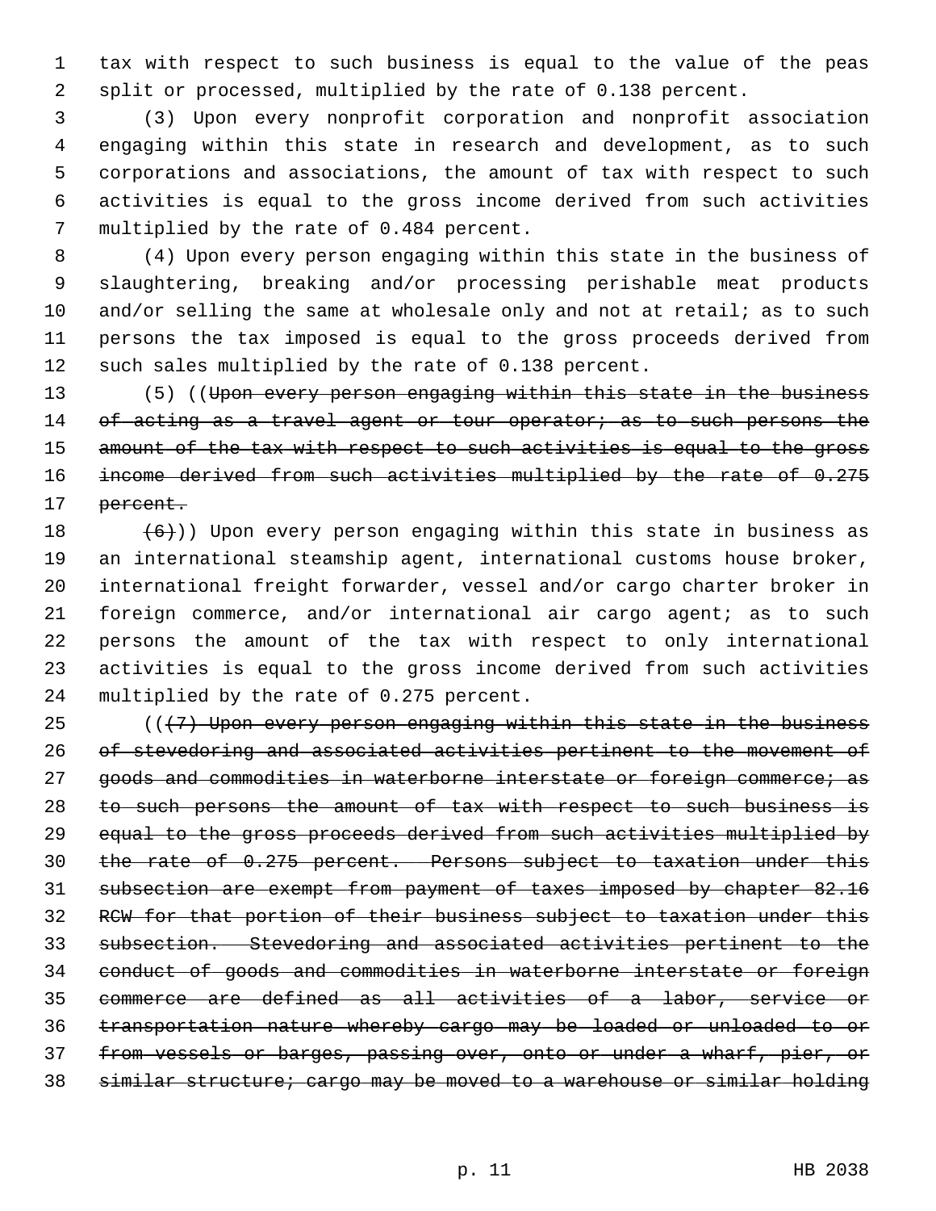tax with respect to such business is equal to the value of the peas split or processed, multiplied by the rate of 0.138 percent.

(3) Upon every nonprofit corporation and nonprofit association engaging within this state in research and development, as to such corporations and associations, the amount of tax with respect to such activities is equal to the gross income derived from such activities multiplied by the rate of 0.484 percent.

(4) Upon every person engaging within this state in the business of slaughtering, breaking and/or processing perishable meat products and/or selling the same at wholesale only and not at retail; as to such persons the tax imposed is equal to the gross proceeds derived from such sales multiplied by the rate of 0.138 percent.

(5) ((~~Upon every person engaging within this state in the business of acting as a travel agent or tour operator; as to such persons the amount of the tax with respect to such activities is equal to the gross income derived from such activities multiplied by the rate of 0.275 percent.~~

~~(6)~~)) Upon every person engaging within this state in business as an international steamship agent, international customs house broker, international freight forwarder, vessel and/or cargo charter broker in foreign commerce, and/or international air cargo agent; as to such persons the amount of the tax with respect to only international activities is equal to the gross income derived from such activities multiplied by the rate of 0.275 percent.

((~~(7) Upon every person engaging within this state in the business of stevedoring and associated activities pertinent to the movement of goods and commodities in waterborne interstate or foreign commerce; as to such persons the amount of tax with respect to such business is equal to the gross proceeds derived from such activities multiplied by the rate of 0.275 percent. Persons subject to taxation under this subsection are exempt from payment of taxes imposed by chapter 82.16 RCW for that portion of their business subject to taxation under this subsection. Stevedoring and associated activities pertinent to the conduct of goods and commodities in waterborne interstate or foreign commerce are defined as all activities of a labor, service or transportation nature whereby cargo may be loaded or unloaded to or from vessels or barges, passing over, onto or under a wharf, pier, or similar structure; cargo may be moved to a warehouse or similar holding~~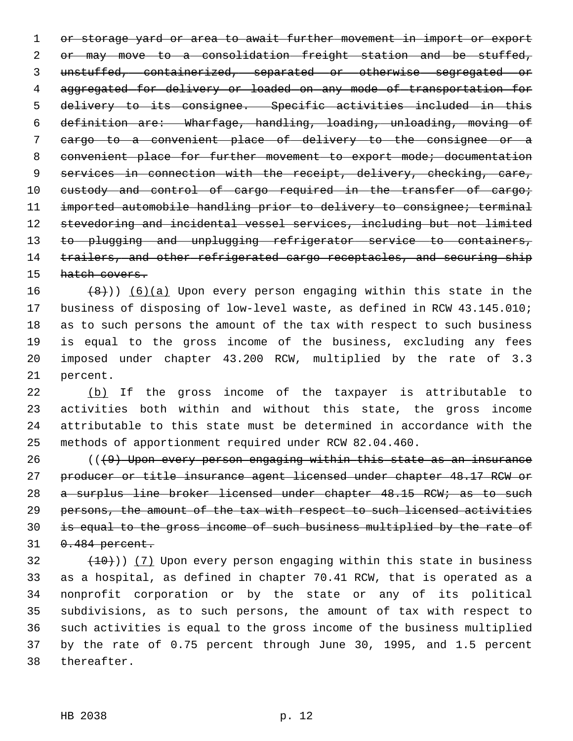~~or storage yard or area to await further movement in import or export or may move to a consolidation freight station and be stuffed, unstuffed, containerized, separated or otherwise segregated or aggregated for delivery or loaded on any mode of transportation for delivery to its consignee. Specific activities included in this definition are: Wharfage, handling, loading, unloading, moving of cargo to a convenient place of delivery to the consignee or a convenient place for further movement to export mode; documentation services in connection with the receipt, delivery, checking, care, custody and control of cargo required in the transfer of cargo; imported automobile handling prior to delivery to consignee; terminal stevedoring and incidental vessel services, including but not limited to plugging and unplugging refrigerator service to containers, trailers, and other refrigerated cargo receptacles, and securing ship hatch covers.~~

~~(8)~~)) (6)(a) Upon every person engaging within this state in the business of disposing of low-level waste, as defined in RCW 43.145.010; as to such persons the amount of the tax with respect to such business is equal to the gross income of the business, excluding any fees imposed under chapter 43.200 RCW, multiplied by the rate of 3.3 percent.

(b) If the gross income of the taxpayer is attributable to activities both within and without this state, the gross income attributable to this state must be determined in accordance with the methods of apportionment required under RCW 82.04.460.

((~~(9) Upon every person engaging within this state as an insurance producer or title insurance agent licensed under chapter 48.17 RCW or a surplus line broker licensed under chapter 48.15 RCW; as to such persons, the amount of the tax with respect to such licensed activities is equal to the gross income of such business multiplied by the rate of 0.484 percent.~~

~~(10)~~)) (7) Upon every person engaging within this state in business as a hospital, as defined in chapter 70.41 RCW, that is operated as a nonprofit corporation or by the state or any of its political subdivisions, as to such persons, the amount of tax with respect to such activities is equal to the gross income of the business multiplied by the rate of 0.75 percent through June 30, 1995, and 1.5 percent thereafter.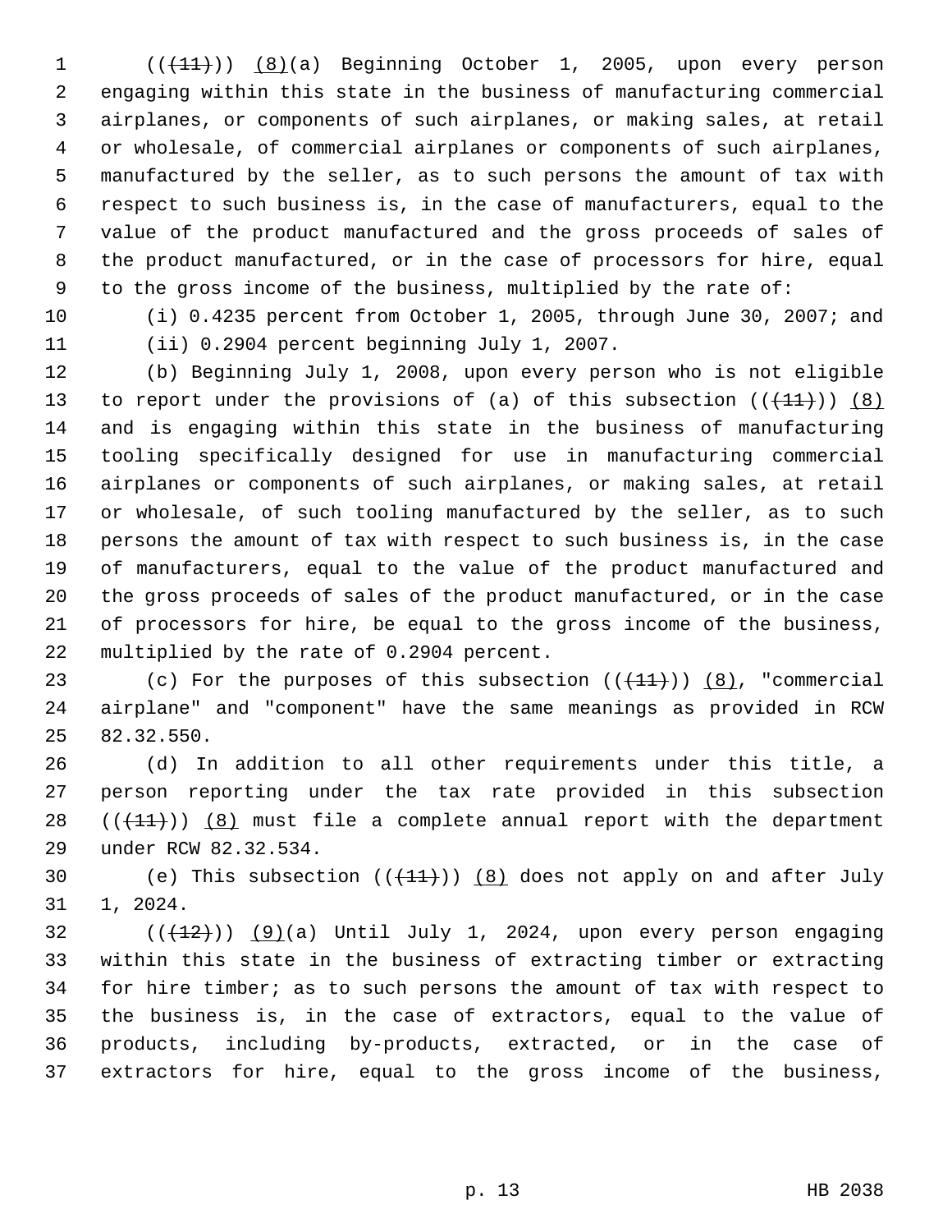(((11))) (8)(a) Beginning October 1, 2005, upon every person engaging within this state in the business of manufacturing commercial airplanes, or components of such airplanes, or making sales, at retail or wholesale, of commercial airplanes or components of such airplanes, manufactured by the seller, as to such persons the amount of tax with respect to such business is, in the case of manufacturers, equal to the value of the product manufactured and the gross proceeds of sales of the product manufactured, or in the case of processors for hire, equal to the gross income of the business, multiplied by the rate of:

(i) 0.4235 percent from October 1, 2005, through June 30, 2007; and

(ii) 0.2904 percent beginning July 1, 2007.

(b) Beginning July 1, 2008, upon every person who is not eligible to report under the provisions of (a) of this subsection (((11))) (8) and is engaging within this state in the business of manufacturing tooling specifically designed for use in manufacturing commercial airplanes or components of such airplanes, or making sales, at retail or wholesale, of such tooling manufactured by the seller, as to such persons the amount of tax with respect to such business is, in the case of manufacturers, equal to the value of the product manufactured and the gross proceeds of sales of the product manufactured, or in the case of processors for hire, be equal to the gross income of the business, multiplied by the rate of 0.2904 percent.

(c) For the purposes of this subsection (((11))) (8), "commercial airplane" and "component" have the same meanings as provided in RCW 82.32.550.

(d) In addition to all other requirements under this title, a person reporting under the tax rate provided in this subsection (((11))) (8) must file a complete annual report with the department under RCW 82.32.534.

(e) This subsection (((11))) (8) does not apply on and after July 1, 2024.

(((12))) (9)(a) Until July 1, 2024, upon every person engaging within this state in the business of extracting timber or extracting for hire timber; as to such persons the amount of tax with respect to the business is, in the case of extractors, equal to the value of products, including by-products, extracted, or in the case of extractors for hire, equal to the gross income of the business,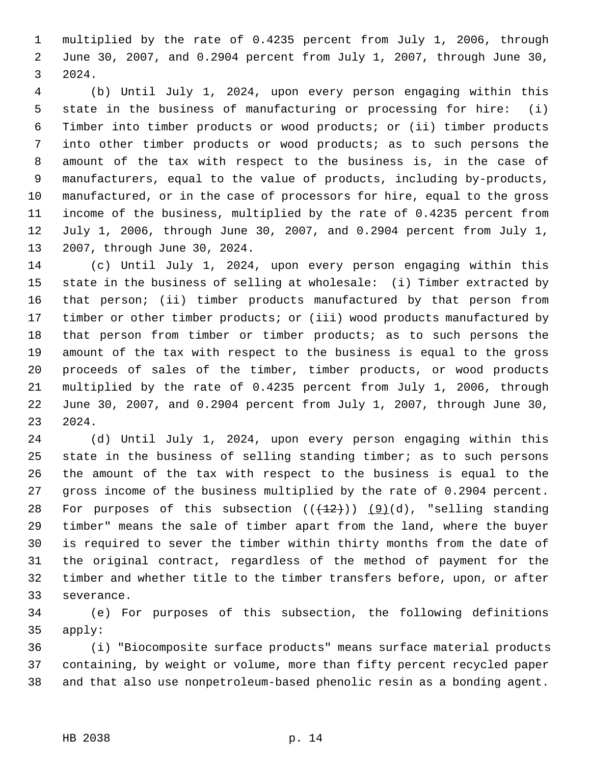multiplied by the rate of 0.4235 percent from July 1, 2006, through June 30, 2007, and 0.2904 percent from July 1, 2007, through June 30, 2024.

(b) Until July 1, 2024, upon every person engaging within this state in the business of manufacturing or processing for hire: (i) Timber into timber products or wood products; or (ii) timber products into other timber products or wood products; as to such persons the amount of the tax with respect to the business is, in the case of manufacturers, equal to the value of products, including by-products, manufactured, or in the case of processors for hire, equal to the gross income of the business, multiplied by the rate of 0.4235 percent from July 1, 2006, through June 30, 2007, and 0.2904 percent from July 1, 2007, through June 30, 2024.

(c) Until July 1, 2024, upon every person engaging within this state in the business of selling at wholesale: (i) Timber extracted by that person; (ii) timber products manufactured by that person from timber or other timber products; or (iii) wood products manufactured by that person from timber or timber products; as to such persons the amount of the tax with respect to the business is equal to the gross proceeds of sales of the timber, timber products, or wood products multiplied by the rate of 0.4235 percent from July 1, 2006, through June 30, 2007, and 0.2904 percent from July 1, 2007, through June 30, 2024.

(d) Until July 1, 2024, upon every person engaging within this state in the business of selling standing timber; as to such persons the amount of the tax with respect to the business is equal to the gross income of the business multiplied by the rate of 0.2904 percent. For purposes of this subsection ((~~(12)~~)) <u>(9)</u>(d), "selling standing timber" means the sale of timber apart from the land, where the buyer is required to sever the timber within thirty months from the date of the original contract, regardless of the method of payment for the timber and whether title to the timber transfers before, upon, or after severance.

(e) For purposes of this subsection, the following definitions apply:

(i) "Biocomposite surface products" means surface material products containing, by weight or volume, more than fifty percent recycled paper and that also use nonpetroleum-based phenolic resin as a bonding agent.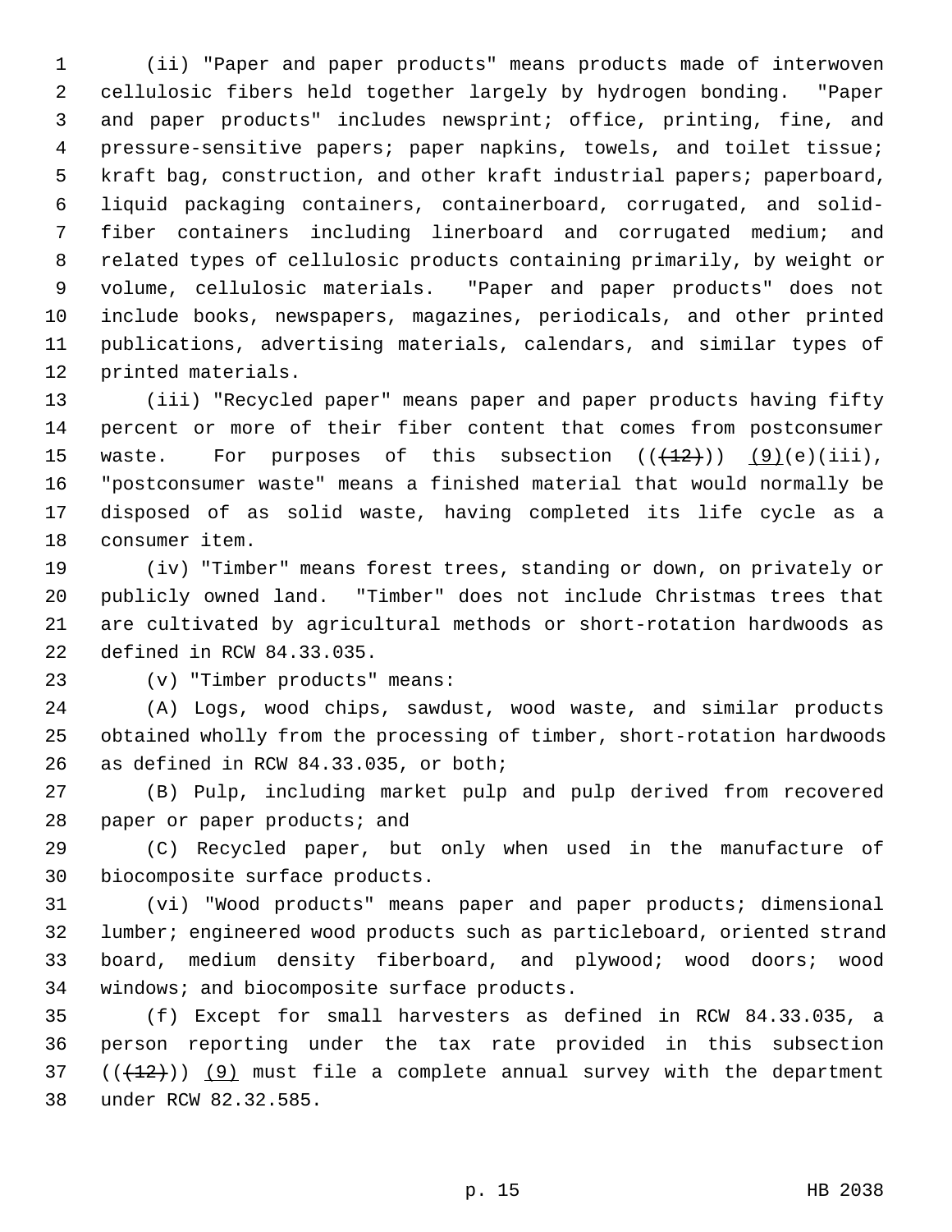(ii) "Paper and paper products" means products made of interwoven cellulosic fibers held together largely by hydrogen bonding. "Paper and paper products" includes newsprint; office, printing, fine, and pressure-sensitive papers; paper napkins, towels, and toilet tissue; kraft bag, construction, and other kraft industrial papers; paperboard, liquid packaging containers, containerboard, corrugated, and solid-fiber containers including linerboard and corrugated medium; and related types of cellulosic products containing primarily, by weight or volume, cellulosic materials. "Paper and paper products" does not include books, newspapers, magazines, periodicals, and other printed publications, advertising materials, calendars, and similar types of printed materials.

(iii) "Recycled paper" means paper and paper products having fifty percent or more of their fiber content that comes from postconsumer waste. For purposes of this subsection ~~((~~~~(12)~~~~))~~ (9)(e)(iii), "postconsumer waste" means a finished material that would normally be disposed of as solid waste, having completed its life cycle as a consumer item.

(iv) "Timber" means forest trees, standing or down, on privately or publicly owned land. "Timber" does not include Christmas trees that are cultivated by agricultural methods or short-rotation hardwoods as defined in RCW 84.33.035.

(v) "Timber products" means:

(A) Logs, wood chips, sawdust, wood waste, and similar products obtained wholly from the processing of timber, short-rotation hardwoods as defined in RCW 84.33.035, or both;

(B) Pulp, including market pulp and pulp derived from recovered paper or paper products; and

(C) Recycled paper, but only when used in the manufacture of biocomposite surface products.

(vi) "Wood products" means paper and paper products; dimensional lumber; engineered wood products such as particleboard, oriented strand board, medium density fiberboard, and plywood; wood doors; wood windows; and biocomposite surface products.

(f) Except for small harvesters as defined in RCW 84.33.035, a person reporting under the tax rate provided in this subsection ((~~(12)~~)) (9) must file a complete annual survey with the department under RCW 82.32.585.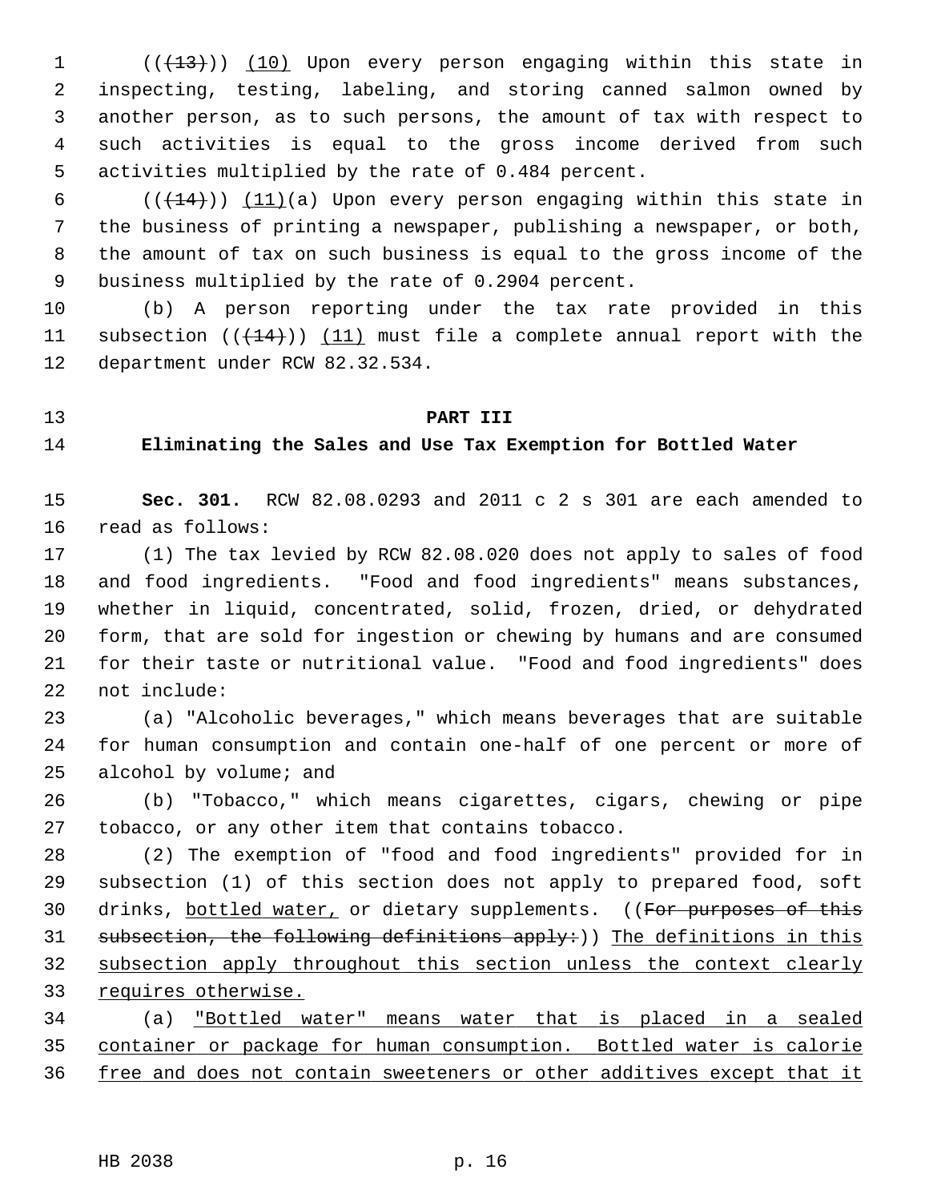((~~(13)~~)) <u>(10)</u> Upon every person engaging within this state in inspecting, testing, labeling, and storing canned salmon owned by another person, as to such persons, the amount of tax with respect to such activities is equal to the gross income derived from such activities multiplied by the rate of 0.484 percent.

((~~(14)~~)) <u>(11)</u>(a) Upon every person engaging within this state in the business of printing a newspaper, publishing a newspaper, or both, the amount of tax on such business is equal to the gross income of the business multiplied by the rate of 0.2904 percent.

(b) A person reporting under the tax rate provided in this subsection ((~~(14)~~)) <u>(11)</u> must file a complete annual report with the department under RCW 82.32.534.

**PART III**

**Eliminating the Sales and Use Tax Exemption for Bottled Water**

**Sec. 301.** RCW 82.08.0293 and 2011 c 2 s 301 are each amended to read as follows:

(1) The tax levied by RCW 82.08.020 does not apply to sales of food and food ingredients. "Food and food ingredients" means substances, whether in liquid, concentrated, solid, frozen, dried, or dehydrated form, that are sold for ingestion or chewing by humans and are consumed for their taste or nutritional value. "Food and food ingredients" does not include:

(a) "Alcoholic beverages," which means beverages that are suitable for human consumption and contain one-half of one percent or more of alcohol by volume; and

(b) "Tobacco," which means cigarettes, cigars, chewing or pipe tobacco, or any other item that contains tobacco.

(2) The exemption of "food and food ingredients" provided for in subsection (1) of this section does not apply to prepared food, soft drinks, <u>bottled water,</u> or dietary supplements. ((~~For purposes of this subsection, the following definitions apply:~~)) <u>The definitions in this subsection apply throughout this section unless the context clearly requires otherwise.</u>

(a) <u>"Bottled water" means water that is placed in a sealed container or package for human consumption. Bottled water is calorie free and does not contain sweeteners or other additives except that it</u>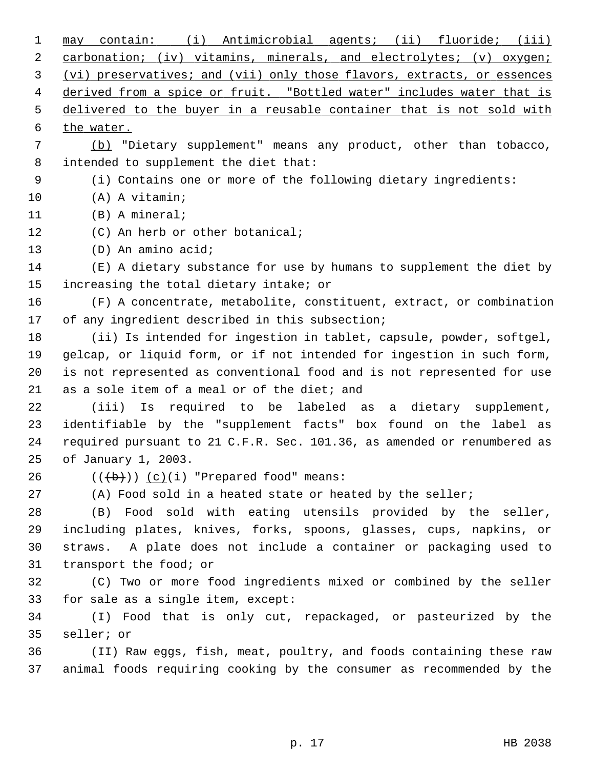may contain: (i) Antimicrobial agents; (ii) fluoride; (iii) carbonation; (iv) vitamins, minerals, and electrolytes; (v) oxygen; (vi) preservatives; and (vii) only those flavors, extracts, or essences derived from a spice or fruit. "Bottled water" includes water that is delivered to the buyer in a reusable container that is not sold with the water.

(b) "Dietary supplement" means any product, other than tobacco, intended to supplement the diet that:

(i) Contains one or more of the following dietary ingredients:

(A) A vitamin;

(B) A mineral;

(C) An herb or other botanical;

(D) An amino acid;

(E) A dietary substance for use by humans to supplement the diet by increasing the total dietary intake; or

(F) A concentrate, metabolite, constituent, extract, or combination of any ingredient described in this subsection;

(ii) Is intended for ingestion in tablet, capsule, powder, softgel, gelcap, or liquid form, or if not intended for ingestion in such form, is not represented as conventional food and is not represented for use as a sole item of a meal or of the diet; and

(iii) Is required to be labeled as a dietary supplement, identifiable by the "supplement facts" box found on the label as required pursuant to 21 C.F.R. Sec. 101.36, as amended or renumbered as of January 1, 2003.

(((b))) (c)(i) "Prepared food" means:

(A) Food sold in a heated state or heated by the seller;

(B) Food sold with eating utensils provided by the seller, including plates, knives, forks, spoons, glasses, cups, napkins, or straws. A plate does not include a container or packaging used to transport the food; or

(C) Two or more food ingredients mixed or combined by the seller for sale as a single item, except:

(I) Food that is only cut, repackaged, or pasteurized by the seller; or

(II) Raw eggs, fish, meat, poultry, and foods containing these raw animal foods requiring cooking by the consumer as recommended by the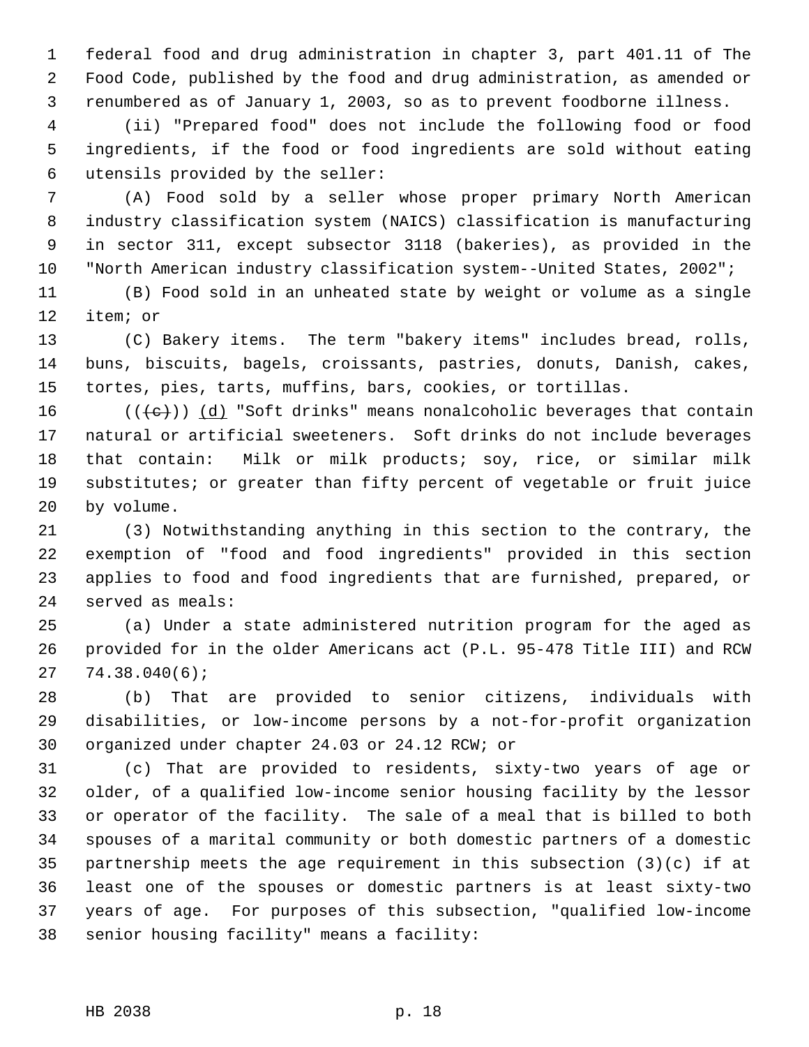federal food and drug administration in chapter 3, part 401.11 of The Food Code, published by the food and drug administration, as amended or renumbered as of January 1, 2003, so as to prevent foodborne illness.

(ii) "Prepared food" does not include the following food or food ingredients, if the food or food ingredients are sold without eating utensils provided by the seller:

(A) Food sold by a seller whose proper primary North American industry classification system (NAICS) classification is manufacturing in sector 311, except subsector 3118 (bakeries), as provided in the "North American industry classification system--United States, 2002";

(B) Food sold in an unheated state by weight or volume as a single item; or

(C) Bakery items. The term "bakery items" includes bread, rolls, buns, biscuits, bagels, croissants, pastries, donuts, Danish, cakes, tortes, pies, tarts, muffins, bars, cookies, or tortillas.

~~((c))~~ <u>(d)</u> "Soft drinks" means nonalcoholic beverages that contain natural or artificial sweeteners. Soft drinks do not include beverages that contain: Milk or milk products; soy, rice, or similar milk substitutes; or greater than fifty percent of vegetable or fruit juice by volume.

(3) Notwithstanding anything in this section to the contrary, the exemption of "food and food ingredients" provided in this section applies to food and food ingredients that are furnished, prepared, or served as meals:

(a) Under a state administered nutrition program for the aged as provided for in the older Americans act (P.L. 95-478 Title III) and RCW 74.38.040(6);

(b) That are provided to senior citizens, individuals with disabilities, or low-income persons by a not-for-profit organization organized under chapter 24.03 or 24.12 RCW; or

(c) That are provided to residents, sixty-two years of age or older, of a qualified low-income senior housing facility by the lessor or operator of the facility. The sale of a meal that is billed to both spouses of a marital community or both domestic partners of a domestic partnership meets the age requirement in this subsection (3)(c) if at least one of the spouses or domestic partners is at least sixty-two years of age. For purposes of this subsection, "qualified low-income senior housing facility" means a facility: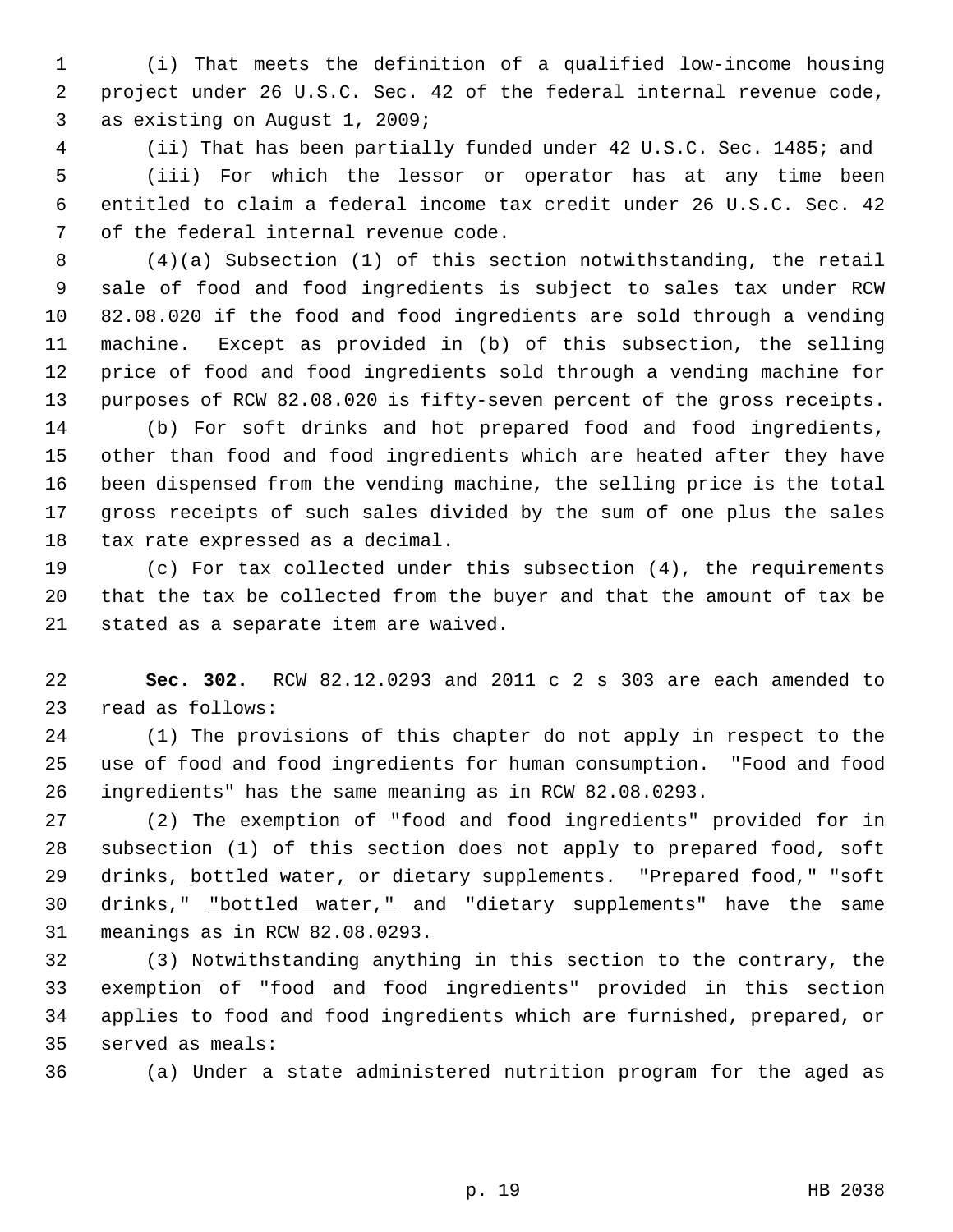(i) That meets the definition of a qualified low-income housing project under 26 U.S.C. Sec. 42 of the federal internal revenue code, as existing on August 1, 2009;

(ii) That has been partially funded under 42 U.S.C. Sec. 1485; and

(iii) For which the lessor or operator has at any time been entitled to claim a federal income tax credit under 26 U.S.C. Sec. 42 of the federal internal revenue code.

(4)(a) Subsection (1) of this section notwithstanding, the retail sale of food and food ingredients is subject to sales tax under RCW 82.08.020 if the food and food ingredients are sold through a vending machine. Except as provided in (b) of this subsection, the selling price of food and food ingredients sold through a vending machine for purposes of RCW 82.08.020 is fifty-seven percent of the gross receipts.

(b) For soft drinks and hot prepared food and food ingredients, other than food and food ingredients which are heated after they have been dispensed from the vending machine, the selling price is the total gross receipts of such sales divided by the sum of one plus the sales tax rate expressed as a decimal.

(c) For tax collected under this subsection (4), the requirements that the tax be collected from the buyer and that the amount of tax be stated as a separate item are waived.

**Sec. 302.** RCW 82.12.0293 and 2011 c 2 s 303 are each amended to read as follows:

(1) The provisions of this chapter do not apply in respect to the use of food and food ingredients for human consumption. "Food and food ingredients" has the same meaning as in RCW 82.08.0293.

(2) The exemption of "food and food ingredients" provided for in subsection (1) of this section does not apply to prepared food, soft drinks, <u>bottled water,</u> or dietary supplements. "Prepared food," "soft drinks," <u>"bottled water,"</u> and "dietary supplements" have the same meanings as in RCW 82.08.0293.

(3) Notwithstanding anything in this section to the contrary, the exemption of "food and food ingredients" provided in this section applies to food and food ingredients which are furnished, prepared, or served as meals:

(a) Under a state administered nutrition program for the aged as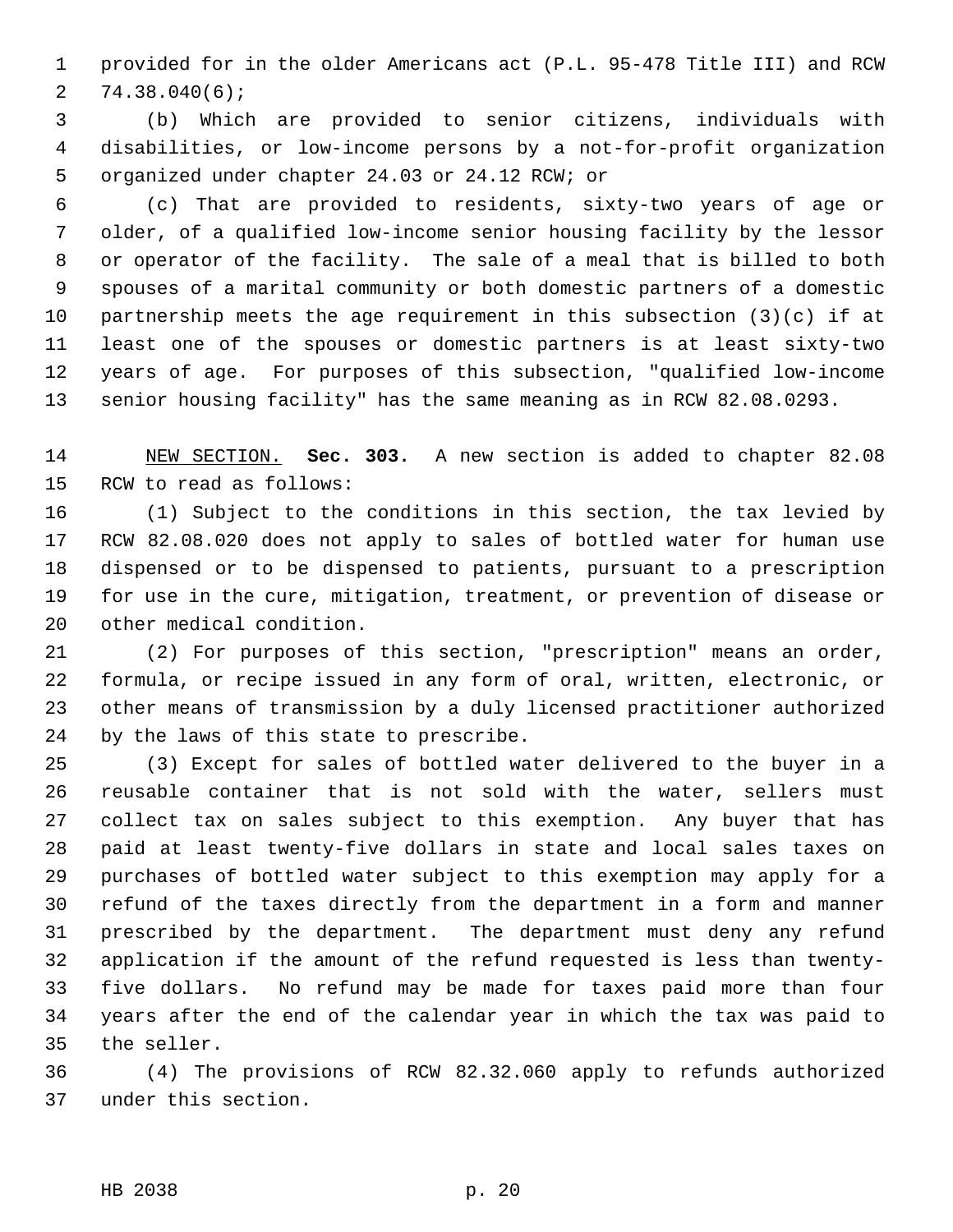provided for in the older Americans act (P.L. 95-478 Title III) and RCW 74.38.040(6);

(b) Which are provided to senior citizens, individuals with disabilities, or low-income persons by a not-for-profit organization organized under chapter 24.03 or 24.12 RCW; or

(c) That are provided to residents, sixty-two years of age or older, of a qualified low-income senior housing facility by the lessor or operator of the facility. The sale of a meal that is billed to both spouses of a marital community or both domestic partners of a domestic partnership meets the age requirement in this subsection (3)(c) if at least one of the spouses or domestic partners is at least sixty-two years of age. For purposes of this subsection, "qualified low-income senior housing facility" has the same meaning as in RCW 82.08.0293.

NEW SECTION. **Sec. 303.** A new section is added to chapter 82.08 RCW to read as follows:

(1) Subject to the conditions in this section, the tax levied by RCW 82.08.020 does not apply to sales of bottled water for human use dispensed or to be dispensed to patients, pursuant to a prescription for use in the cure, mitigation, treatment, or prevention of disease or other medical condition.

(2) For purposes of this section, "prescription" means an order, formula, or recipe issued in any form of oral, written, electronic, or other means of transmission by a duly licensed practitioner authorized by the laws of this state to prescribe.

(3) Except for sales of bottled water delivered to the buyer in a reusable container that is not sold with the water, sellers must collect tax on sales subject to this exemption. Any buyer that has paid at least twenty-five dollars in state and local sales taxes on purchases of bottled water subject to this exemption may apply for a refund of the taxes directly from the department in a form and manner prescribed by the department. The department must deny any refund application if the amount of the refund requested is less than twenty-five dollars. No refund may be made for taxes paid more than four years after the end of the calendar year in which the tax was paid to the seller.

(4) The provisions of RCW 82.32.060 apply to refunds authorized under this section.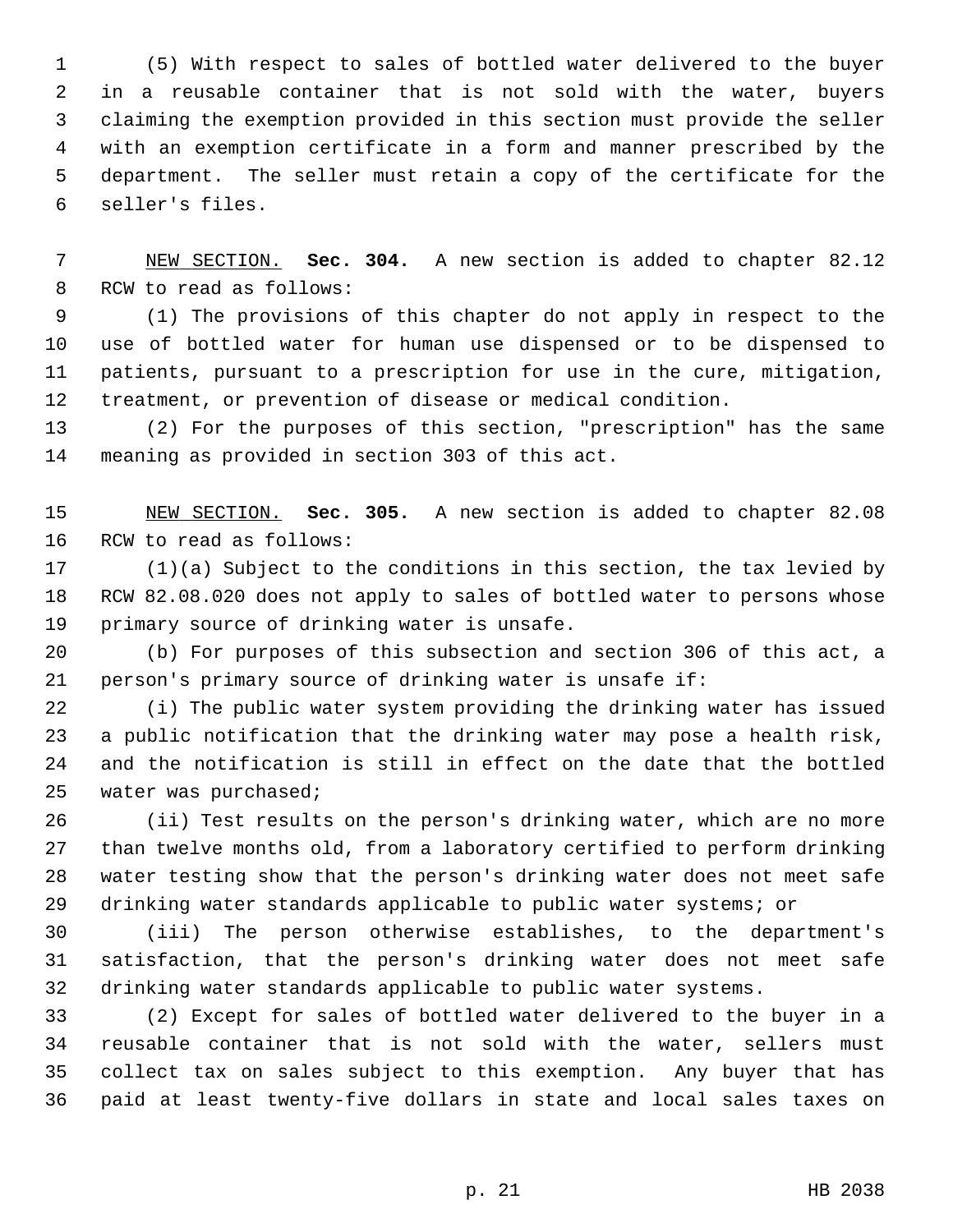(5) With respect to sales of bottled water delivered to the buyer in a reusable container that is not sold with the water, buyers claiming the exemption provided in this section must provide the seller with an exemption certificate in a form and manner prescribed by the department. The seller must retain a copy of the certificate for the seller's files.

NEW SECTION. **Sec. 304.** A new section is added to chapter 82.12 RCW to read as follows:

(1) The provisions of this chapter do not apply in respect to the use of bottled water for human use dispensed or to be dispensed to patients, pursuant to a prescription for use in the cure, mitigation, treatment, or prevention of disease or medical condition.

(2) For the purposes of this section, "prescription" has the same meaning as provided in section 303 of this act.

NEW SECTION. **Sec. 305.** A new section is added to chapter 82.08 RCW to read as follows:

(1)(a) Subject to the conditions in this section, the tax levied by RCW 82.08.020 does not apply to sales of bottled water to persons whose primary source of drinking water is unsafe.

(b) For purposes of this subsection and section 306 of this act, a person's primary source of drinking water is unsafe if:

(i) The public water system providing the drinking water has issued a public notification that the drinking water may pose a health risk, and the notification is still in effect on the date that the bottled water was purchased;

(ii) Test results on the person's drinking water, which are no more than twelve months old, from a laboratory certified to perform drinking water testing show that the person's drinking water does not meet safe drinking water standards applicable to public water systems; or

(iii) The person otherwise establishes, to the department's satisfaction, that the person's drinking water does not meet safe drinking water standards applicable to public water systems.

(2) Except for sales of bottled water delivered to the buyer in a reusable container that is not sold with the water, sellers must collect tax on sales subject to this exemption. Any buyer that has paid at least twenty-five dollars in state and local sales taxes on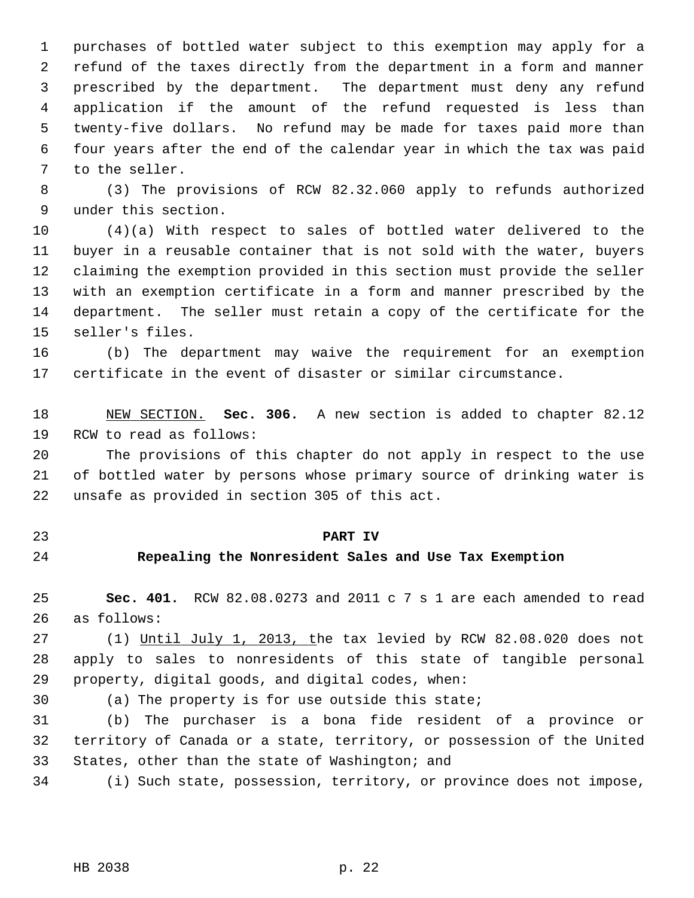purchases of bottled water subject to this exemption may apply for a refund of the taxes directly from the department in a form and manner prescribed by the department. The department must deny any refund application if the amount of the refund requested is less than twenty-five dollars. No refund may be made for taxes paid more than four years after the end of the calendar year in which the tax was paid to the seller.

(3) The provisions of RCW 82.32.060 apply to refunds authorized under this section.

(4)(a) With respect to sales of bottled water delivered to the buyer in a reusable container that is not sold with the water, buyers claiming the exemption provided in this section must provide the seller with an exemption certificate in a form and manner prescribed by the department. The seller must retain a copy of the certificate for the seller's files.

(b) The department may waive the requirement for an exemption certificate in the event of disaster or similar circumstance.

NEW SECTION. **Sec. 306.** A new section is added to chapter 82.12 RCW to read as follows:

The provisions of this chapter do not apply in respect to the use of bottled water by persons whose primary source of drinking water is unsafe as provided in section 305 of this act.

## PART IV
## Repealing the Nonresident Sales and Use Tax Exemption

**Sec. 401.** RCW 82.08.0273 and 2011 c 7 s 1 are each amended to read as follows:

(1) Until July 1, 2013, the tax levied by RCW 82.08.020 does not apply to sales to nonresidents of this state of tangible personal property, digital goods, and digital codes, when:

(a) The property is for use outside this state;

(b) The purchaser is a bona fide resident of a province or territory of Canada or a state, territory, or possession of the United States, other than the state of Washington; and

(i) Such state, possession, territory, or province does not impose,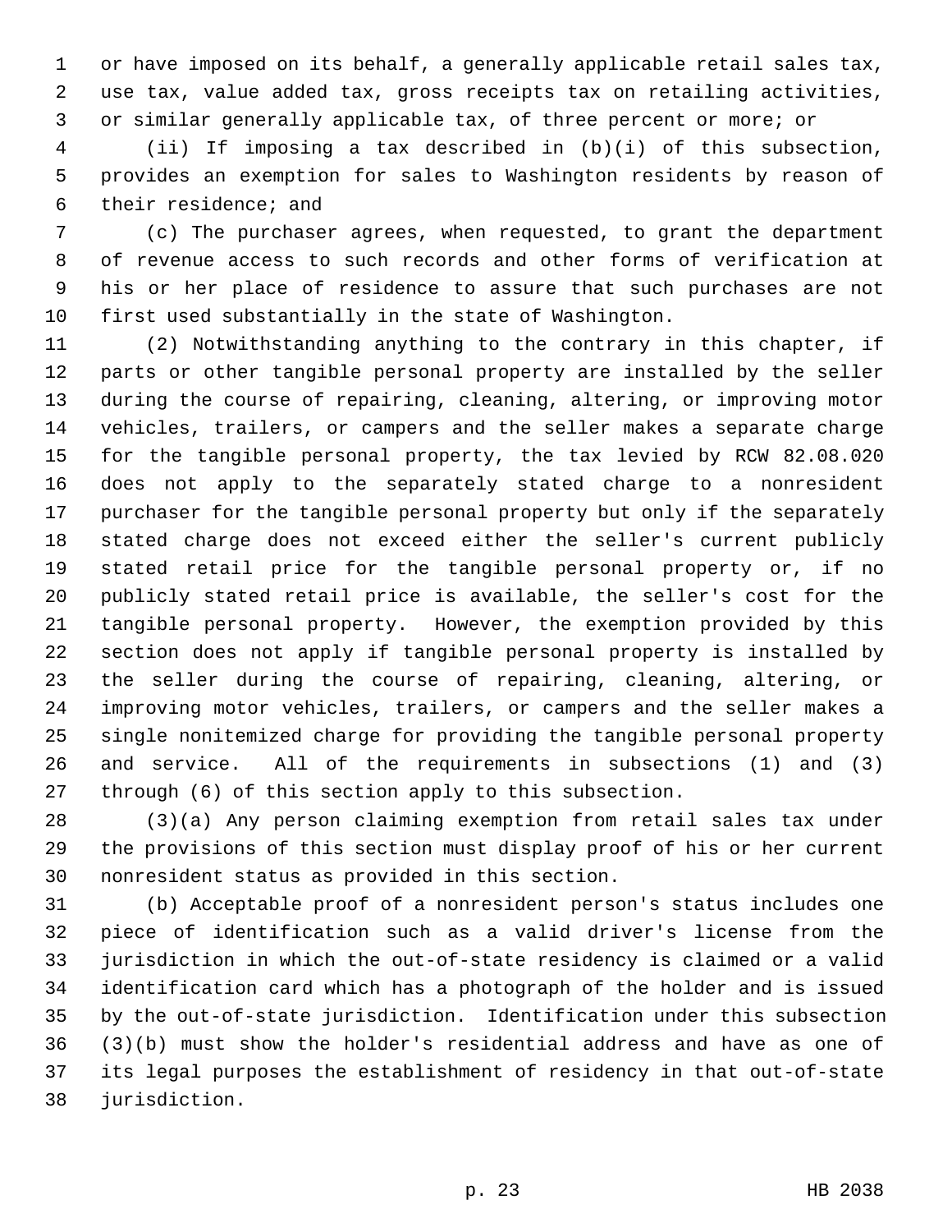or have imposed on its behalf, a generally applicable retail sales tax, use tax, value added tax, gross receipts tax on retailing activities, or similar generally applicable tax, of three percent or more; or

(ii) If imposing a tax described in (b)(i) of this subsection, provides an exemption for sales to Washington residents by reason of their residence; and

(c) The purchaser agrees, when requested, to grant the department of revenue access to such records and other forms of verification at his or her place of residence to assure that such purchases are not first used substantially in the state of Washington.

(2) Notwithstanding anything to the contrary in this chapter, if parts or other tangible personal property are installed by the seller during the course of repairing, cleaning, altering, or improving motor vehicles, trailers, or campers and the seller makes a separate charge for the tangible personal property, the tax levied by RCW 82.08.020 does not apply to the separately stated charge to a nonresident purchaser for the tangible personal property but only if the separately stated charge does not exceed either the seller's current publicly stated retail price for the tangible personal property or, if no publicly stated retail price is available, the seller's cost for the tangible personal property. However, the exemption provided by this section does not apply if tangible personal property is installed by the seller during the course of repairing, cleaning, altering, or improving motor vehicles, trailers, or campers and the seller makes a single nonitemized charge for providing the tangible personal property and service. All of the requirements in subsections (1) and (3) through (6) of this section apply to this subsection.

(3)(a) Any person claiming exemption from retail sales tax under the provisions of this section must display proof of his or her current nonresident status as provided in this section.

(b) Acceptable proof of a nonresident person's status includes one piece of identification such as a valid driver's license from the jurisdiction in which the out-of-state residency is claimed or a valid identification card which has a photograph of the holder and is issued by the out-of-state jurisdiction. Identification under this subsection (3)(b) must show the holder's residential address and have as one of its legal purposes the establishment of residency in that out-of-state jurisdiction.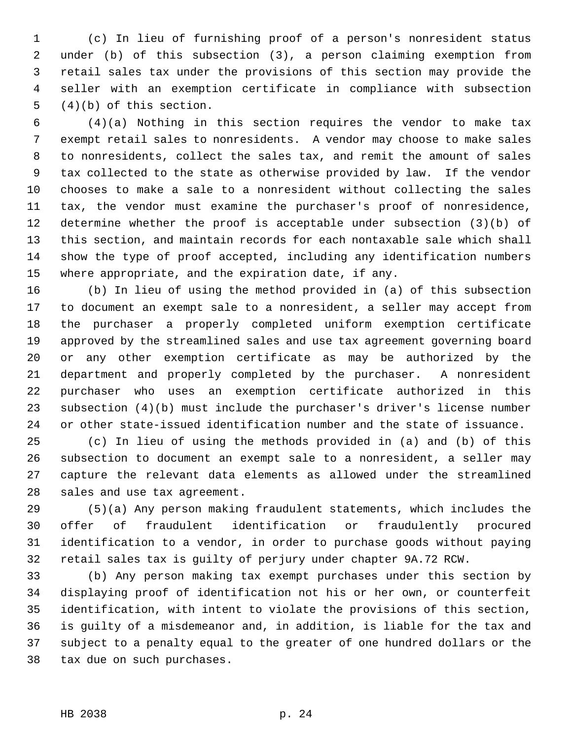(c) In lieu of furnishing proof of a person's nonresident status under (b) of this subsection (3), a person claiming exemption from retail sales tax under the provisions of this section may provide the seller with an exemption certificate in compliance with subsection (4)(b) of this section.

(4)(a) Nothing in this section requires the vendor to make tax exempt retail sales to nonresidents. A vendor may choose to make sales to nonresidents, collect the sales tax, and remit the amount of sales tax collected to the state as otherwise provided by law. If the vendor chooses to make a sale to a nonresident without collecting the sales tax, the vendor must examine the purchaser's proof of nonresidence, determine whether the proof is acceptable under subsection (3)(b) of this section, and maintain records for each nontaxable sale which shall show the type of proof accepted, including any identification numbers where appropriate, and the expiration date, if any.

(b) In lieu of using the method provided in (a) of this subsection to document an exempt sale to a nonresident, a seller may accept from the purchaser a properly completed uniform exemption certificate approved by the streamlined sales and use tax agreement governing board or any other exemption certificate as may be authorized by the department and properly completed by the purchaser. A nonresident purchaser who uses an exemption certificate authorized in this subsection (4)(b) must include the purchaser's driver's license number or other state-issued identification number and the state of issuance.

(c) In lieu of using the methods provided in (a) and (b) of this subsection to document an exempt sale to a nonresident, a seller may capture the relevant data elements as allowed under the streamlined sales and use tax agreement.

(5)(a) Any person making fraudulent statements, which includes the offer of fraudulent identification or fraudulently procured identification to a vendor, in order to purchase goods without paying retail sales tax is guilty of perjury under chapter 9A.72 RCW.

(b) Any person making tax exempt purchases under this section by displaying proof of identification not his or her own, or counterfeit identification, with intent to violate the provisions of this section, is guilty of a misdemeanor and, in addition, is liable for the tax and subject to a penalty equal to the greater of one hundred dollars or the tax due on such purchases.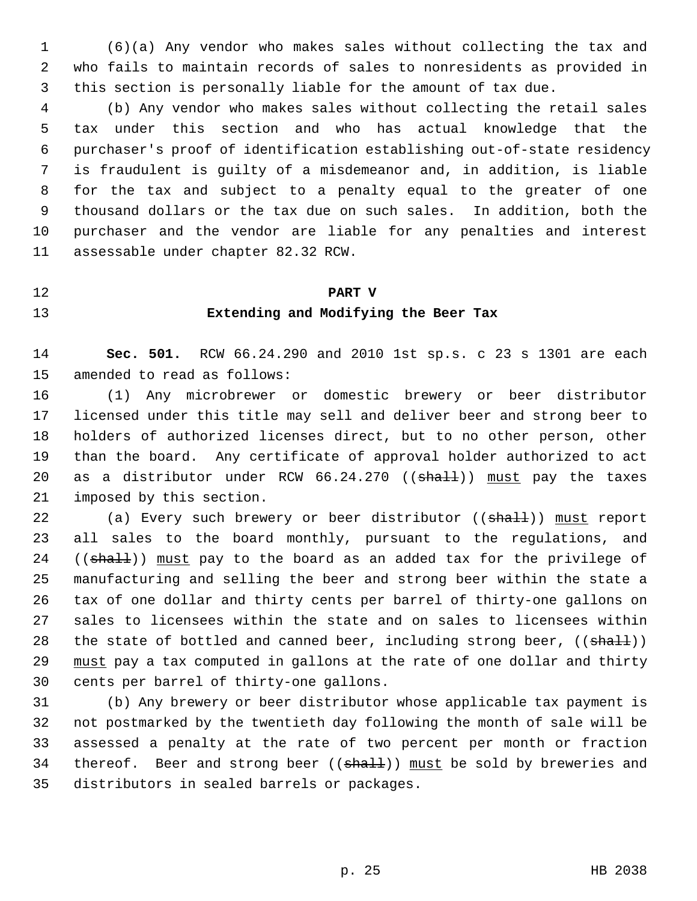(6)(a) Any vendor who makes sales without collecting the tax and who fails to maintain records of sales to nonresidents as provided in this section is personally liable for the amount of tax due.

(b) Any vendor who makes sales without collecting the retail sales tax under this section and who has actual knowledge that the purchaser's proof of identification establishing out-of-state residency is fraudulent is guilty of a misdemeanor and, in addition, is liable for the tax and subject to a penalty equal to the greater of one thousand dollars or the tax due on such sales. In addition, both the purchaser and the vendor are liable for any penalties and interest assessable under chapter 82.32 RCW.

## PART V
## Extending and Modifying the Beer Tax

**Sec. 501.** RCW 66.24.290 and 2010 1st sp.s. c 23 s 1301 are each amended to read as follows:

(1) Any microbrewer or domestic brewery or beer distributor licensed under this title may sell and deliver beer and strong beer to holders of authorized licenses direct, but to no other person, other than the board. Any certificate of approval holder authorized to act as a distributor under RCW 66.24.270 ((~~shall~~)) <u>must</u> pay the taxes imposed by this section.

(a) Every such brewery or beer distributor ((~~shall~~)) <u>must</u> report all sales to the board monthly, pursuant to the regulations, and ((~~shall~~)) <u>must</u> pay to the board as an added tax for the privilege of manufacturing and selling the beer and strong beer within the state a tax of one dollar and thirty cents per barrel of thirty-one gallons on sales to licensees within the state and on sales to licensees within the state of bottled and canned beer, including strong beer, ((~~shall~~)) <u>must</u> pay a tax computed in gallons at the rate of one dollar and thirty cents per barrel of thirty-one gallons.

(b) Any brewery or beer distributor whose applicable tax payment is not postmarked by the twentieth day following the month of sale will be assessed a penalty at the rate of two percent per month or fraction thereof. Beer and strong beer ((~~shall~~)) <u>must</u> be sold by breweries and distributors in sealed barrels or packages.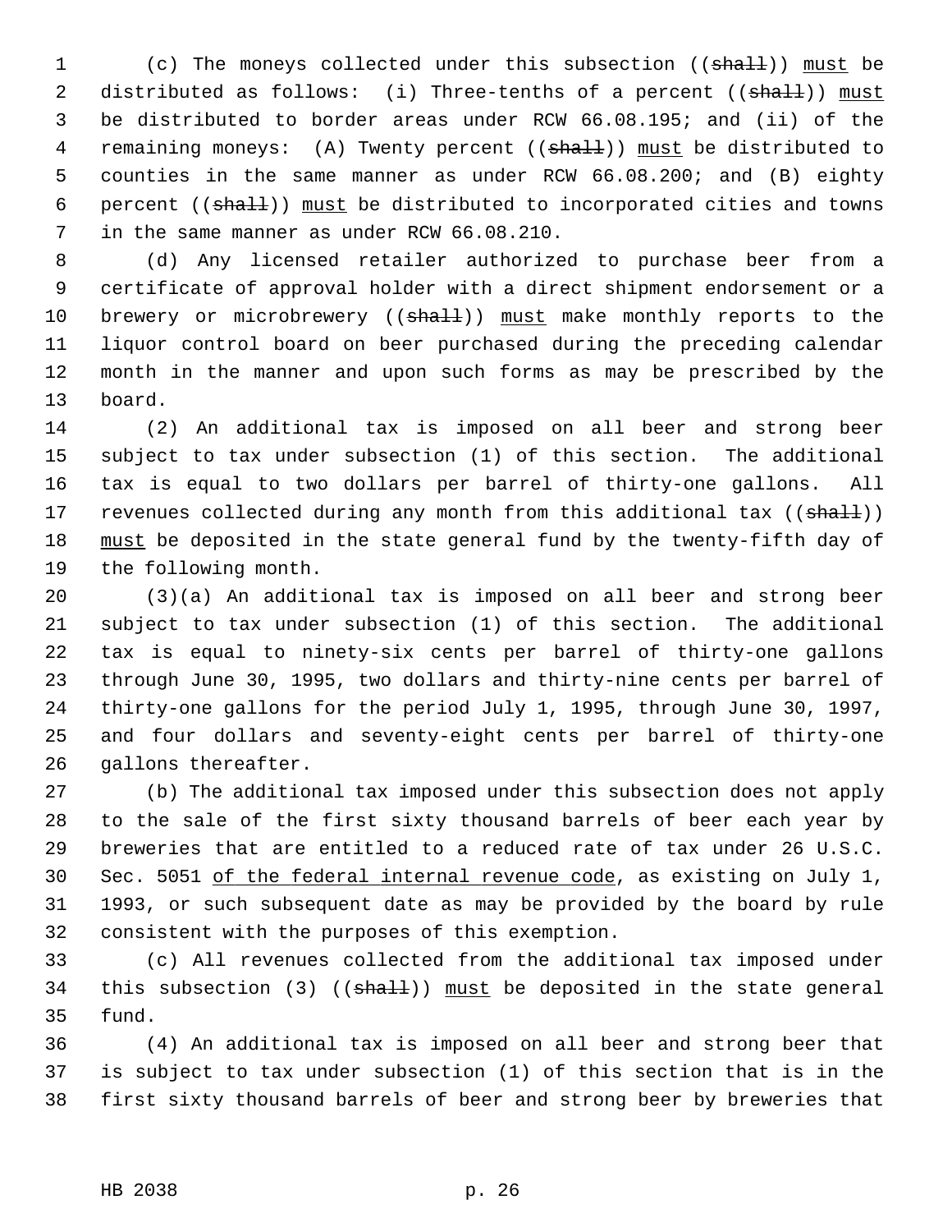(c) The moneys collected under this subsection ((~~shall~~)) must be distributed as follows: (i) Three-tenths of a percent ((~~shall~~)) must be distributed to border areas under RCW 66.08.195; and (ii) of the remaining moneys: (A) Twenty percent ((~~shall~~)) must be distributed to counties in the same manner as under RCW 66.08.200; and (B) eighty percent ((~~shall~~)) must be distributed to incorporated cities and towns in the same manner as under RCW 66.08.210.

(d) Any licensed retailer authorized to purchase beer from a certificate of approval holder with a direct shipment endorsement or a brewery or microbrewery ((~~shall~~)) must make monthly reports to the liquor control board on beer purchased during the preceding calendar month in the manner and upon such forms as may be prescribed by the board.

(2) An additional tax is imposed on all beer and strong beer subject to tax under subsection (1) of this section. The additional tax is equal to two dollars per barrel of thirty-one gallons. All revenues collected during any month from this additional tax ((~~shall~~)) must be deposited in the state general fund by the twenty-fifth day of the following month.

(3)(a) An additional tax is imposed on all beer and strong beer subject to tax under subsection (1) of this section. The additional tax is equal to ninety-six cents per barrel of thirty-one gallons through June 30, 1995, two dollars and thirty-nine cents per barrel of thirty-one gallons for the period July 1, 1995, through June 30, 1997, and four dollars and seventy-eight cents per barrel of thirty-one gallons thereafter.

(b) The additional tax imposed under this subsection does not apply to the sale of the first sixty thousand barrels of beer each year by breweries that are entitled to a reduced rate of tax under 26 U.S.C. Sec. 5051 of the federal internal revenue code, as existing on July 1, 1993, or such subsequent date as may be provided by the board by rule consistent with the purposes of this exemption.

(c) All revenues collected from the additional tax imposed under this subsection (3) ((~~shall~~)) must be deposited in the state general fund.

(4) An additional tax is imposed on all beer and strong beer that is subject to tax under subsection (1) of this section that is in the first sixty thousand barrels of beer and strong beer by breweries that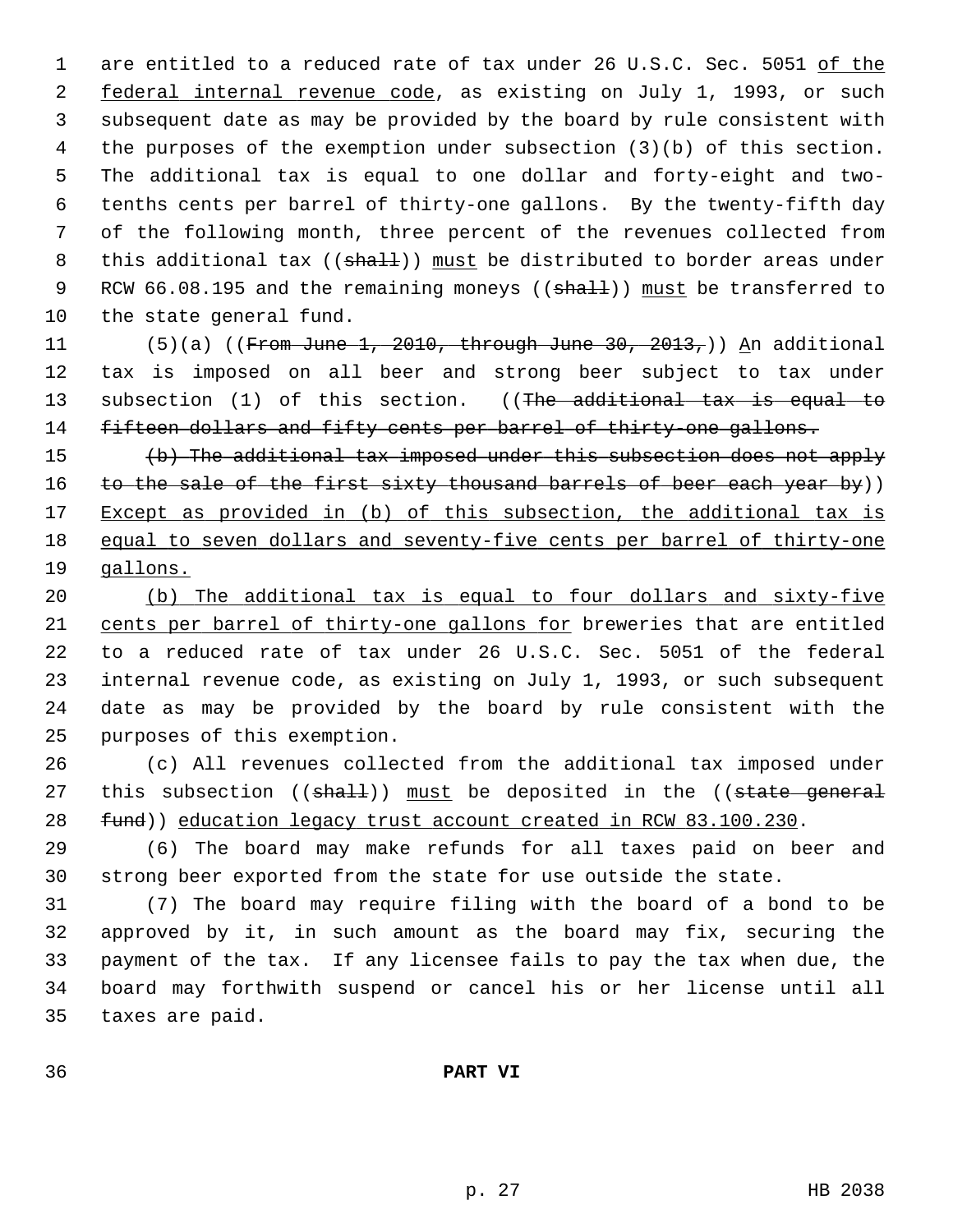are entitled to a reduced rate of tax under 26 U.S.C. Sec. 5051 of the federal internal revenue code, as existing on July 1, 1993, or such subsequent date as may be provided by the board by rule consistent with the purposes of the exemption under subsection (3)(b) of this section. The additional tax is equal to one dollar and forty-eight and two-tenths cents per barrel of thirty-one gallons. By the twenty-fifth day of the following month, three percent of the revenues collected from this additional tax ((~~shall~~)) must be distributed to border areas under RCW 66.08.195 and the remaining moneys ((~~shall~~)) must be transferred to the state general fund.

(5)(a) ((~~From June 1, 2010, through June 30, 2013,~~)) An additional tax is imposed on all beer and strong beer subject to tax under subsection (1) of this section. ((~~The additional tax is equal to fifteen dollars and fifty cents per barrel of thirty-one gallons.~~

~~(b) The additional tax imposed under this subsection does not apply to the sale of the first sixty thousand barrels of beer each year by~~)) Except as provided in (b) of this subsection, the additional tax is equal to seven dollars and seventy-five cents per barrel of thirty-one gallons.

(b) The additional tax is equal to four dollars and sixty-five cents per barrel of thirty-one gallons for breweries that are entitled to a reduced rate of tax under 26 U.S.C. Sec. 5051 of the federal internal revenue code, as existing on July 1, 1993, or such subsequent date as may be provided by the board by rule consistent with the purposes of this exemption.

(c) All revenues collected from the additional tax imposed under this subsection ((~~shall~~)) must be deposited in the ((~~state general fund~~)) education legacy trust account created in RCW 83.100.230.

(6) The board may make refunds for all taxes paid on beer and strong beer exported from the state for use outside the state.

(7) The board may require filing with the board of a bond to be approved by it, in such amount as the board may fix, securing the payment of the tax. If any licensee fails to pay the tax when due, the board may forthwith suspend or cancel his or her license until all taxes are paid.

## PART VI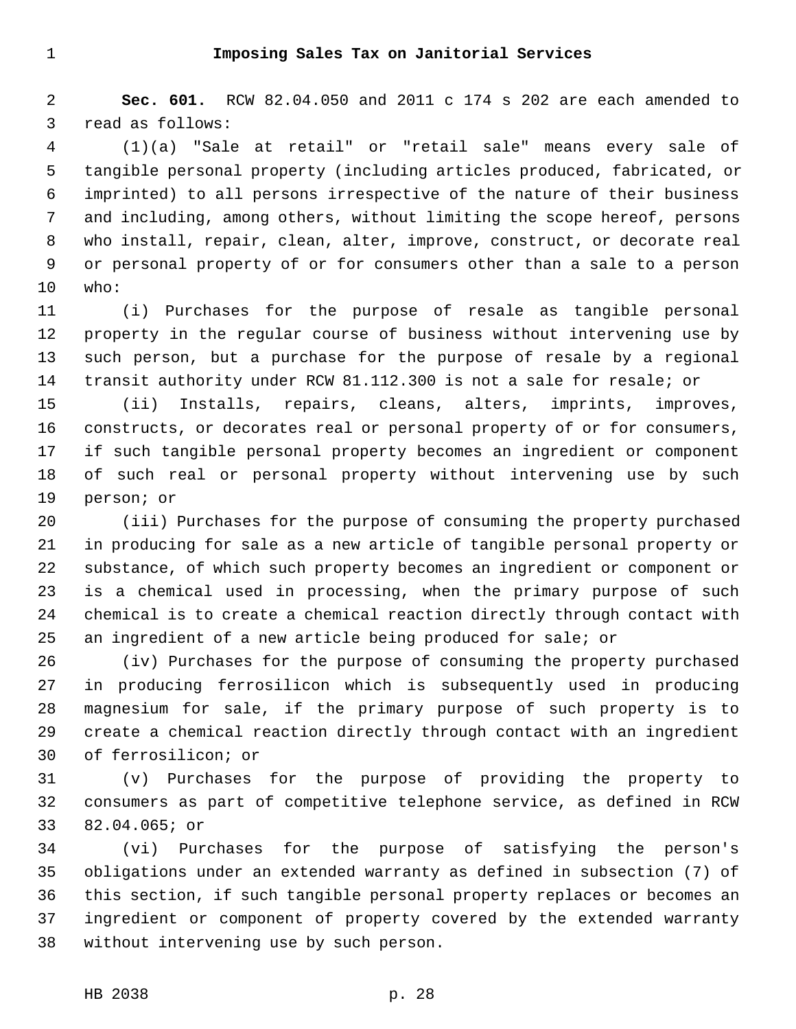## Imposing Sales Tax on Janitorial Services

**Sec. 601.** RCW 82.04.050 and 2011 c 174 s 202 are each amended to read as follows:

(1)(a) "Sale at retail" or "retail sale" means every sale of tangible personal property (including articles produced, fabricated, or imprinted) to all persons irrespective of the nature of their business and including, among others, without limiting the scope hereof, persons who install, repair, clean, alter, improve, construct, or decorate real or personal property of or for consumers other than a sale to a person who:

(i) Purchases for the purpose of resale as tangible personal property in the regular course of business without intervening use by such person, but a purchase for the purpose of resale by a regional transit authority under RCW 81.112.300 is not a sale for resale; or

(ii) Installs, repairs, cleans, alters, imprints, improves, constructs, or decorates real or personal property of or for consumers, if such tangible personal property becomes an ingredient or component of such real or personal property without intervening use by such person; or

(iii) Purchases for the purpose of consuming the property purchased in producing for sale as a new article of tangible personal property or substance, of which such property becomes an ingredient or component or is a chemical used in processing, when the primary purpose of such chemical is to create a chemical reaction directly through contact with an ingredient of a new article being produced for sale; or

(iv) Purchases for the purpose of consuming the property purchased in producing ferrosilicon which is subsequently used in producing magnesium for sale, if the primary purpose of such property is to create a chemical reaction directly through contact with an ingredient of ferrosilicon; or

(v) Purchases for the purpose of providing the property to consumers as part of competitive telephone service, as defined in RCW 82.04.065; or

(vi) Purchases for the purpose of satisfying the person's obligations under an extended warranty as defined in subsection (7) of this section, if such tangible personal property replaces or becomes an ingredient or component of property covered by the extended warranty without intervening use by such person.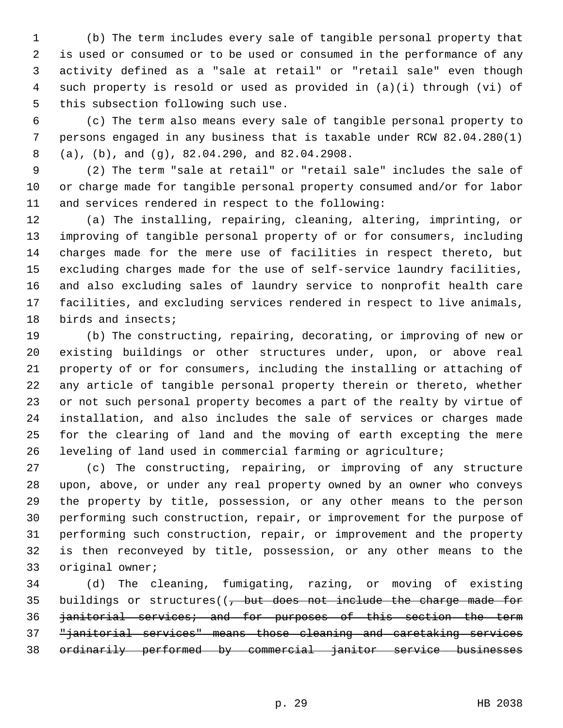(b) The term includes every sale of tangible personal property that is used or consumed or to be used or consumed in the performance of any activity defined as a "sale at retail" or "retail sale" even though such property is resold or used as provided in (a)(i) through (vi) of this subsection following such use.

(c) The term also means every sale of tangible personal property to persons engaged in any business that is taxable under RCW 82.04.280(1) (a), (b), and (g), 82.04.290, and 82.04.2908.

(2) The term "sale at retail" or "retail sale" includes the sale of or charge made for tangible personal property consumed and/or for labor and services rendered in respect to the following:

(a) The installing, repairing, cleaning, altering, imprinting, or improving of tangible personal property of or for consumers, including charges made for the mere use of facilities in respect thereto, but excluding charges made for the use of self-service laundry facilities, and also excluding sales of laundry service to nonprofit health care facilities, and excluding services rendered in respect to live animals, birds and insects;

(b) The constructing, repairing, decorating, or improving of new or existing buildings or other structures under, upon, or above real property of or for consumers, including the installing or attaching of any article of tangible personal property therein or thereto, whether or not such personal property becomes a part of the realty by virtue of installation, and also includes the sale of services or charges made for the clearing of land and the moving of earth excepting the mere leveling of land used in commercial farming or agriculture;

(c) The constructing, repairing, or improving of any structure upon, above, or under any real property owned by an owner who conveys the property by title, possession, or any other means to the person performing such construction, repair, or improvement for the purpose of performing such construction, repair, or improvement and the property is then reconveyed by title, possession, or any other means to the original owner;

(d) The cleaning, fumigating, razing, or moving of existing buildings or structures((~~, but does not include the charge made for janitorial services; and for purposes of this section the term "janitorial services" means those cleaning and caretaking services ordinarily performed by commercial janitor service businesses~~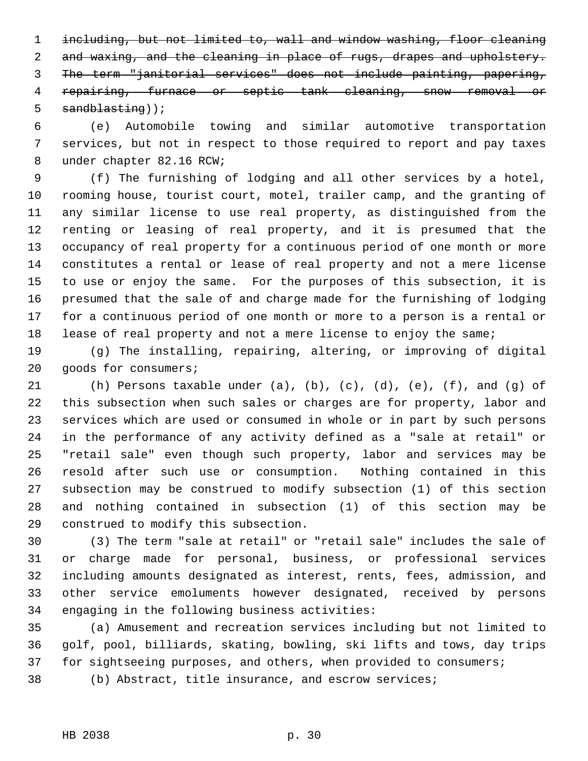~~including, but not limited to, wall and window washing, floor cleaning and waxing, and the cleaning in place of rugs, drapes and upholstery. The term "janitorial services" does not include painting, papering, repairing, furnace or septic tank cleaning, snow removal or sandblasting~~));

(e) Automobile towing and similar automotive transportation services, but not in respect to those required to report and pay taxes under chapter 82.16 RCW;

(f) The furnishing of lodging and all other services by a hotel, rooming house, tourist court, motel, trailer camp, and the granting of any similar license to use real property, as distinguished from the renting or leasing of real property, and it is presumed that the occupancy of real property for a continuous period of one month or more constitutes a rental or lease of real property and not a mere license to use or enjoy the same. For the purposes of this subsection, it is presumed that the sale of and charge made for the furnishing of lodging for a continuous period of one month or more to a person is a rental or lease of real property and not a mere license to enjoy the same;

(g) The installing, repairing, altering, or improving of digital goods for consumers;

(h) Persons taxable under (a), (b), (c), (d), (e), (f), and (g) of this subsection when such sales or charges are for property, labor and services which are used or consumed in whole or in part by such persons in the performance of any activity defined as a "sale at retail" or "retail sale" even though such property, labor and services may be resold after such use or consumption. Nothing contained in this subsection may be construed to modify subsection (1) of this section and nothing contained in subsection (1) of this section may be construed to modify this subsection.

(3) The term "sale at retail" or "retail sale" includes the sale of or charge made for personal, business, or professional services including amounts designated as interest, rents, fees, admission, and other service emoluments however designated, received by persons engaging in the following business activities:

(a) Amusement and recreation services including but not limited to golf, pool, billiards, skating, bowling, ski lifts and tows, day trips for sightseeing purposes, and others, when provided to consumers;

(b) Abstract, title insurance, and escrow services;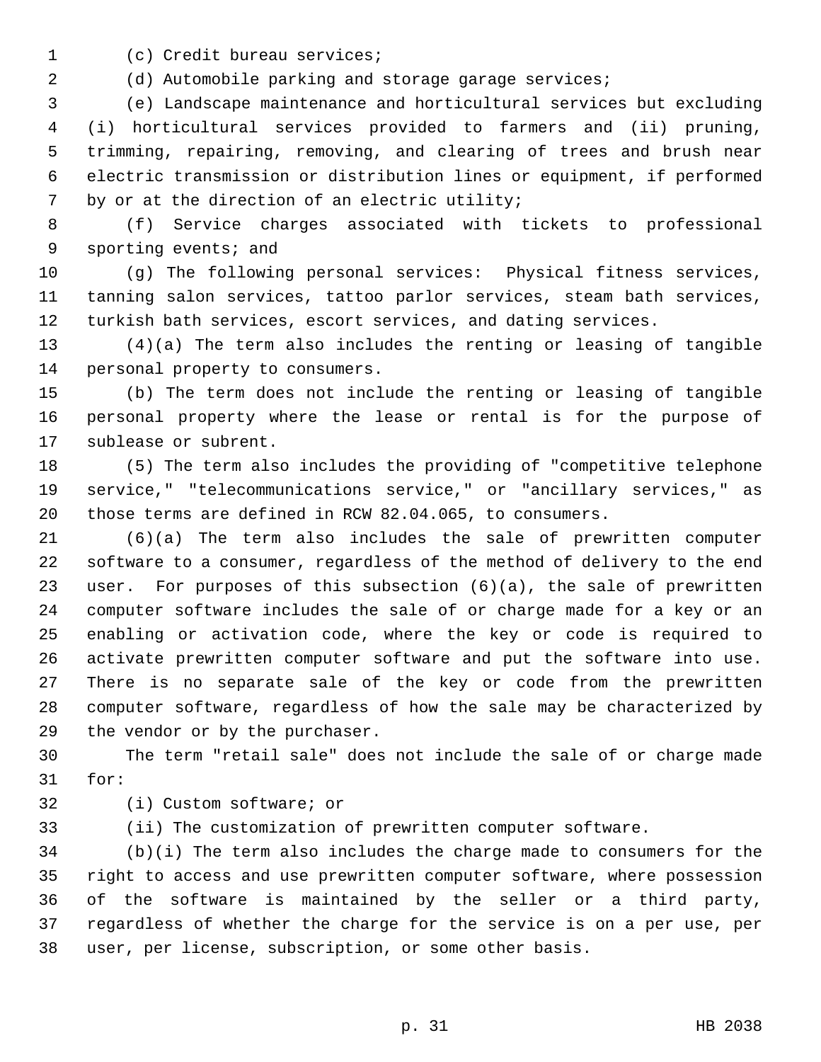(c) Credit bureau services;

(d) Automobile parking and storage garage services;

(e) Landscape maintenance and horticultural services but excluding (i) horticultural services provided to farmers and (ii) pruning, trimming, repairing, removing, and clearing of trees and brush near electric transmission or distribution lines or equipment, if performed by or at the direction of an electric utility;

(f) Service charges associated with tickets to professional sporting events; and

(g) The following personal services: Physical fitness services, tanning salon services, tattoo parlor services, steam bath services, turkish bath services, escort services, and dating services.

(4)(a) The term also includes the renting or leasing of tangible personal property to consumers.

(b) The term does not include the renting or leasing of tangible personal property where the lease or rental is for the purpose of sublease or subrent.

(5) The term also includes the providing of "competitive telephone service," "telecommunications service," or "ancillary services," as those terms are defined in RCW 82.04.065, to consumers.

(6)(a) The term also includes the sale of prewritten computer software to a consumer, regardless of the method of delivery to the end user. For purposes of this subsection (6)(a), the sale of prewritten computer software includes the sale of or charge made for a key or an enabling or activation code, where the key or code is required to activate prewritten computer software and put the software into use. There is no separate sale of the key or code from the prewritten computer software, regardless of how the sale may be characterized by the vendor or by the purchaser.

The term "retail sale" does not include the sale of or charge made for:

(i) Custom software; or

(ii) The customization of prewritten computer software.

(b)(i) The term also includes the charge made to consumers for the right to access and use prewritten computer software, where possession of the software is maintained by the seller or a third party, regardless of whether the charge for the service is on a per use, per user, per license, subscription, or some other basis.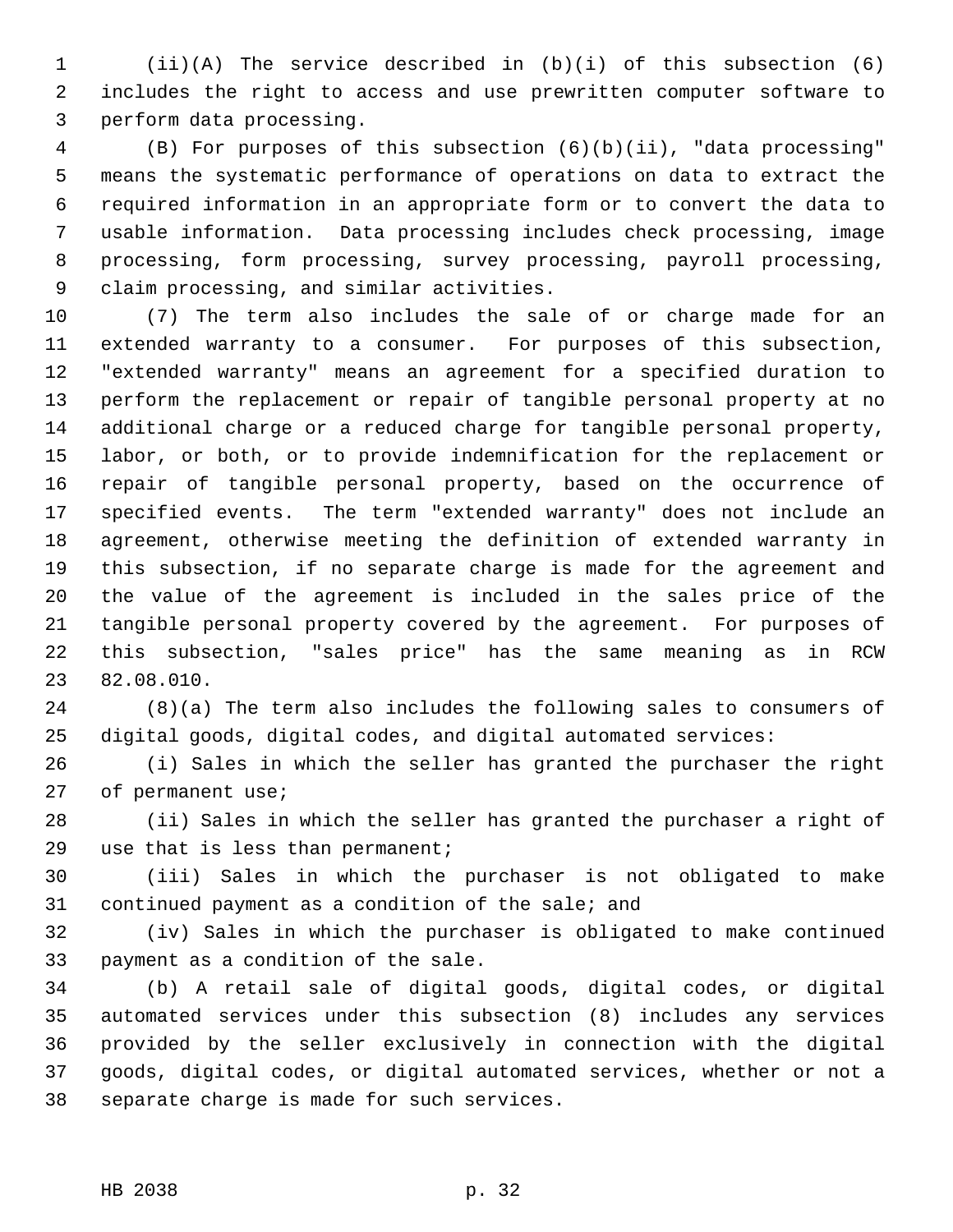(ii)(A) The service described in (b)(i) of this subsection (6) includes the right to access and use prewritten computer software to perform data processing.

(B) For purposes of this subsection (6)(b)(ii), "data processing" means the systematic performance of operations on data to extract the required information in an appropriate form or to convert the data to usable information. Data processing includes check processing, image processing, form processing, survey processing, payroll processing, claim processing, and similar activities.

(7) The term also includes the sale of or charge made for an extended warranty to a consumer. For purposes of this subsection, "extended warranty" means an agreement for a specified duration to perform the replacement or repair of tangible personal property at no additional charge or a reduced charge for tangible personal property, labor, or both, or to provide indemnification for the replacement or repair of tangible personal property, based on the occurrence of specified events. The term "extended warranty" does not include an agreement, otherwise meeting the definition of extended warranty in this subsection, if no separate charge is made for the agreement and the value of the agreement is included in the sales price of the tangible personal property covered by the agreement. For purposes of this subsection, "sales price" has the same meaning as in RCW 82.08.010.

(8)(a) The term also includes the following sales to consumers of digital goods, digital codes, and digital automated services:

(i) Sales in which the seller has granted the purchaser the right of permanent use;

(ii) Sales in which the seller has granted the purchaser a right of use that is less than permanent;

(iii) Sales in which the purchaser is not obligated to make continued payment as a condition of the sale; and

(iv) Sales in which the purchaser is obligated to make continued payment as a condition of the sale.

(b) A retail sale of digital goods, digital codes, or digital automated services under this subsection (8) includes any services provided by the seller exclusively in connection with the digital goods, digital codes, or digital automated services, whether or not a separate charge is made for such services.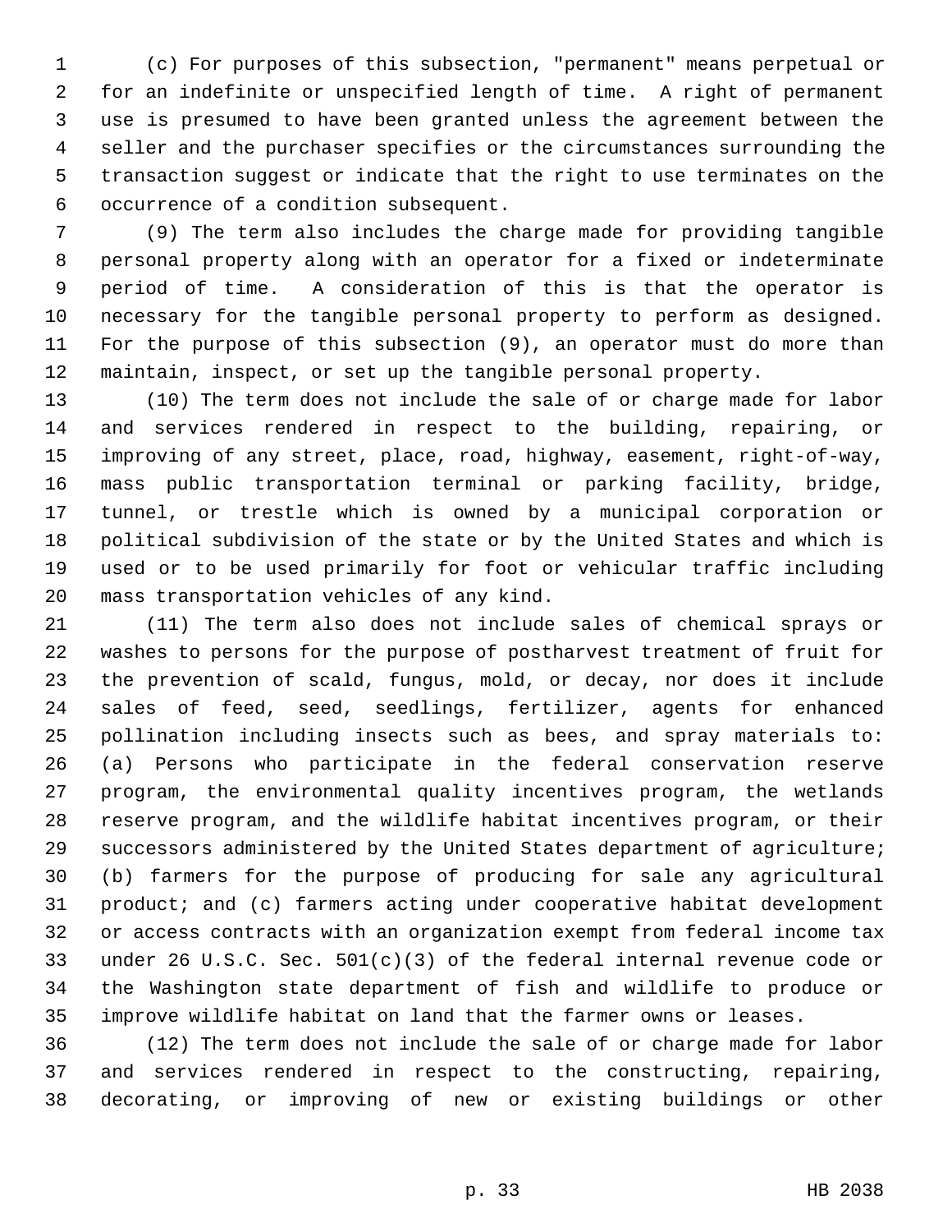(c) For purposes of this subsection, "permanent" means perpetual or for an indefinite or unspecified length of time. A right of permanent use is presumed to have been granted unless the agreement between the seller and the purchaser specifies or the circumstances surrounding the transaction suggest or indicate that the right to use terminates on the occurrence of a condition subsequent.

(9) The term also includes the charge made for providing tangible personal property along with an operator for a fixed or indeterminate period of time. A consideration of this is that the operator is necessary for the tangible personal property to perform as designed. For the purpose of this subsection (9), an operator must do more than maintain, inspect, or set up the tangible personal property.

(10) The term does not include the sale of or charge made for labor and services rendered in respect to the building, repairing, or improving of any street, place, road, highway, easement, right-of-way, mass public transportation terminal or parking facility, bridge, tunnel, or trestle which is owned by a municipal corporation or political subdivision of the state or by the United States and which is used or to be used primarily for foot or vehicular traffic including mass transportation vehicles of any kind.

(11) The term also does not include sales of chemical sprays or washes to persons for the purpose of postharvest treatment of fruit for the prevention of scald, fungus, mold, or decay, nor does it include sales of feed, seed, seedlings, fertilizer, agents for enhanced pollination including insects such as bees, and spray materials to: (a) Persons who participate in the federal conservation reserve program, the environmental quality incentives program, the wetlands reserve program, and the wildlife habitat incentives program, or their successors administered by the United States department of agriculture; (b) farmers for the purpose of producing for sale any agricultural product; and (c) farmers acting under cooperative habitat development or access contracts with an organization exempt from federal income tax under 26 U.S.C. Sec. 501(c)(3) of the federal internal revenue code or the Washington state department of fish and wildlife to produce or improve wildlife habitat on land that the farmer owns or leases.

(12) The term does not include the sale of or charge made for labor and services rendered in respect to the constructing, repairing, decorating, or improving of new or existing buildings or other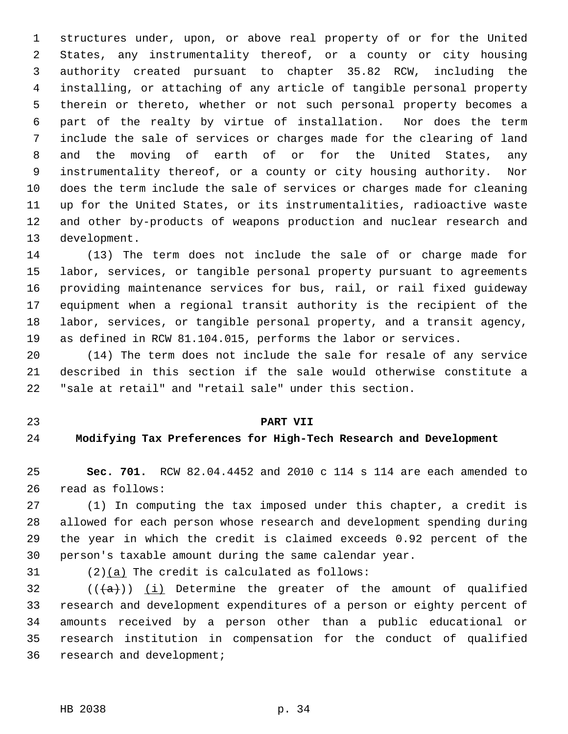structures under, upon, or above real property of or for the United States, any instrumentality thereof, or a county or city housing authority created pursuant to chapter 35.82 RCW, including the installing, or attaching of any article of tangible personal property therein or thereto, whether or not such personal property becomes a part of the realty by virtue of installation. Nor does the term include the sale of services or charges made for the clearing of land and the moving of earth of or for the United States, any instrumentality thereof, or a county or city housing authority. Nor does the term include the sale of services or charges made for cleaning up for the United States, or its instrumentalities, radioactive waste and other by-products of weapons production and nuclear research and development.

(13) The term does not include the sale of or charge made for labor, services, or tangible personal property pursuant to agreements providing maintenance services for bus, rail, or rail fixed guideway equipment when a regional transit authority is the recipient of the labor, services, or tangible personal property, and a transit agency, as defined in RCW 81.104.015, performs the labor or services.

(14) The term does not include the sale for resale of any service described in this section if the sale would otherwise constitute a "sale at retail" and "retail sale" under this section.

**PART VII**

**Modifying Tax Preferences for High-Tech Research and Development**

**Sec. 701.** RCW 82.04.4452 and 2010 c 114 s 114 are each amended to read as follows:

(1) In computing the tax imposed under this chapter, a credit is allowed for each person whose research and development spending during the year in which the credit is claimed exceeds 0.92 percent of the person's taxable amount during the same calendar year.

(2)(a) The credit is calculated as follows:

(((a))) (i) Determine the greater of the amount of qualified research and development expenditures of a person or eighty percent of amounts received by a person other than a public educational or research institution in compensation for the conduct of qualified research and development;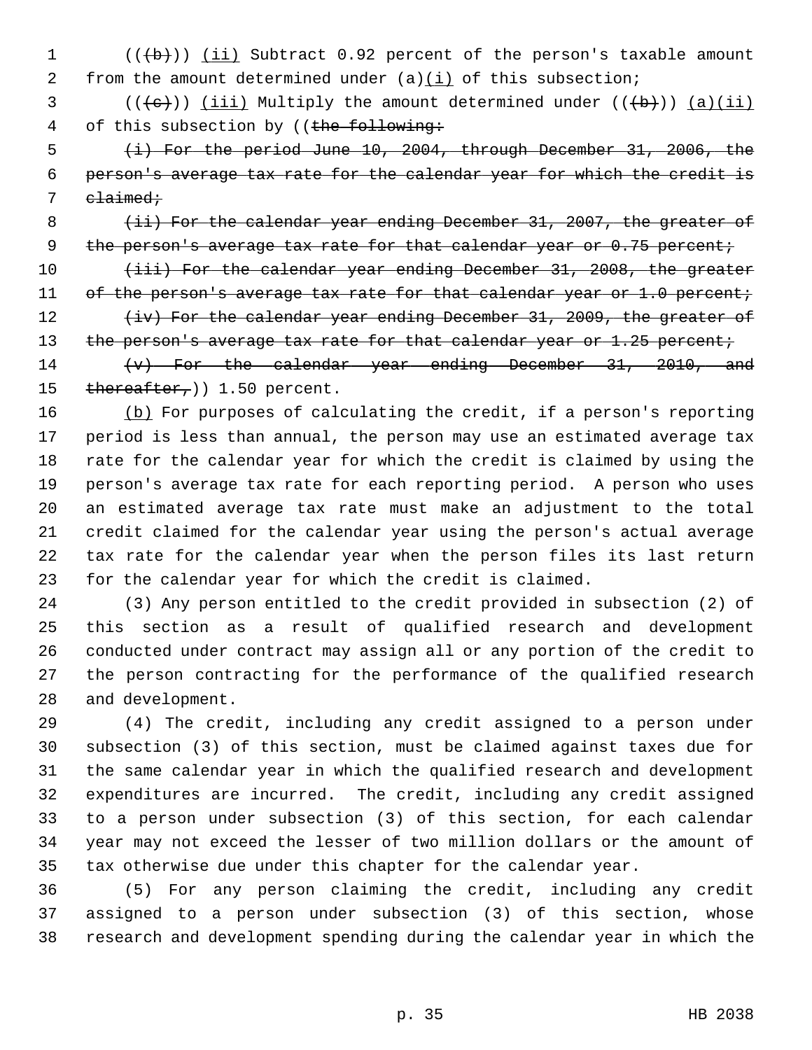((~~(b)~~)) <u>(ii)</u> Subtract 0.92 percent of the person's taxable amount from the amount determined under (a)<u>(i)</u> of this subsection;

((~~(c)~~)) <u>(iii)</u> Multiply the amount determined under ((~~(b)~~)) <u>(a)(ii)</u> of this subsection by ((~~the following:~~

~~(i) For the period June 10, 2004, through December 31, 2006, the person's average tax rate for the calendar year for which the credit is claimed;~~

~~(ii) For the calendar year ending December 31, 2007, the greater of the person's average tax rate for that calendar year or 0.75 percent;~~

~~(iii) For the calendar year ending December 31, 2008, the greater of the person's average tax rate for that calendar year or 1.0 percent;~~

~~(iv) For the calendar year ending December 31, 2009, the greater of the person's average tax rate for that calendar year or 1.25 percent;~~

~~(v) For the calendar year ending December 31, 2010, and thereafter,~~)) 1.50 percent.

<u>(b)</u> For purposes of calculating the credit, if a person's reporting period is less than annual, the person may use an estimated average tax rate for the calendar year for which the credit is claimed by using the person's average tax rate for each reporting period. A person who uses an estimated average tax rate must make an adjustment to the total credit claimed for the calendar year using the person's actual average tax rate for the calendar year when the person files its last return for the calendar year for which the credit is claimed.

(3) Any person entitled to the credit provided in subsection (2) of this section as a result of qualified research and development conducted under contract may assign all or any portion of the credit to the person contracting for the performance of the qualified research and development.

(4) The credit, including any credit assigned to a person under subsection (3) of this section, must be claimed against taxes due for the same calendar year in which the qualified research and development expenditures are incurred. The credit, including any credit assigned to a person under subsection (3) of this section, for each calendar year may not exceed the lesser of two million dollars or the amount of tax otherwise due under this chapter for the calendar year.

(5) For any person claiming the credit, including any credit assigned to a person under subsection (3) of this section, whose research and development spending during the calendar year in which the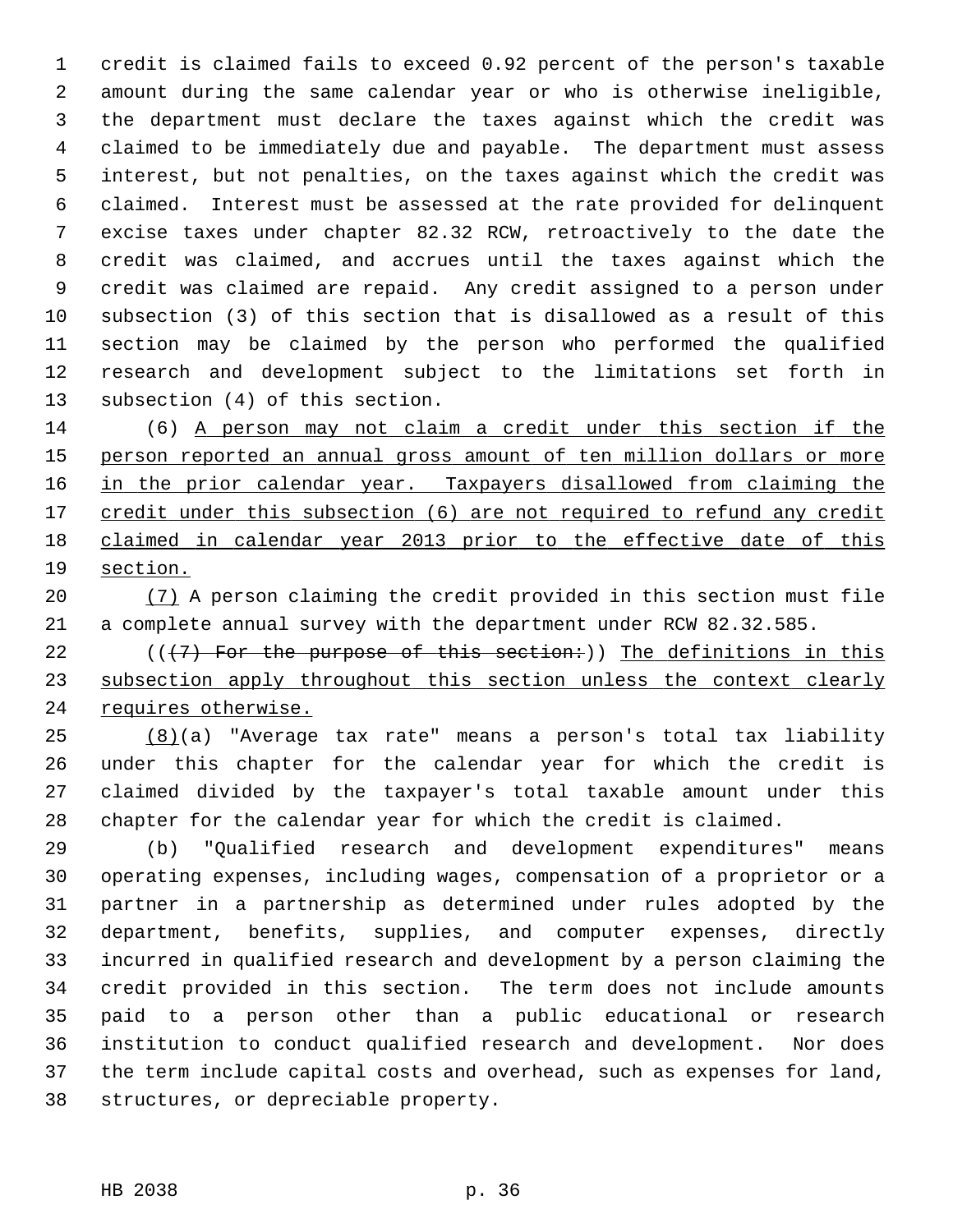credit is claimed fails to exceed 0.92 percent of the person's taxable amount during the same calendar year or who is otherwise ineligible, the department must declare the taxes against which the credit was claimed to be immediately due and payable. The department must assess interest, but not penalties, on the taxes against which the credit was claimed. Interest must be assessed at the rate provided for delinquent excise taxes under chapter 82.32 RCW, retroactively to the date the credit was claimed, and accrues until the taxes against which the credit was claimed are repaid. Any credit assigned to a person under subsection (3) of this section that is disallowed as a result of this section may be claimed by the person who performed the qualified research and development subject to the limitations set forth in subsection (4) of this section.

(6) <u>A person may not claim a credit under this section if the person reported an annual gross amount of ten million dollars or more in the prior calendar year. Taxpayers disallowed from claiming the credit under this subsection (6) are not required to refund any credit claimed in calendar year 2013 prior to the effective date of this section.</u>

<u>(7)</u> A person claiming the credit provided in this section must file a complete annual survey with the department under RCW 82.32.585.

((~~(7) For the purpose of this section:~~)) <u>The definitions in this subsection apply throughout this section unless the context clearly requires otherwise.</u>

<u>(8)</u>(a) "Average tax rate" means a person's total tax liability under this chapter for the calendar year for which the credit is claimed divided by the taxpayer's total taxable amount under this chapter for the calendar year for which the credit is claimed.

(b) "Qualified research and development expenditures" means operating expenses, including wages, compensation of a proprietor or a partner in a partnership as determined under rules adopted by the department, benefits, supplies, and computer expenses, directly incurred in qualified research and development by a person claiming the credit provided in this section. The term does not include amounts paid to a person other than a public educational or research institution to conduct qualified research and development. Nor does the term include capital costs and overhead, such as expenses for land, structures, or depreciable property.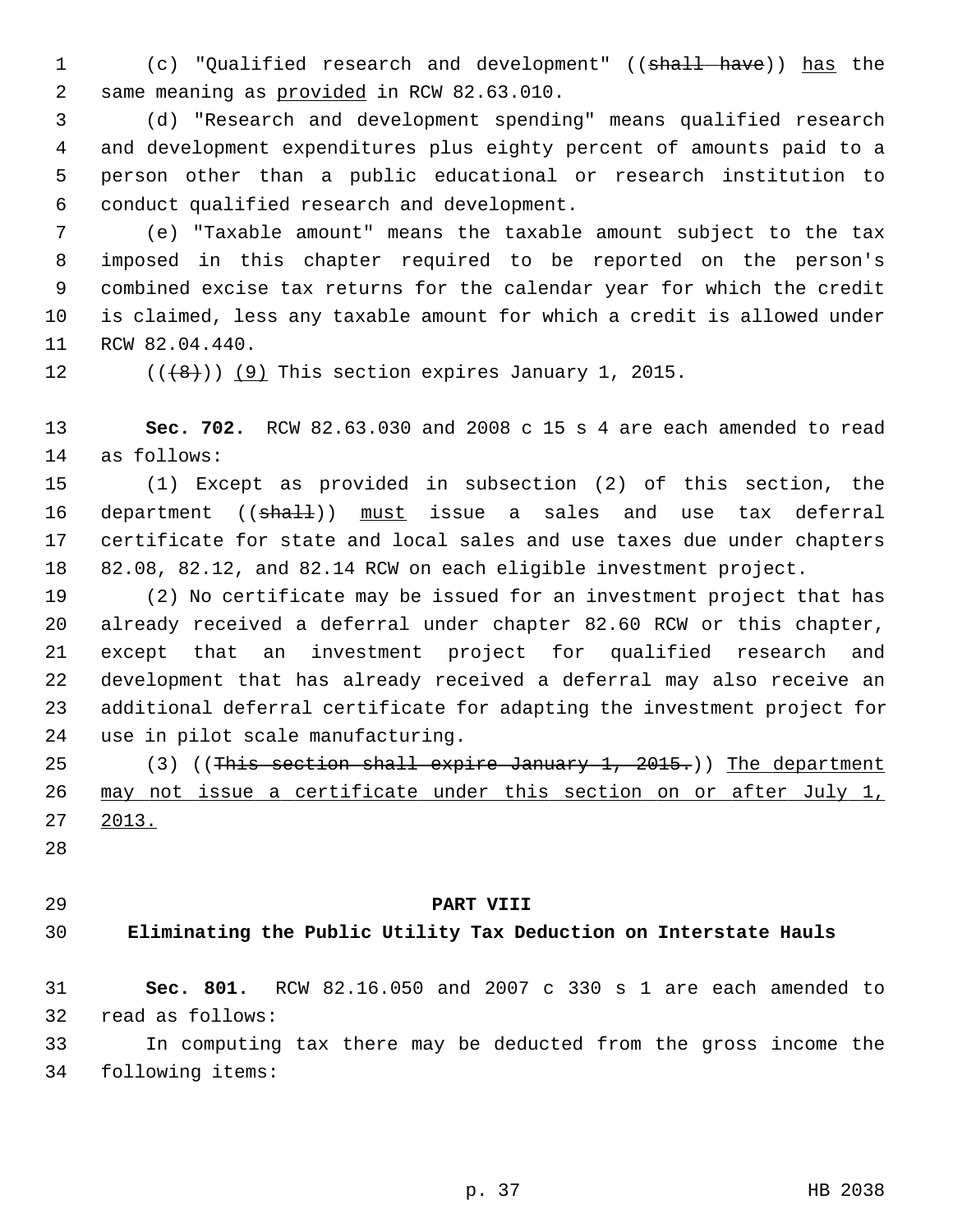(c) "Qualified research and development" ((~~shall have~~)) has the same meaning as provided in RCW 82.63.010.

(d) "Research and development spending" means qualified research and development expenditures plus eighty percent of amounts paid to a person other than a public educational or research institution to conduct qualified research and development.

(e) "Taxable amount" means the taxable amount subject to the tax imposed in this chapter required to be reported on the person's combined excise tax returns for the calendar year for which the credit is claimed, less any taxable amount for which a credit is allowed under RCW 82.04.440.

((~~(8)~~)) (9) This section expires January 1, 2015.

**Sec. 702.** RCW 82.63.030 and 2008 c 15 s 4 are each amended to read as follows:

(1) Except as provided in subsection (2) of this section, the department ((~~shall~~)) must issue a sales and use tax deferral certificate for state and local sales and use taxes due under chapters 82.08, 82.12, and 82.14 RCW on each eligible investment project.

(2) No certificate may be issued for an investment project that has already received a deferral under chapter 82.60 RCW or this chapter, except that an investment project for qualified research and development that has already received a deferral may also receive an additional deferral certificate for adapting the investment project for use in pilot scale manufacturing.

(3) ((~~This section shall expire January 1, 2015.~~)) The department may not issue a certificate under this section on or after July 1, 2013.

## PART VIII
## Eliminating the Public Utility Tax Deduction on Interstate Hauls

**Sec. 801.** RCW 82.16.050 and 2007 c 330 s 1 are each amended to read as follows:

In computing tax there may be deducted from the gross income the following items: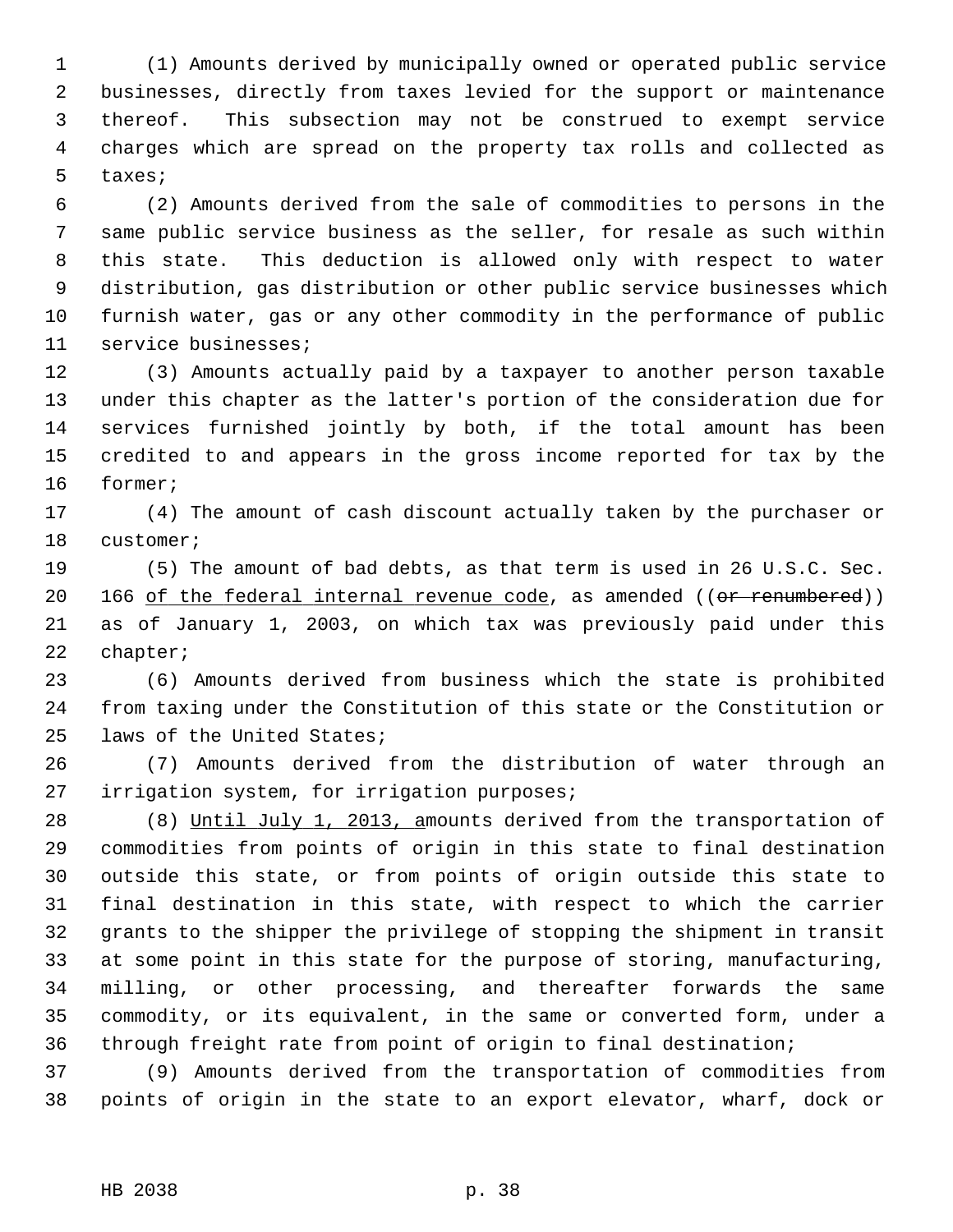(1) Amounts derived by municipally owned or operated public service businesses, directly from taxes levied for the support or maintenance thereof. This subsection may not be construed to exempt service charges which are spread on the property tax rolls and collected as taxes;

(2) Amounts derived from the sale of commodities to persons in the same public service business as the seller, for resale as such within this state. This deduction is allowed only with respect to water distribution, gas distribution or other public service businesses which furnish water, gas or any other commodity in the performance of public service businesses;

(3) Amounts actually paid by a taxpayer to another person taxable under this chapter as the latter's portion of the consideration due for services furnished jointly by both, if the total amount has been credited to and appears in the gross income reported for tax by the former;

(4) The amount of cash discount actually taken by the purchaser or customer;

(5) The amount of bad debts, as that term is used in 26 U.S.C. Sec. 166 <u>of the federal internal revenue code</u>, as amended ((~~or renumbered~~)) as of January 1, 2003, on which tax was previously paid under this chapter;

(6) Amounts derived from business which the state is prohibited from taxing under the Constitution of this state or the Constitution or laws of the United States;

(7) Amounts derived from the distribution of water through an irrigation system, for irrigation purposes;

(8) <u>Until July 1, 2013, a</u>mounts derived from the transportation of commodities from points of origin in this state to final destination outside this state, or from points of origin outside this state to final destination in this state, with respect to which the carrier grants to the shipper the privilege of stopping the shipment in transit at some point in this state for the purpose of storing, manufacturing, milling, or other processing, and thereafter forwards the same commodity, or its equivalent, in the same or converted form, under a through freight rate from point of origin to final destination;

(9) Amounts derived from the transportation of commodities from points of origin in the state to an export elevator, wharf, dock or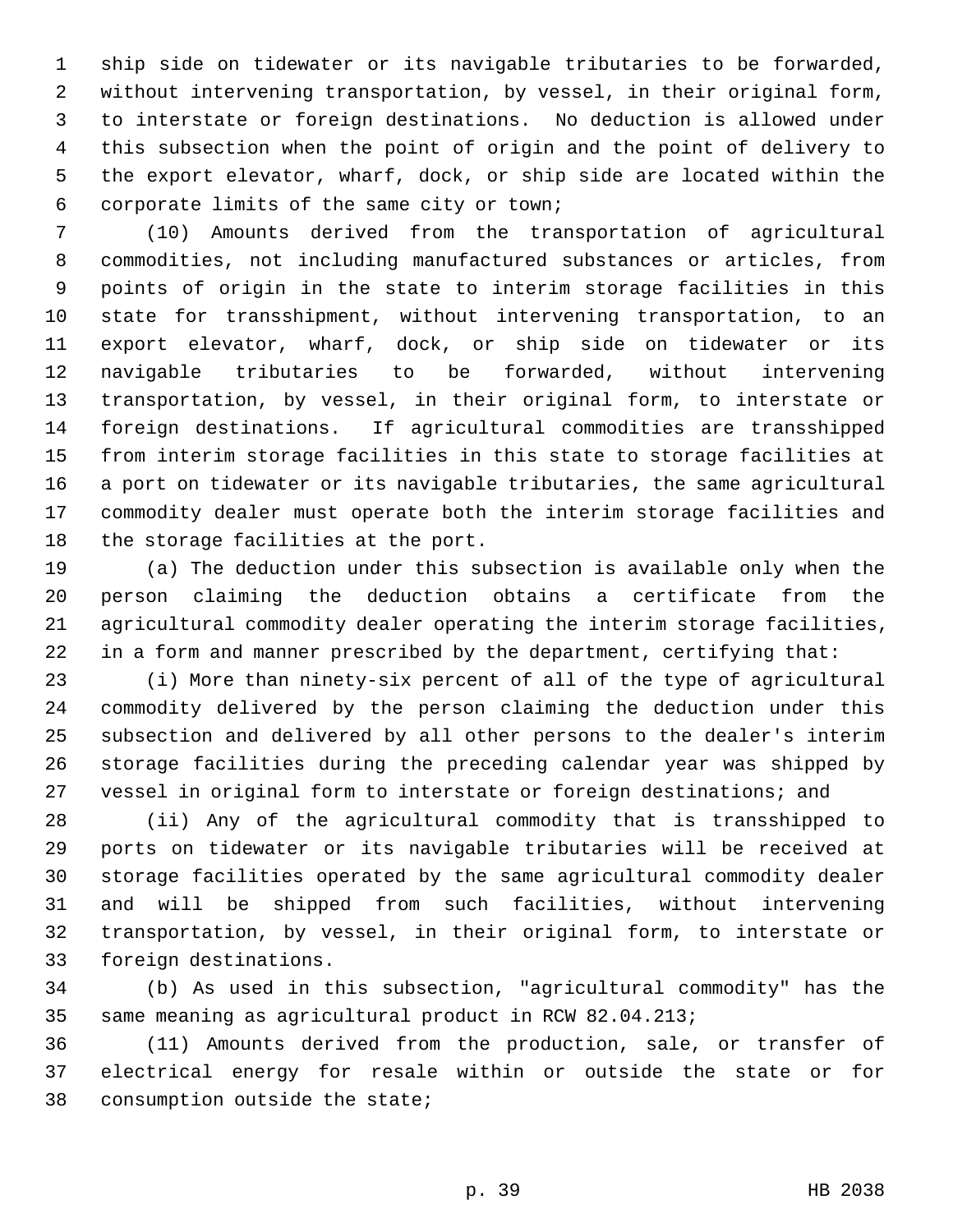ship side on tidewater or its navigable tributaries to be forwarded, without intervening transportation, by vessel, in their original form, to interstate or foreign destinations. No deduction is allowed under this subsection when the point of origin and the point of delivery to the export elevator, wharf, dock, or ship side are located within the corporate limits of the same city or town;

(10) Amounts derived from the transportation of agricultural commodities, not including manufactured substances or articles, from points of origin in the state to interim storage facilities in this state for transshipment, without intervening transportation, to an export elevator, wharf, dock, or ship side on tidewater or its navigable tributaries to be forwarded, without intervening transportation, by vessel, in their original form, to interstate or foreign destinations. If agricultural commodities are transshipped from interim storage facilities in this state to storage facilities at a port on tidewater or its navigable tributaries, the same agricultural commodity dealer must operate both the interim storage facilities and the storage facilities at the port.

(a) The deduction under this subsection is available only when the person claiming the deduction obtains a certificate from the agricultural commodity dealer operating the interim storage facilities, in a form and manner prescribed by the department, certifying that:

(i) More than ninety-six percent of all of the type of agricultural commodity delivered by the person claiming the deduction under this subsection and delivered by all other persons to the dealer's interim storage facilities during the preceding calendar year was shipped by vessel in original form to interstate or foreign destinations; and

(ii) Any of the agricultural commodity that is transshipped to ports on tidewater or its navigable tributaries will be received at storage facilities operated by the same agricultural commodity dealer and will be shipped from such facilities, without intervening transportation, by vessel, in their original form, to interstate or foreign destinations.

(b) As used in this subsection, "agricultural commodity" has the same meaning as agricultural product in RCW 82.04.213;

(11) Amounts derived from the production, sale, or transfer of electrical energy for resale within or outside the state or for consumption outside the state;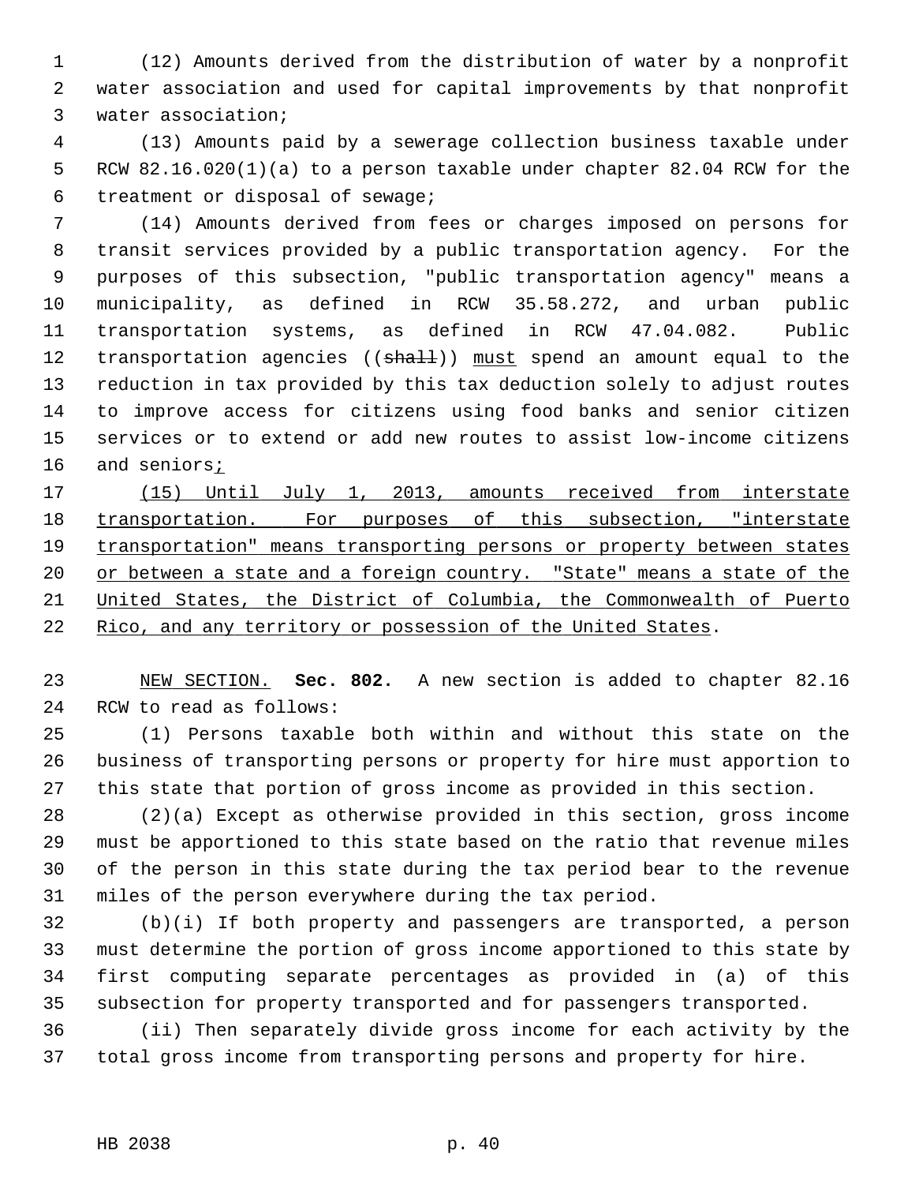(12) Amounts derived from the distribution of water by a nonprofit water association and used for capital improvements by that nonprofit water association;

(13) Amounts paid by a sewerage collection business taxable under RCW 82.16.020(1)(a) to a person taxable under chapter 82.04 RCW for the treatment or disposal of sewage;

(14) Amounts derived from fees or charges imposed on persons for transit services provided by a public transportation agency. For the purposes of this subsection, "public transportation agency" means a municipality, as defined in RCW 35.58.272, and urban public transportation systems, as defined in RCW 47.04.082. Public transportation agencies ((~~shall~~)) <u>must</u> spend an amount equal to the reduction in tax provided by this tax deduction solely to adjust routes to improve access for citizens using food banks and senior citizen services or to extend or add new routes to assist low-income citizens and seniors<u>;</u>

<u>(15) Until July 1, 2013, amounts received from interstate transportation. For purposes of this subsection, "interstate transportation" means transporting persons or property between states or between a state and a foreign country. "State" means a state of the United States, the District of Columbia, the Commonwealth of Puerto Rico, and any territory or possession of the United States</u>.

<u>NEW SECTION.</u> **Sec. 802.** A new section is added to chapter 82.16 RCW to read as follows:

(1) Persons taxable both within and without this state on the business of transporting persons or property for hire must apportion to this state that portion of gross income as provided in this section.

(2)(a) Except as otherwise provided in this section, gross income must be apportioned to this state based on the ratio that revenue miles of the person in this state during the tax period bear to the revenue miles of the person everywhere during the tax period.

(b)(i) If both property and passengers are transported, a person must determine the portion of gross income apportioned to this state by first computing separate percentages as provided in (a) of this subsection for property transported and for passengers transported.

(ii) Then separately divide gross income for each activity by the total gross income from transporting persons and property for hire.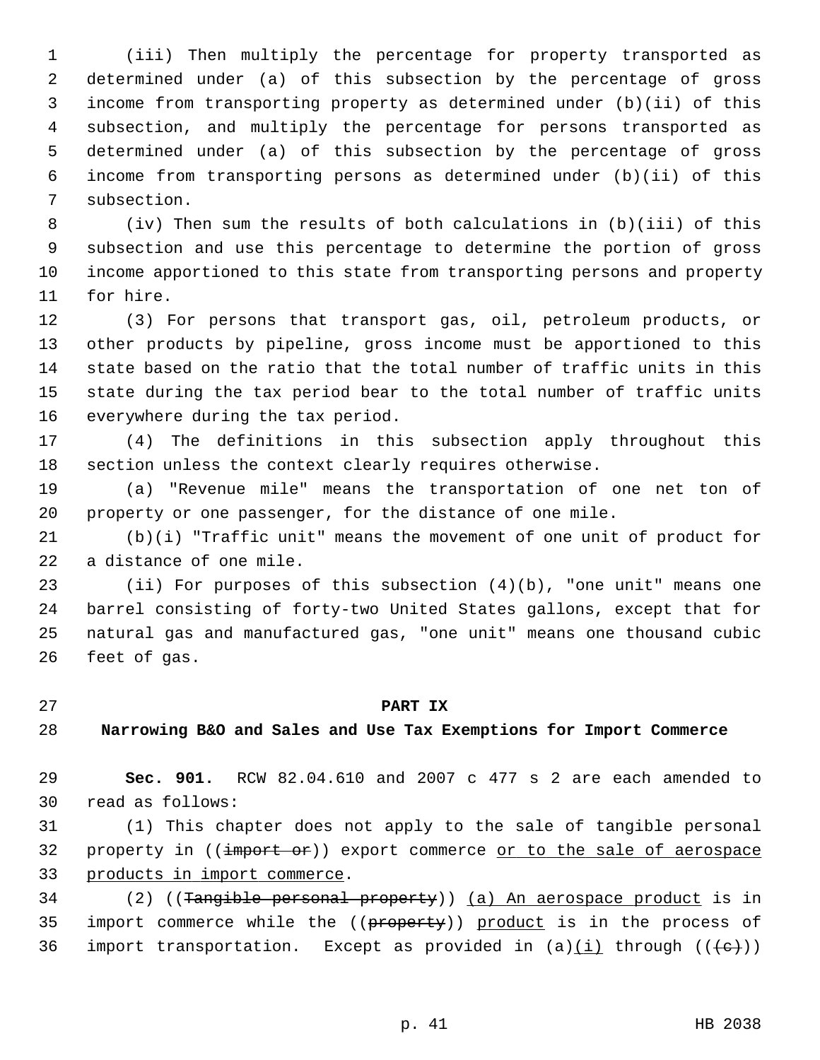(iii) Then multiply the percentage for property transported as determined under (a) of this subsection by the percentage of gross income from transporting property as determined under (b)(ii) of this subsection, and multiply the percentage for persons transported as determined under (a) of this subsection by the percentage of gross income from transporting persons as determined under (b)(ii) of this subsection.

(iv) Then sum the results of both calculations in (b)(iii) of this subsection and use this percentage to determine the portion of gross income apportioned to this state from transporting persons and property for hire.

(3) For persons that transport gas, oil, petroleum products, or other products by pipeline, gross income must be apportioned to this state based on the ratio that the total number of traffic units in this state during the tax period bear to the total number of traffic units everywhere during the tax period.

(4) The definitions in this subsection apply throughout this section unless the context clearly requires otherwise.

(a) "Revenue mile" means the transportation of one net ton of property or one passenger, for the distance of one mile.

(b)(i) "Traffic unit" means the movement of one unit of product for a distance of one mile.

(ii) For purposes of this subsection (4)(b), "one unit" means one barrel consisting of forty-two United States gallons, except that for natural gas and manufactured gas, "one unit" means one thousand cubic feet of gas.

## PART IX

## Narrowing B&O and Sales and Use Tax Exemptions for Import Commerce

**Sec. 901.** RCW 82.04.610 and 2007 c 477 s 2 are each amended to read as follows:

(1) This chapter does not apply to the sale of tangible personal property in ((~~import or~~)) export commerce <u>or to the sale of aerospace products in import commerce</u>.

(2) ((~~Tangible personal property~~)) <u>(a) An aerospace product</u> is in import commerce while the ((~~property~~)) <u>product</u> is in the process of import transportation. Except as provided in (a)<u>(i)</u> through ((~~(c)~~))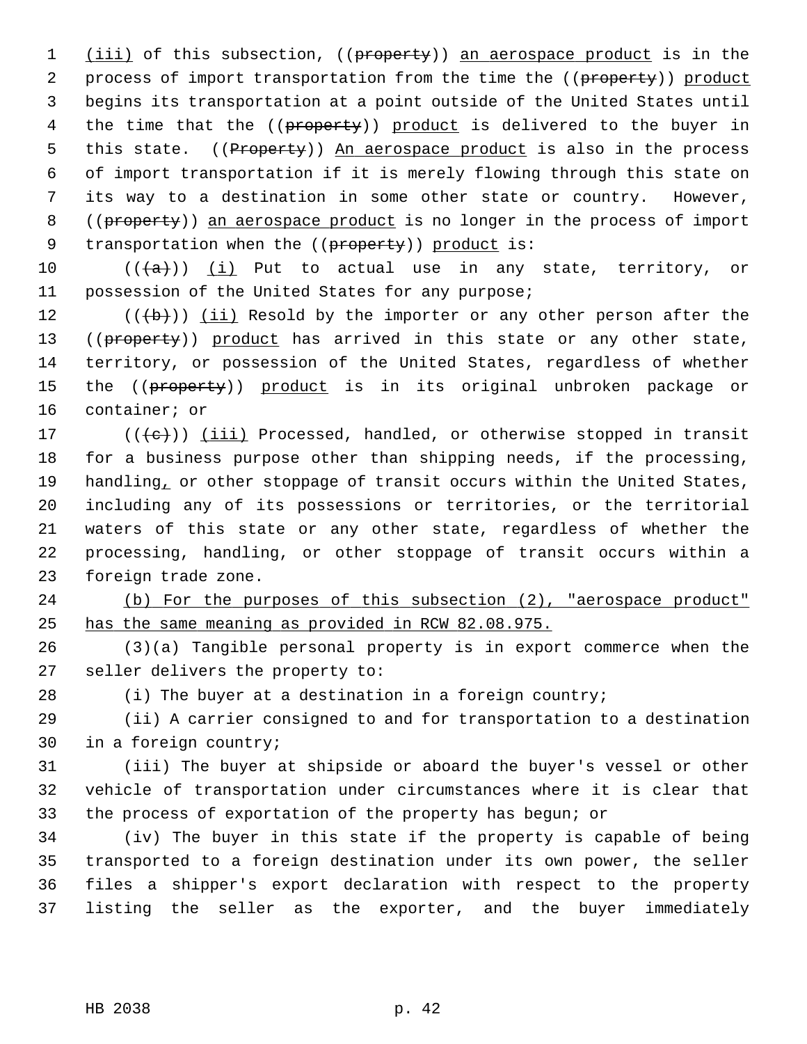(iii) of this subsection, ((property)) an aerospace product is in the process of import transportation from the time the ((property)) product begins its transportation at a point outside of the United States until the time that the ((property)) product is delivered to the buyer in this state. ((Property)) An aerospace product is also in the process of import transportation if it is merely flowing through this state on its way to a destination in some other state or country. However, ((property)) an aerospace product is no longer in the process of import transportation when the ((property)) product is:

(((a))) (i) Put to actual use in any state, territory, or possession of the United States for any purpose;

(((b))) (ii) Resold by the importer or any other person after the ((property)) product has arrived in this state or any other state, territory, or possession of the United States, regardless of whether the ((property)) product is in its original unbroken package or container; or

(((c))) (iii) Processed, handled, or otherwise stopped in transit for a business purpose other than shipping needs, if the processing, handling, or other stoppage of transit occurs within the United States, including any of its possessions or territories, or the territorial waters of this state or any other state, regardless of whether the processing, handling, or other stoppage of transit occurs within a foreign trade zone.

(b) For the purposes of this subsection (2), "aerospace product" has the same meaning as provided in RCW 82.08.975.

(3)(a) Tangible personal property is in export commerce when the seller delivers the property to:

(i) The buyer at a destination in a foreign country;

(ii) A carrier consigned to and for transportation to a destination in a foreign country;

(iii) The buyer at shipside or aboard the buyer's vessel or other vehicle of transportation under circumstances where it is clear that the process of exportation of the property has begun; or

(iv) The buyer in this state if the property is capable of being transported to a foreign destination under its own power, the seller files a shipper's export declaration with respect to the property listing the seller as the exporter, and the buyer immediately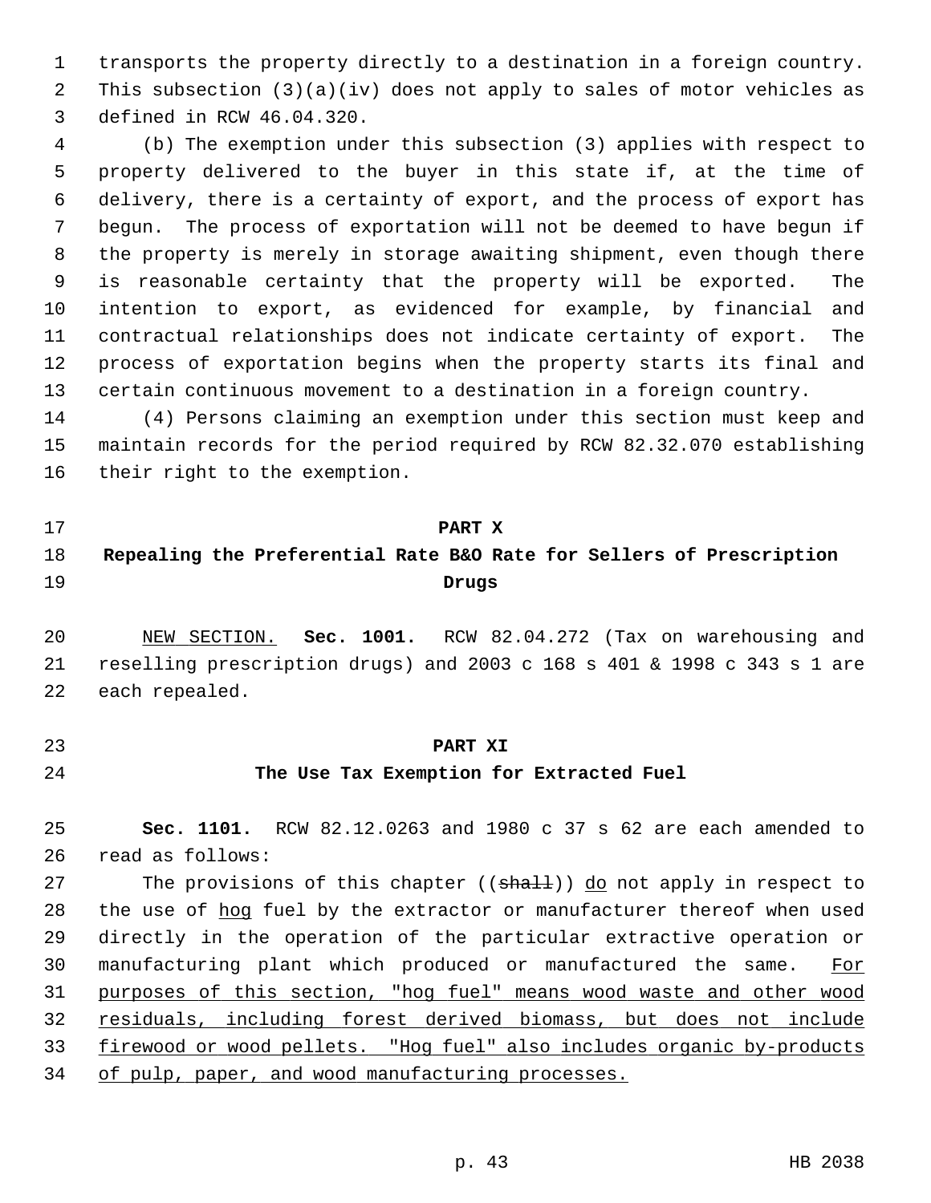transports the property directly to a destination in a foreign country. This subsection (3)(a)(iv) does not apply to sales of motor vehicles as defined in RCW 46.04.320.

(b) The exemption under this subsection (3) applies with respect to property delivered to the buyer in this state if, at the time of delivery, there is a certainty of export, and the process of export has begun. The process of exportation will not be deemed to have begun if the property is merely in storage awaiting shipment, even though there is reasonable certainty that the property will be exported. The intention to export, as evidenced for example, by financial and contractual relationships does not indicate certainty of export. The process of exportation begins when the property starts its final and certain continuous movement to a destination in a foreign country.

(4) Persons claiming an exemption under this section must keep and maintain records for the period required by RCW 82.32.070 establishing their right to the exemption.

## PART X
## Repealing the Preferential Rate B&O Rate for Sellers of Prescription Drugs

NEW SECTION. **Sec. 1001.** RCW 82.04.272 (Tax on warehousing and reselling prescription drugs) and 2003 c 168 s 401 & 1998 c 343 s 1 are each repealed.

## PART XI
## The Use Tax Exemption for Extracted Fuel

**Sec. 1101.** RCW 82.12.0263 and 1980 c 37 s 62 are each amended to read as follows:

The provisions of this chapter ((~~shall~~)) do not apply in respect to the use of hog fuel by the extractor or manufacturer thereof when used directly in the operation of the particular extractive operation or manufacturing plant which produced or manufactured the same. For purposes of this section, "hog fuel" means wood waste and other wood residuals, including forest derived biomass, but does not include firewood or wood pellets. "Hog fuel" also includes organic by-products of pulp, paper, and wood manufacturing processes.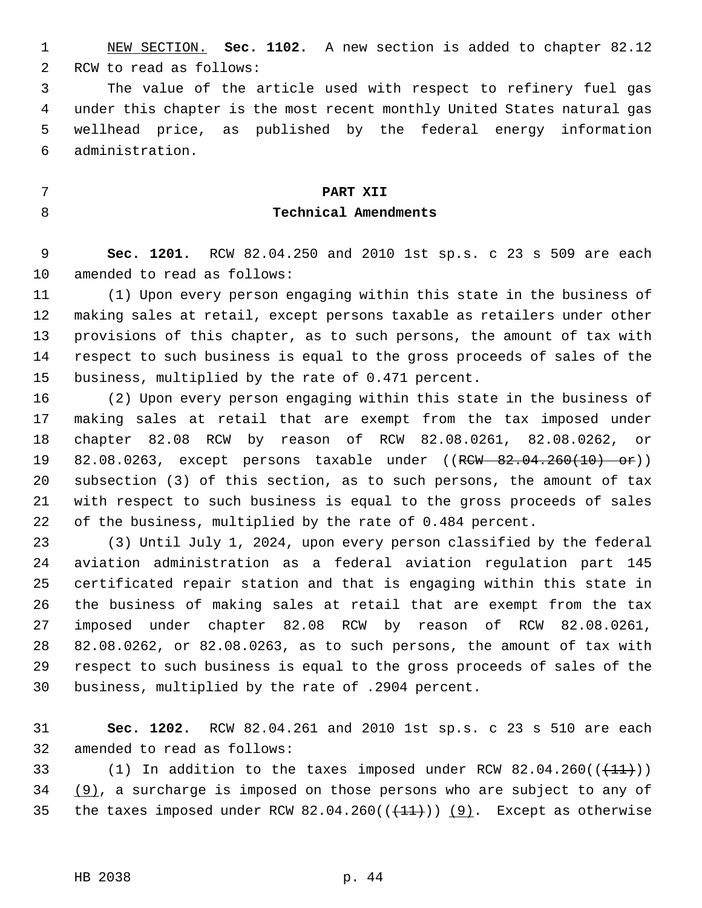NEW SECTION. **Sec. 1102.** A new section is added to chapter 82.12 RCW to read as follows:

The value of the article used with respect to refinery fuel gas under this chapter is the most recent monthly United States natural gas wellhead price, as published by the federal energy information administration.

**PART XII**
**Technical Amendments**

**Sec. 1201.** RCW 82.04.250 and 2010 1st sp.s. c 23 s 509 are each amended to read as follows:

(1) Upon every person engaging within this state in the business of making sales at retail, except persons taxable as retailers under other provisions of this chapter, as to such persons, the amount of tax with respect to such business is equal to the gross proceeds of sales of the business, multiplied by the rate of 0.471 percent.

(2) Upon every person engaging within this state in the business of making sales at retail that are exempt from the tax imposed under chapter 82.08 RCW by reason of RCW 82.08.0261, 82.08.0262, or 82.08.0263, except persons taxable under ((~~RCW 82.04.260(10) or~~)) subsection (3) of this section, as to such persons, the amount of tax with respect to such business is equal to the gross proceeds of sales of the business, multiplied by the rate of 0.484 percent.

(3) Until July 1, 2024, upon every person classified by the federal aviation administration as a federal aviation regulation part 145 certificated repair station and that is engaging within this state in the business of making sales at retail that are exempt from the tax imposed under chapter 82.08 RCW by reason of RCW 82.08.0261, 82.08.0262, or 82.08.0263, as to such persons, the amount of tax with respect to such business is equal to the gross proceeds of sales of the business, multiplied by the rate of .2904 percent.

**Sec. 1202.** RCW 82.04.261 and 2010 1st sp.s. c 23 s 510 are each amended to read as follows:

(1) In addition to the taxes imposed under RCW 82.04.260((~~(11)~~)) (9), a surcharge is imposed on those persons who are subject to any of the taxes imposed under RCW 82.04.260((~~(11)~~)) (9). Except as otherwise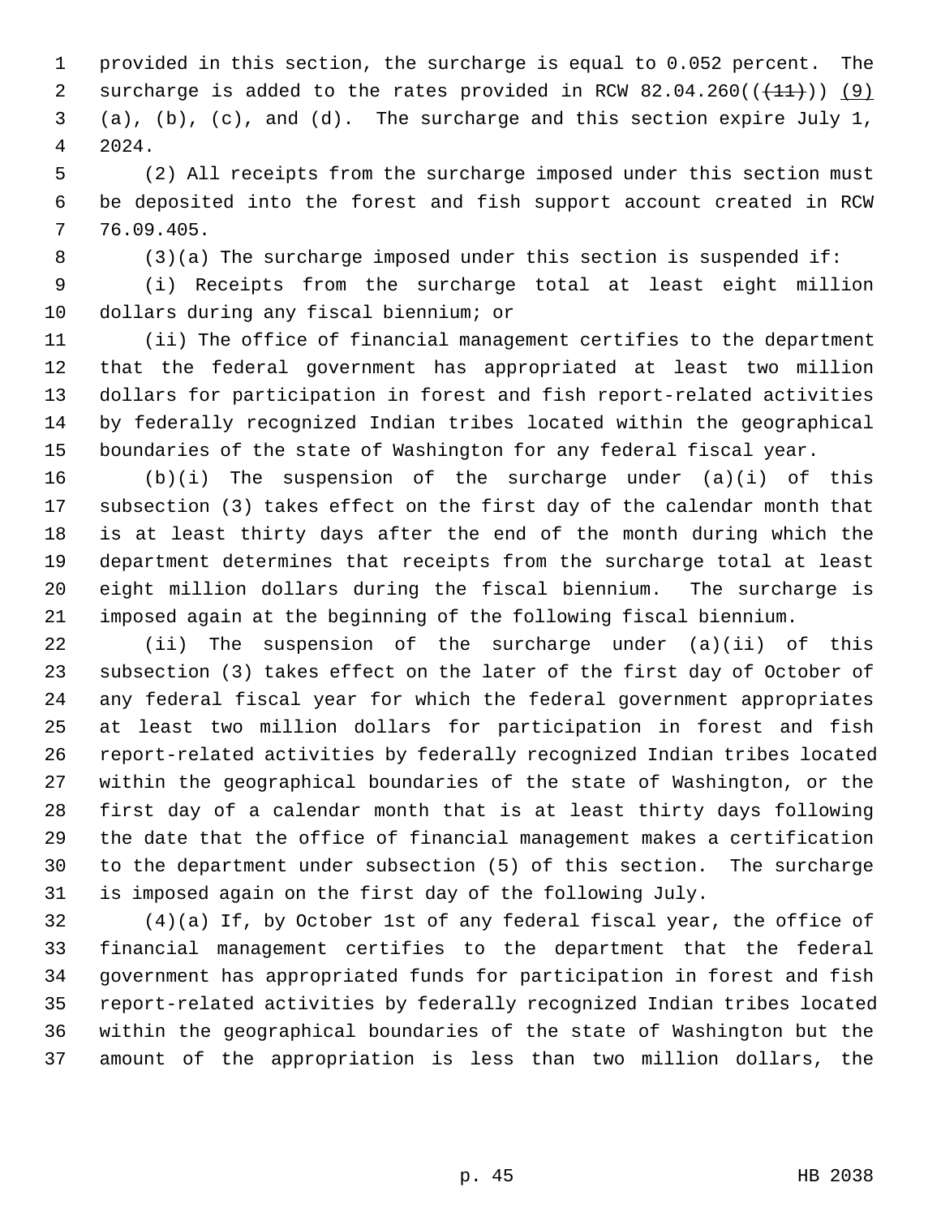provided in this section, the surcharge is equal to 0.052 percent. The surcharge is added to the rates provided in RCW 82.04.260((~~(11)~~)) (9) (a), (b), (c), and (d). The surcharge and this section expire July 1, 2024.

(2) All receipts from the surcharge imposed under this section must be deposited into the forest and fish support account created in RCW 76.09.405.

(3)(a) The surcharge imposed under this section is suspended if:

(i) Receipts from the surcharge total at least eight million dollars during any fiscal biennium; or

(ii) The office of financial management certifies to the department that the federal government has appropriated at least two million dollars for participation in forest and fish report-related activities by federally recognized Indian tribes located within the geographical boundaries of the state of Washington for any federal fiscal year.

(b)(i) The suspension of the surcharge under (a)(i) of this subsection (3) takes effect on the first day of the calendar month that is at least thirty days after the end of the month during which the department determines that receipts from the surcharge total at least eight million dollars during the fiscal biennium. The surcharge is imposed again at the beginning of the following fiscal biennium.

(ii) The suspension of the surcharge under (a)(ii) of this subsection (3) takes effect on the later of the first day of October of any federal fiscal year for which the federal government appropriates at least two million dollars for participation in forest and fish report-related activities by federally recognized Indian tribes located within the geographical boundaries of the state of Washington, or the first day of a calendar month that is at least thirty days following the date that the office of financial management makes a certification to the department under subsection (5) of this section. The surcharge is imposed again on the first day of the following July.

(4)(a) If, by October 1st of any federal fiscal year, the office of financial management certifies to the department that the federal government has appropriated funds for participation in forest and fish report-related activities by federally recognized Indian tribes located within the geographical boundaries of the state of Washington but the amount of the appropriation is less than two million dollars, the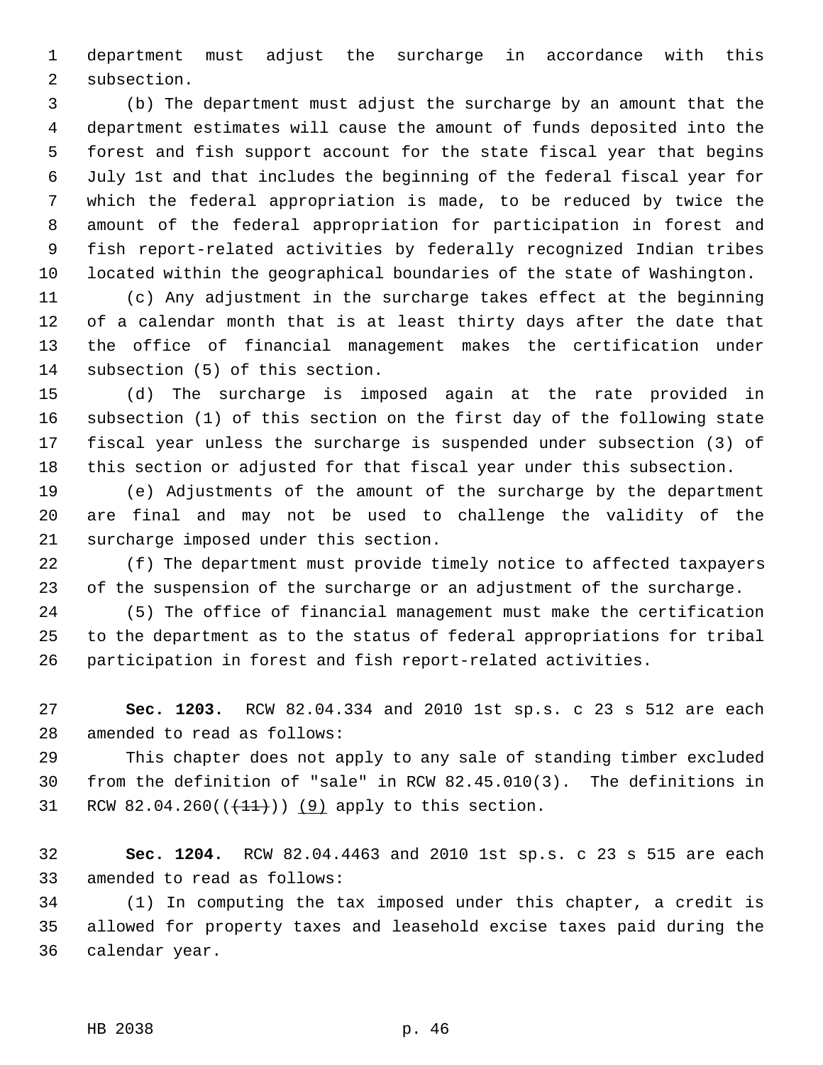department must adjust the surcharge in accordance with this subsection.

(b) The department must adjust the surcharge by an amount that the department estimates will cause the amount of funds deposited into the forest and fish support account for the state fiscal year that begins July 1st and that includes the beginning of the federal fiscal year for which the federal appropriation is made, to be reduced by twice the amount of the federal appropriation for participation in forest and fish report-related activities by federally recognized Indian tribes located within the geographical boundaries of the state of Washington.

(c) Any adjustment in the surcharge takes effect at the beginning of a calendar month that is at least thirty days after the date that the office of financial management makes the certification under subsection (5) of this section.

(d) The surcharge is imposed again at the rate provided in subsection (1) of this section on the first day of the following state fiscal year unless the surcharge is suspended under subsection (3) of this section or adjusted for that fiscal year under this subsection.

(e) Adjustments of the amount of the surcharge by the department are final and may not be used to challenge the validity of the surcharge imposed under this section.

(f) The department must provide timely notice to affected taxpayers of the suspension of the surcharge or an adjustment of the surcharge.

(5) The office of financial management must make the certification to the department as to the status of federal appropriations for tribal participation in forest and fish report-related activities.

**Sec. 1203.** RCW 82.04.334 and 2010 1st sp.s. c 23 s 512 are each amended to read as follows:

This chapter does not apply to any sale of standing timber excluded from the definition of "sale" in RCW 82.45.010(3). The definitions in RCW 82.04.260(((11))) (9) apply to this section.

**Sec. 1204.** RCW 82.04.4463 and 2010 1st sp.s. c 23 s 515 are each amended to read as follows:

(1) In computing the tax imposed under this chapter, a credit is allowed for property taxes and leasehold excise taxes paid during the calendar year.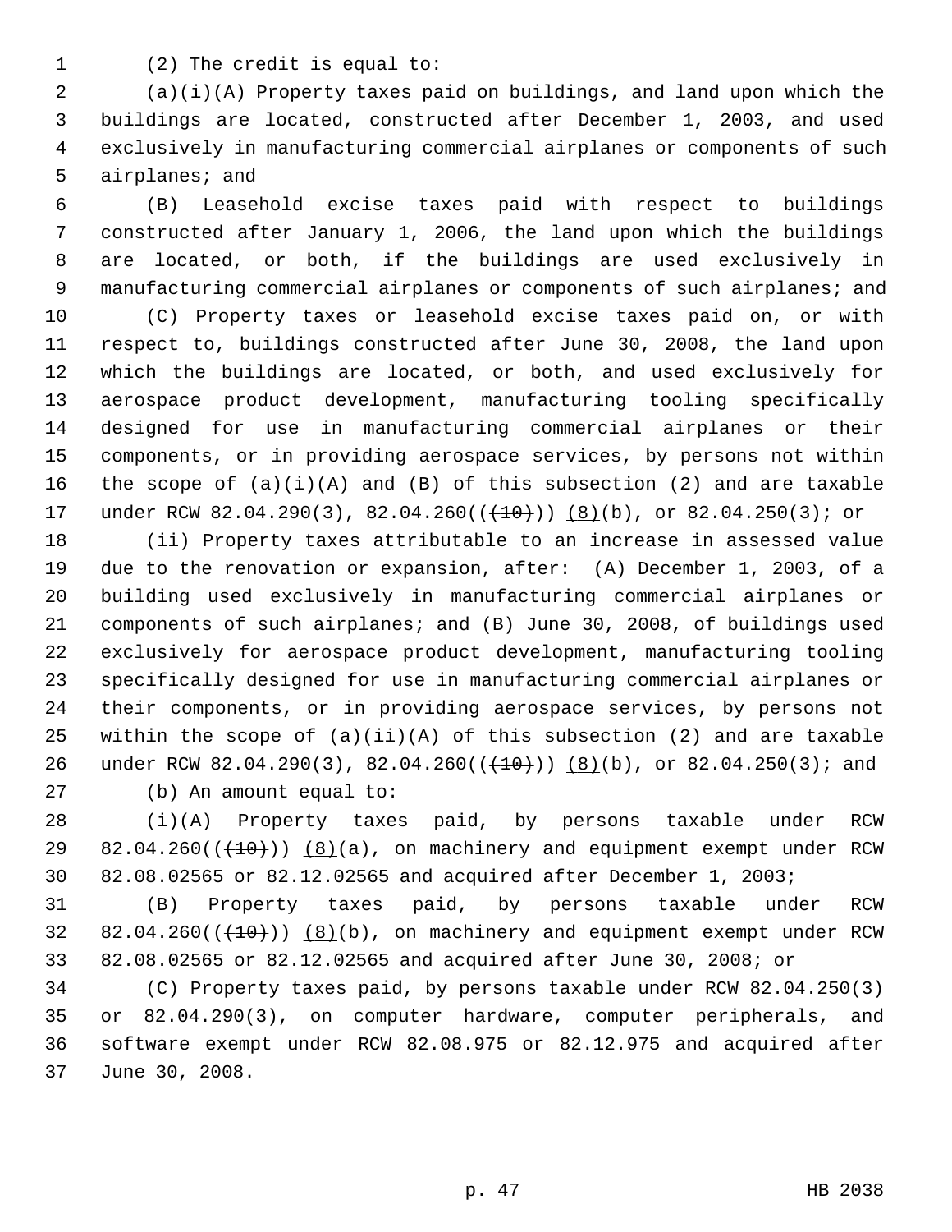(2) The credit is equal to:

(a)(i)(A) Property taxes paid on buildings, and land upon which the buildings are located, constructed after December 1, 2003, and used exclusively in manufacturing commercial airplanes or components of such airplanes; and

(B) Leasehold excise taxes paid with respect to buildings constructed after January 1, 2006, the land upon which the buildings are located, or both, if the buildings are used exclusively in manufacturing commercial airplanes or components of such airplanes; and

(C) Property taxes or leasehold excise taxes paid on, or with respect to, buildings constructed after June 30, 2008, the land upon which the buildings are located, or both, and used exclusively for aerospace product development, manufacturing tooling specifically designed for use in manufacturing commercial airplanes or their components, or in providing aerospace services, by persons not within the scope of (a)(i)(A) and (B) of this subsection (2) and are taxable under RCW 82.04.290(3), 82.04.260((~~(10)~~)) <u>(8)</u>(b), or 82.04.250(3); or

(ii) Property taxes attributable to an increase in assessed value due to the renovation or expansion, after: (A) December 1, 2003, of a building used exclusively in manufacturing commercial airplanes or components of such airplanes; and (B) June 30, 2008, of buildings used exclusively for aerospace product development, manufacturing tooling specifically designed for use in manufacturing commercial airplanes or their components, or in providing aerospace services, by persons not within the scope of (a)(ii)(A) of this subsection (2) and are taxable under RCW 82.04.290(3), 82.04.260((~~(10)~~)) <u>(8)</u>(b), or 82.04.250(3); and

(b) An amount equal to:

(i)(A) Property taxes paid, by persons taxable under RCW 82.04.260((~~(10)~~)) <u>(8)</u>(a), on machinery and equipment exempt under RCW 82.08.02565 or 82.12.02565 and acquired after December 1, 2003;

(B) Property taxes paid, by persons taxable under RCW 82.04.260((~~(10)~~)) <u>(8)</u>(b), on machinery and equipment exempt under RCW 82.08.02565 or 82.12.02565 and acquired after June 30, 2008; or

(C) Property taxes paid, by persons taxable under RCW 82.04.250(3) or 82.04.290(3), on computer hardware, computer peripherals, and software exempt under RCW 82.08.975 or 82.12.975 and acquired after June 30, 2008.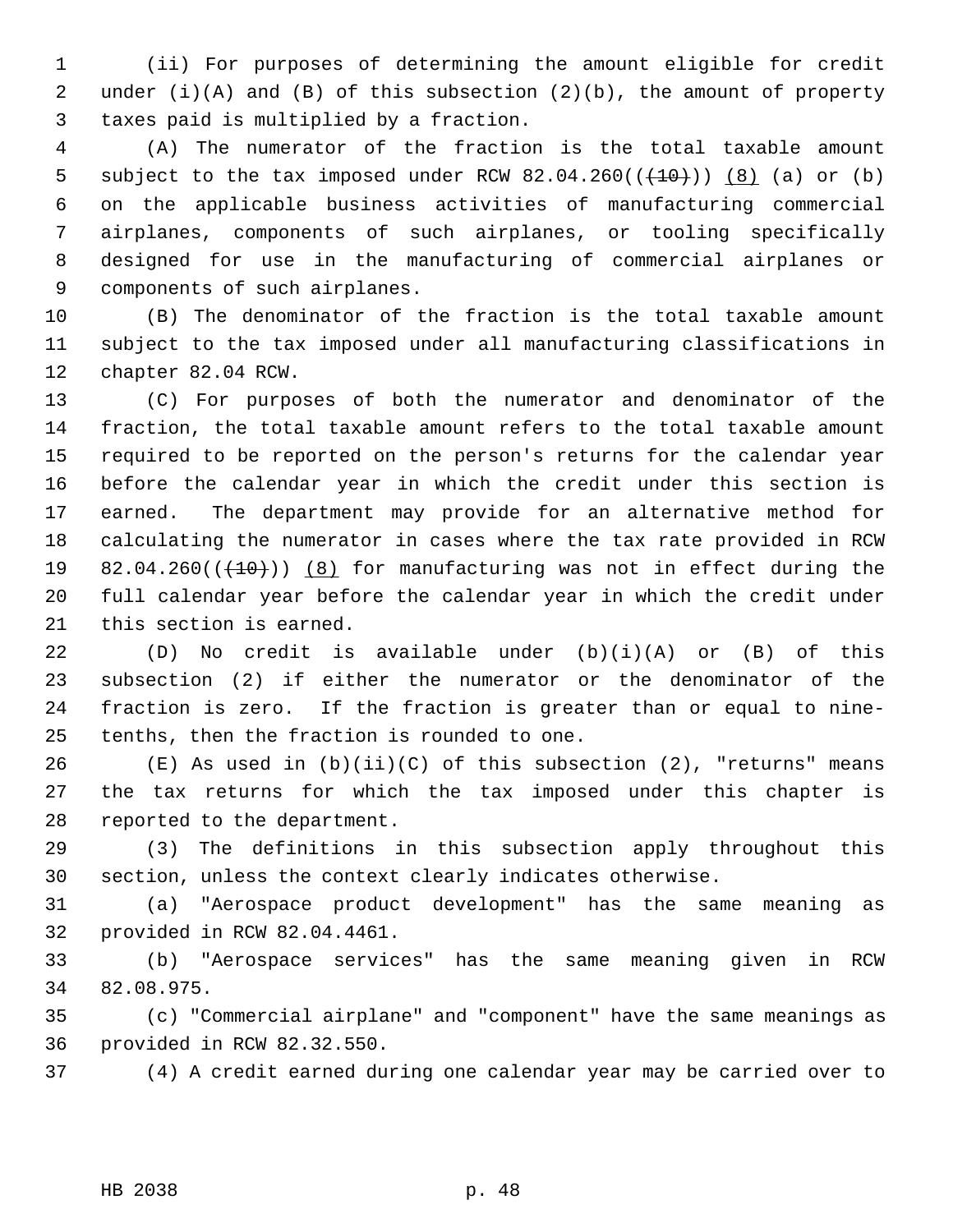(ii) For purposes of determining the amount eligible for credit under (i)(A) and (B) of this subsection (2)(b), the amount of property taxes paid is multiplied by a fraction.

(A) The numerator of the fraction is the total taxable amount subject to the tax imposed under RCW 82.04.260((~~(10)~~)) <u>(8)</u> (a) or (b) on the applicable business activities of manufacturing commercial airplanes, components of such airplanes, or tooling specifically designed for use in the manufacturing of commercial airplanes or components of such airplanes.

(B) The denominator of the fraction is the total taxable amount subject to the tax imposed under all manufacturing classifications in chapter 82.04 RCW.

(C) For purposes of both the numerator and denominator of the fraction, the total taxable amount refers to the total taxable amount required to be reported on the person's returns for the calendar year before the calendar year in which the credit under this section is earned. The department may provide for an alternative method for calculating the numerator in cases where the tax rate provided in RCW 82.04.260((~~(10)~~)) <u>(8)</u> for manufacturing was not in effect during the full calendar year before the calendar year in which the credit under this section is earned.

(D) No credit is available under (b)(i)(A) or (B) of this subsection (2) if either the numerator or the denominator of the fraction is zero. If the fraction is greater than or equal to nine-tenths, then the fraction is rounded to one.

(E) As used in (b)(ii)(C) of this subsection (2), "returns" means the tax returns for which the tax imposed under this chapter is reported to the department.

(3) The definitions in this subsection apply throughout this section, unless the context clearly indicates otherwise.

(a) "Aerospace product development" has the same meaning as provided in RCW 82.04.4461.

(b) "Aerospace services" has the same meaning given in RCW 82.08.975.

(c) "Commercial airplane" and "component" have the same meanings as provided in RCW 82.32.550.

(4) A credit earned during one calendar year may be carried over to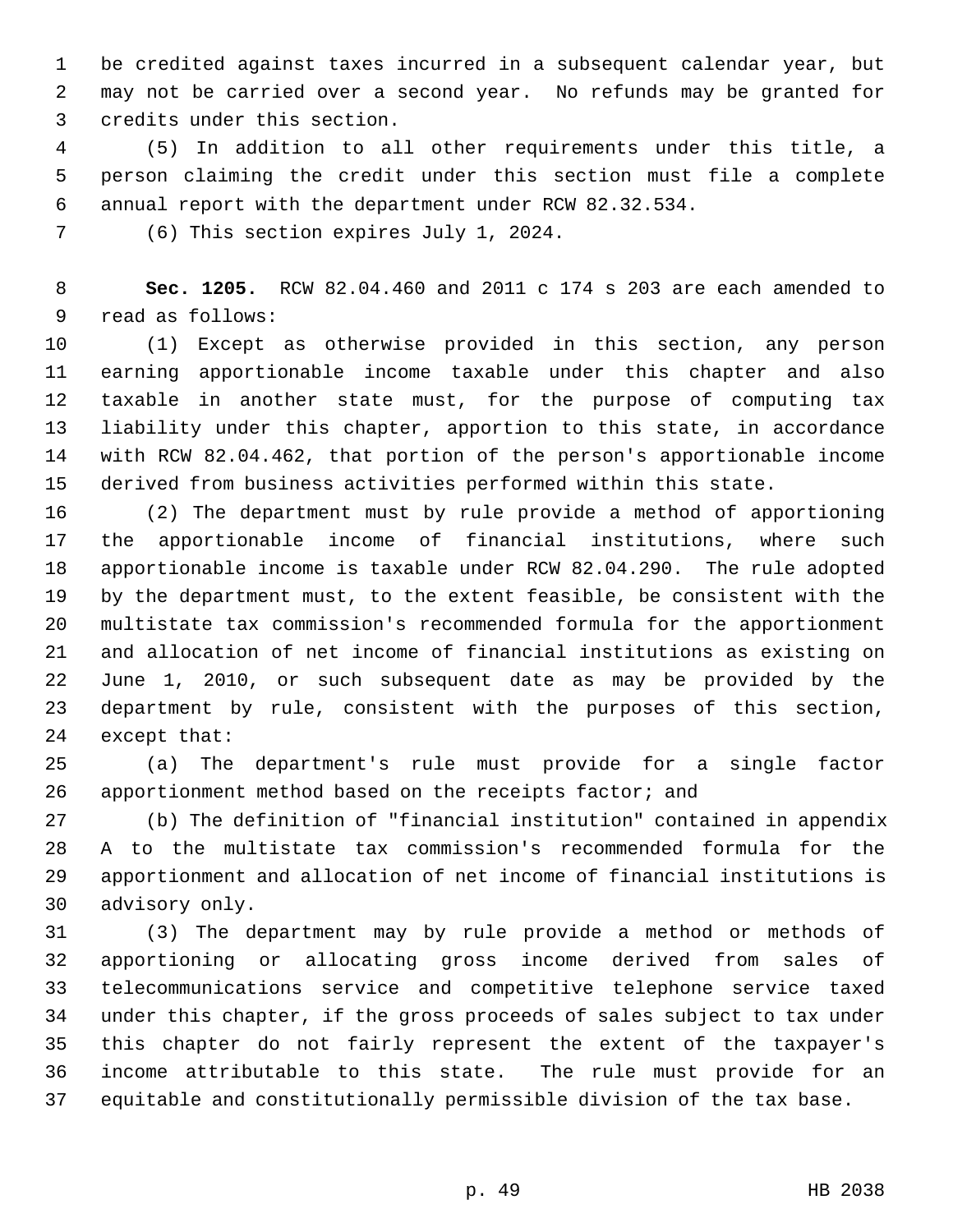be credited against taxes incurred in a subsequent calendar year, but may not be carried over a second year. No refunds may be granted for credits under this section.

(5) In addition to all other requirements under this title, a person claiming the credit under this section must file a complete annual report with the department under RCW 82.32.534.

(6) This section expires July 1, 2024.

**Sec. 1205.** RCW 82.04.460 and 2011 c 174 s 203 are each amended to read as follows:

(1) Except as otherwise provided in this section, any person earning apportionable income taxable under this chapter and also taxable in another state must, for the purpose of computing tax liability under this chapter, apportion to this state, in accordance with RCW 82.04.462, that portion of the person's apportionable income derived from business activities performed within this state.

(2) The department must by rule provide a method of apportioning the apportionable income of financial institutions, where such apportionable income is taxable under RCW 82.04.290. The rule adopted by the department must, to the extent feasible, be consistent with the multistate tax commission's recommended formula for the apportionment and allocation of net income of financial institutions as existing on June 1, 2010, or such subsequent date as may be provided by the department by rule, consistent with the purposes of this section, except that:

(a) The department's rule must provide for a single factor apportionment method based on the receipts factor; and

(b) The definition of "financial institution" contained in appendix A to the multistate tax commission's recommended formula for the apportionment and allocation of net income of financial institutions is advisory only.

(3) The department may by rule provide a method or methods of apportioning or allocating gross income derived from sales of telecommunications service and competitive telephone service taxed under this chapter, if the gross proceeds of sales subject to tax under this chapter do not fairly represent the extent of the taxpayer's income attributable to this state. The rule must provide for an equitable and constitutionally permissible division of the tax base.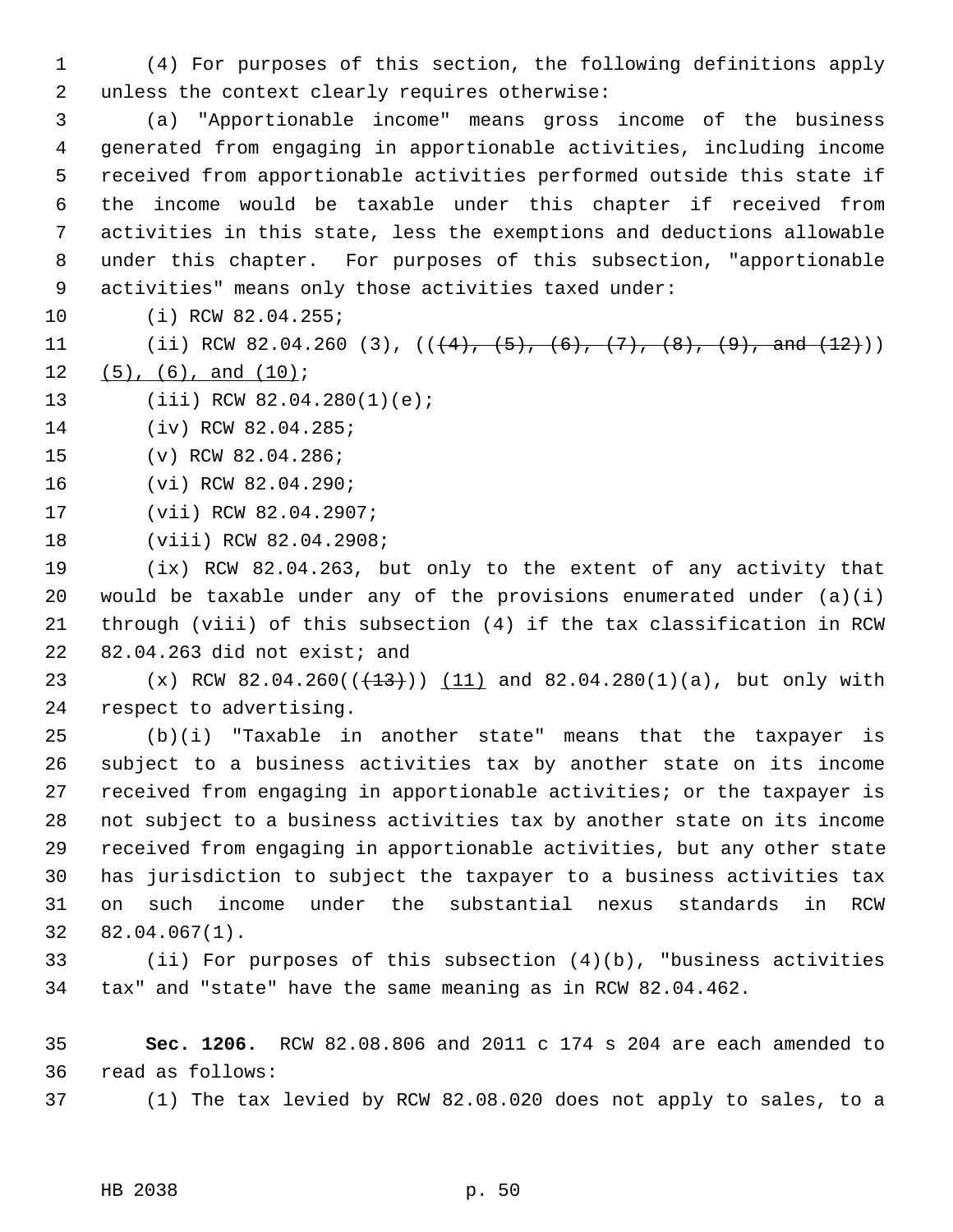(4) For purposes of this section, the following definitions apply unless the context clearly requires otherwise:

(a) "Apportionable income" means gross income of the business generated from engaging in apportionable activities, including income received from apportionable activities performed outside this state if the income would be taxable under this chapter if received from activities in this state, less the exemptions and deductions allowable under this chapter. For purposes of this subsection, "apportionable activities" means only those activities taxed under:

(i) RCW 82.04.255;

(ii) RCW 82.04.260 (3), ((~~(4), (5), (6), (7), (8), (9), and (12)~~)) (5), (6), and (10);

(iii) RCW 82.04.280(1)(e);

(iv) RCW 82.04.285;

(v) RCW 82.04.286;

(vi) RCW 82.04.290;

(vii) RCW 82.04.2907;

(viii) RCW 82.04.2908;

(ix) RCW 82.04.263, but only to the extent of any activity that would be taxable under any of the provisions enumerated under (a)(i) through (viii) of this subsection (4) if the tax classification in RCW 82.04.263 did not exist; and

(x) RCW 82.04.260((~~(13)~~)) (11) and 82.04.280(1)(a), but only with respect to advertising.

(b)(i) "Taxable in another state" means that the taxpayer is subject to a business activities tax by another state on its income received from engaging in apportionable activities; or the taxpayer is not subject to a business activities tax by another state on its income received from engaging in apportionable activities, but any other state has jurisdiction to subject the taxpayer to a business activities tax on such income under the substantial nexus standards in RCW 82.04.067(1).

(ii) For purposes of this subsection (4)(b), "business activities tax" and "state" have the same meaning as in RCW 82.04.462.

**Sec. 1206.** RCW 82.08.806 and 2011 c 174 s 204 are each amended to read as follows:

(1) The tax levied by RCW 82.08.020 does not apply to sales, to a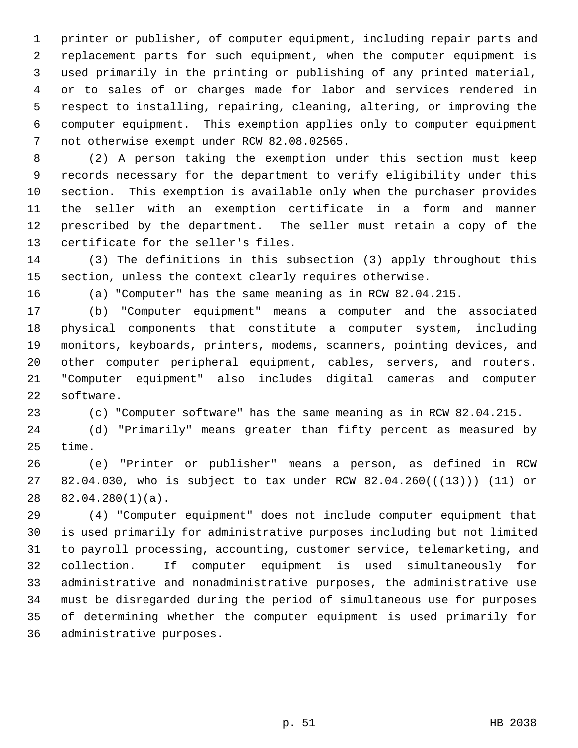printer or publisher, of computer equipment, including repair parts and replacement parts for such equipment, when the computer equipment is used primarily in the printing or publishing of any printed material, or to sales of or charges made for labor and services rendered in respect to installing, repairing, cleaning, altering, or improving the computer equipment. This exemption applies only to computer equipment not otherwise exempt under RCW 82.08.02565.

(2) A person taking the exemption under this section must keep records necessary for the department to verify eligibility under this section. This exemption is available only when the purchaser provides the seller with an exemption certificate in a form and manner prescribed by the department. The seller must retain a copy of the certificate for the seller's files.

(3) The definitions in this subsection (3) apply throughout this section, unless the context clearly requires otherwise.

(a) "Computer" has the same meaning as in RCW 82.04.215.

(b) "Computer equipment" means a computer and the associated physical components that constitute a computer system, including monitors, keyboards, printers, modems, scanners, pointing devices, and other computer peripheral equipment, cables, servers, and routers. "Computer equipment" also includes digital cameras and computer software.

(c) "Computer software" has the same meaning as in RCW 82.04.215.

(d) "Primarily" means greater than fifty percent as measured by time.

(e) "Printer or publisher" means a person, as defined in RCW 82.04.030, who is subject to tax under RCW 82.04.260((~~(13)~~)) <u>(11)</u> or 82.04.280(1)(a).

(4) "Computer equipment" does not include computer equipment that is used primarily for administrative purposes including but not limited to payroll processing, accounting, customer service, telemarketing, and collection. If computer equipment is used simultaneously for administrative and nonadministrative purposes, the administrative use must be disregarded during the period of simultaneous use for purposes of determining whether the computer equipment is used primarily for administrative purposes.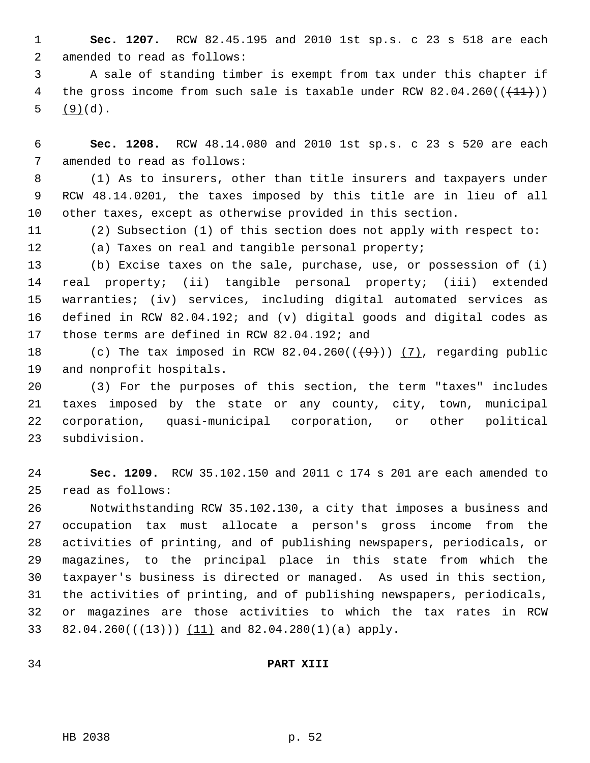**Sec. 1207.** RCW 82.45.195 and 2010 1st sp.s. c 23 s 518 are each amended to read as follows:

A sale of standing timber is exempt from tax under this chapter if the gross income from such sale is taxable under RCW 82.04.260((~~(11)~~)) (9)(d).

**Sec. 1208.** RCW 48.14.080 and 2010 1st sp.s. c 23 s 520 are each amended to read as follows:

(1) As to insurers, other than title insurers and taxpayers under RCW 48.14.0201, the taxes imposed by this title are in lieu of all other taxes, except as otherwise provided in this section.

(2) Subsection (1) of this section does not apply with respect to:

(a) Taxes on real and tangible personal property;

(b) Excise taxes on the sale, purchase, use, or possession of (i) real property; (ii) tangible personal property; (iii) extended warranties; (iv) services, including digital automated services as defined in RCW 82.04.192; and (v) digital goods and digital codes as those terms are defined in RCW 82.04.192; and

(c) The tax imposed in RCW 82.04.260((~~(9)~~)) (7), regarding public and nonprofit hospitals.

(3) For the purposes of this section, the term "taxes" includes taxes imposed by the state or any county, city, town, municipal corporation, quasi-municipal corporation, or other political subdivision.

**Sec. 1209.** RCW 35.102.150 and 2011 c 174 s 201 are each amended to read as follows:

Notwithstanding RCW 35.102.130, a city that imposes a business and occupation tax must allocate a person's gross income from the activities of printing, and of publishing newspapers, periodicals, or magazines, to the principal place in this state from which the taxpayer's business is directed or managed. As used in this section, the activities of printing, and of publishing newspapers, periodicals, or magazines are those activities to which the tax rates in RCW 82.04.260((~~(13)~~)) (11) and 82.04.280(1)(a) apply.

**PART XIII**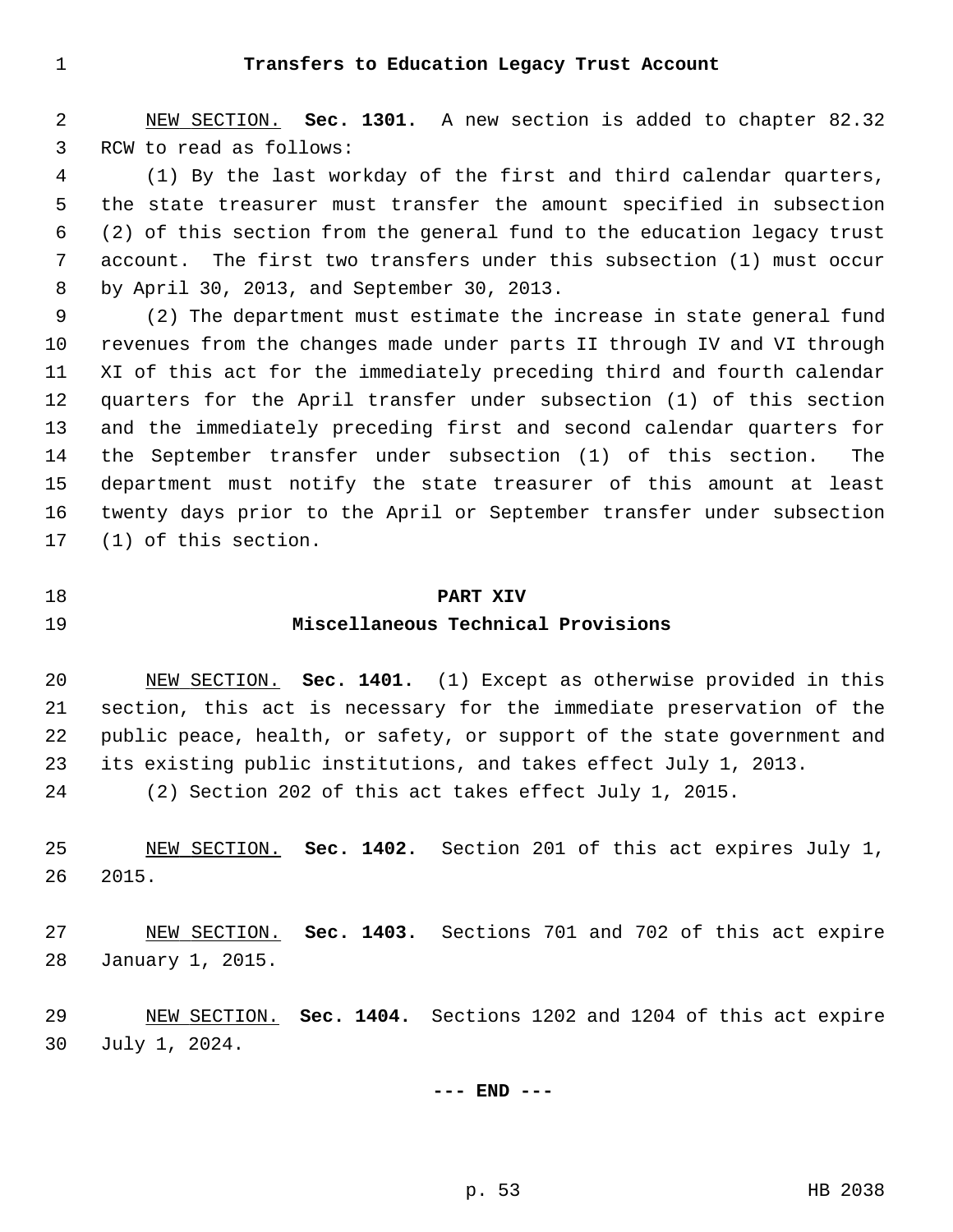### Transfers to Education Legacy Trust Account

NEW SECTION. **Sec. 1301.** A new section is added to chapter 82.32 RCW to read as follows:

(1) By the last workday of the first and third calendar quarters, the state treasurer must transfer the amount specified in subsection (2) of this section from the general fund to the education legacy trust account. The first two transfers under this subsection (1) must occur by April 30, 2013, and September 30, 2013.

(2) The department must estimate the increase in state general fund revenues from the changes made under parts II through IV and VI through XI of this act for the immediately preceding third and fourth calendar quarters for the April transfer under subsection (1) of this section and the immediately preceding first and second calendar quarters for the September transfer under subsection (1) of this section. The department must notify the state treasurer of this amount at least twenty days prior to the April or September transfer under subsection (1) of this section.

## PART XIV
## Miscellaneous Technical Provisions

NEW SECTION. **Sec. 1401.** (1) Except as otherwise provided in this section, this act is necessary for the immediate preservation of the public peace, health, or safety, or support of the state government and its existing public institutions, and takes effect July 1, 2013.

(2) Section 202 of this act takes effect July 1, 2015.

NEW SECTION. **Sec. 1402.** Section 201 of this act expires July 1, 2015.

NEW SECTION. **Sec. 1403.** Sections 701 and 702 of this act expire January 1, 2015.

NEW SECTION. **Sec. 1404.** Sections 1202 and 1204 of this act expire July 1, 2024.

**--- END ---**